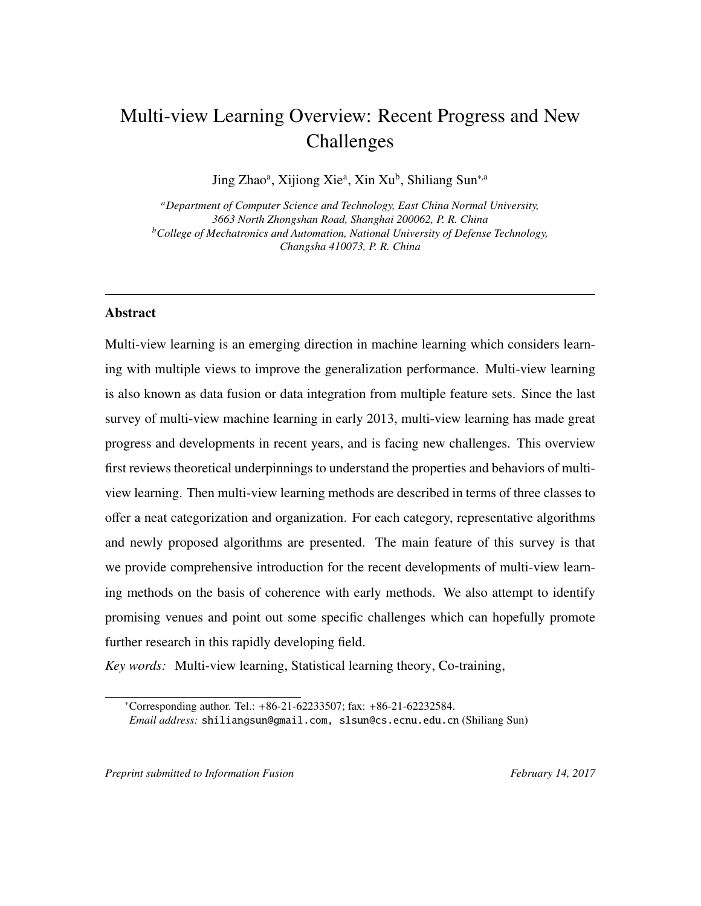# Multi-view Learning Overview: Recent Progress and New Challenges

Jing Zhao[a], Xijiong Xie[a], Xin Xu[b], Shiliang Sun[*,a]

[a]*Department of Computer Science and Technology, East China Normal University, 3663 North Zhongshan Road, Shanghai 200062, P. R. China*
[b]*College of Mechatronics and Automation, National University of Defense Technology, Changsha 410073, P. R. China*

---

## Abstract

Multi-view learning is an emerging direction in machine learning which considers learning with multiple views to improve the generalization performance. Multi-view learning is also known as data fusion or data integration from multiple feature sets. Since the last survey of multi-view machine learning in early 2013, multi-view learning has made great progress and developments in recent years, and is facing new challenges. This overview first reviews theoretical underpinnings to understand the properties and behaviors of multi-view learning. Then multi-view learning methods are described in terms of three classes to offer a neat categorization and organization. For each category, representative algorithms and newly proposed algorithms are presented. The main feature of this survey is that we provide comprehensive introduction for the recent developments of multi-view learning methods on the basis of coherence with early methods. We also attempt to identify promising venues and point out some specific challenges which can hopefully promote further research in this rapidly developing field.

*Key words:* Multi-view learning, Statistical learning theory, Co-training,

[*]Corresponding author. Tel.: +86-21-62233507; fax: +86-21-62232584.
*Email address:* shiliangsun@gmail.com, slsun@cs.ecnu.edu.cn (Shiliang Sun)

*Preprint submitted to Information Fusion* *February 14, 2017*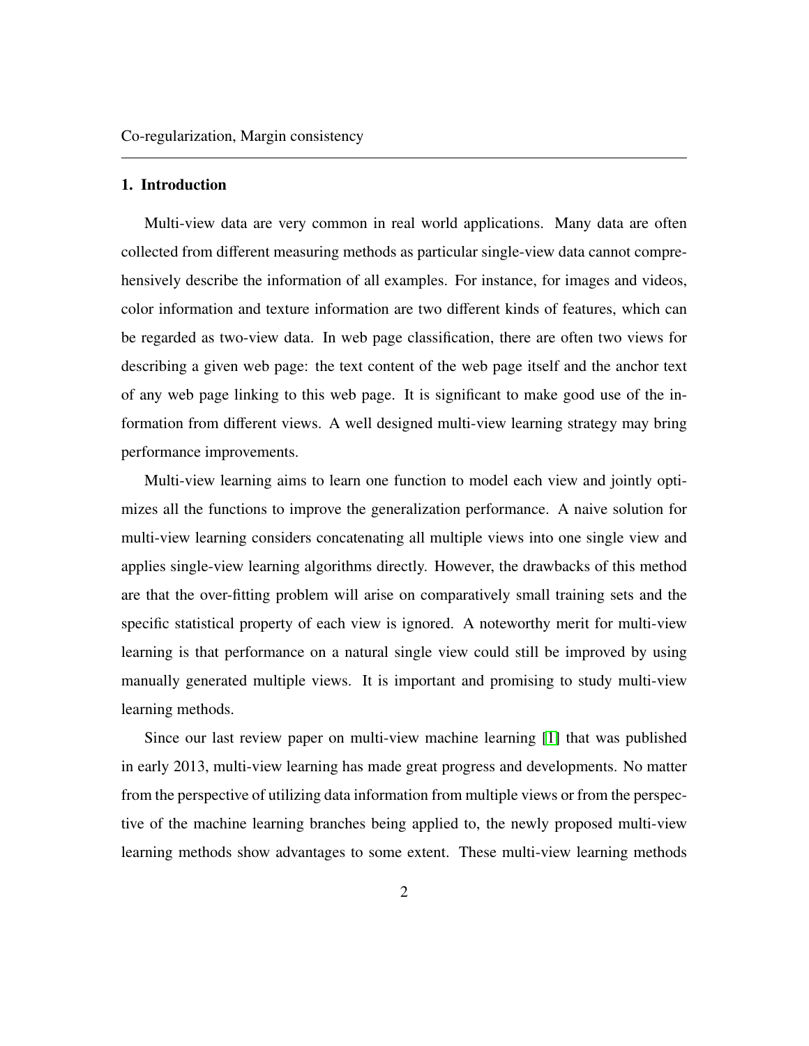Co-regularization, Margin consistency

## 1. Introduction

Multi-view data are very common in real world applications. Many data are often collected from different measuring methods as particular single-view data cannot comprehensively describe the information of all examples. For instance, for images and videos, color information and texture information are two different kinds of features, which can be regarded as two-view data. In web page classification, there are often two views for describing a given web page: the text content of the web page itself and the anchor text of any web page linking to this web page. It is significant to make good use of the information from different views. A well designed multi-view learning strategy may bring performance improvements.

Multi-view learning aims to learn one function to model each view and jointly optimizes all the functions to improve the generalization performance. A naive solution for multi-view learning considers concatenating all multiple views into one single view and applies single-view learning algorithms directly. However, the drawbacks of this method are that the over-fitting problem will arise on comparatively small training sets and the specific statistical property of each view is ignored. A noteworthy merit for multi-view learning is that performance on a natural single view could still be improved by using manually generated multiple views. It is important and promising to study multi-view learning methods.

Since our last review paper on multi-view machine learning [1] that was published in early 2013, multi-view learning has made great progress and developments. No matter from the perspective of utilizing data information from multiple views or from the perspective of the machine learning branches being applied to, the newly proposed multi-view learning methods show advantages to some extent. These multi-view learning methods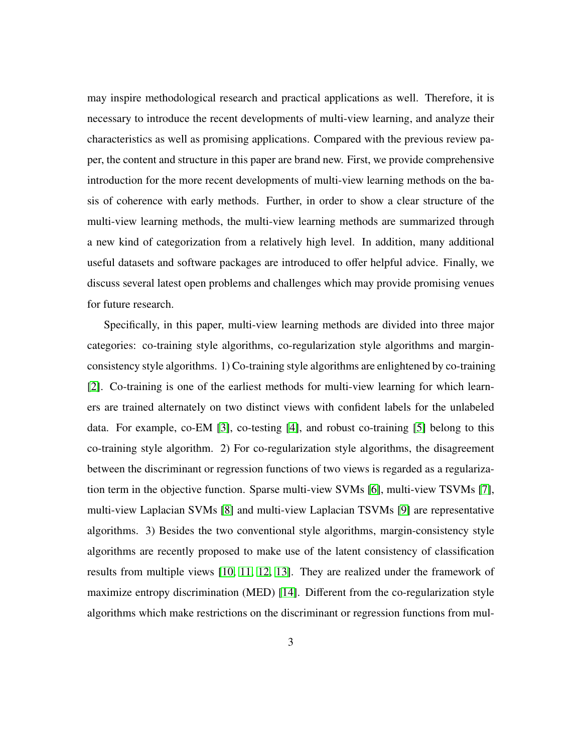may inspire methodological research and practical applications as well. Therefore, it is necessary to introduce the recent developments of multi-view learning, and analyze their characteristics as well as promising applications. Compared with the previous review paper, the content and structure in this paper are brand new. First, we provide comprehensive introduction for the more recent developments of multi-view learning methods on the basis of coherence with early methods. Further, in order to show a clear structure of the multi-view learning methods, the multi-view learning methods are summarized through a new kind of categorization from a relatively high level. In addition, many additional useful datasets and software packages are introduced to offer helpful advice. Finally, we discuss several latest open problems and challenges which may provide promising venues for future research.

Specifically, in this paper, multi-view learning methods are divided into three major categories: co-training style algorithms, co-regularization style algorithms and margin-consistency style algorithms. 1) Co-training style algorithms are enlightened by co-training [2]. Co-training is one of the earliest methods for multi-view learning for which learners are trained alternately on two distinct views with confident labels for the unlabeled data. For example, co-EM [3], co-testing [4], and robust co-training [5] belong to this co-training style algorithm. 2) For co-regularization style algorithms, the disagreement between the discriminant or regression functions of two views is regarded as a regularization term in the objective function. Sparse multi-view SVMs [6], multi-view TSVMs [7], multi-view Laplacian SVMs [8] and multi-view Laplacian TSVMs [9] are representative algorithms. 3) Besides the two conventional style algorithms, margin-consistency style algorithms are recently proposed to make use of the latent consistency of classification results from multiple views [10, 11, 12, 13]. They are realized under the framework of maximize entropy discrimination (MED) [14]. Different from the co-regularization style algorithms which make restrictions on the discriminant or regression functions from mul-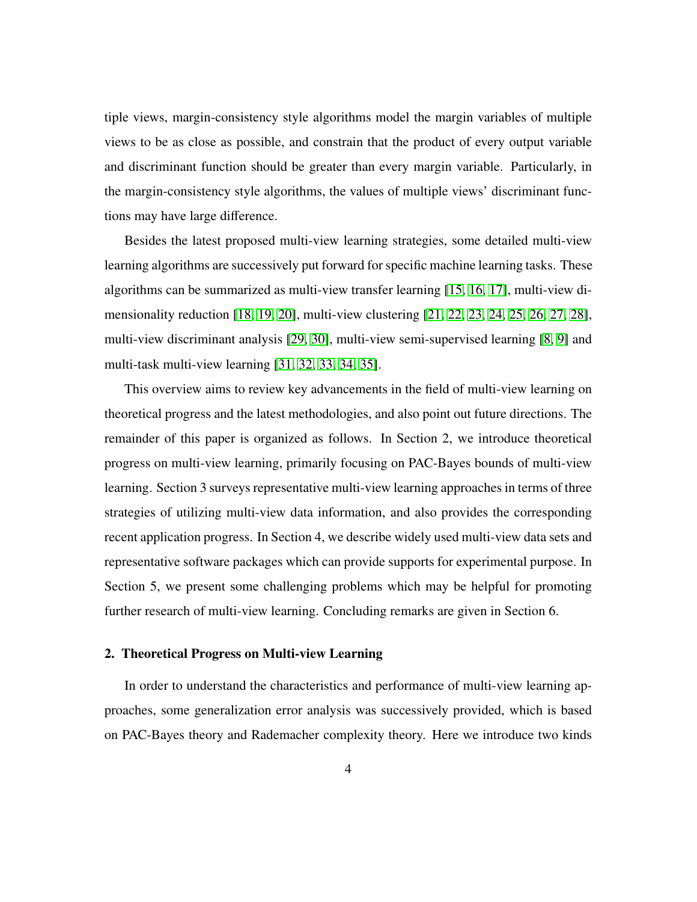tiple views, margin-consistency style algorithms model the margin variables of multiple views to be as close as possible, and constrain that the product of every output variable and discriminant function should be greater than every margin variable. Particularly, in the margin-consistency style algorithms, the values of multiple views' discriminant functions may have large difference.

Besides the latest proposed multi-view learning strategies, some detailed multi-view learning algorithms are successively put forward for specific machine learning tasks. These algorithms can be summarized as multi-view transfer learning [15, 16, 17], multi-view dimensionality reduction [18, 19, 20], multi-view clustering [21, 22, 23, 24, 25, 26, 27, 28], multi-view discriminant analysis [29, 30], multi-view semi-supervised learning [8, 9] and multi-task multi-view learning [31, 32, 33, 34, 35].

This overview aims to review key advancements in the field of multi-view learning on theoretical progress and the latest methodologies, and also point out future directions. The remainder of this paper is organized as follows. In Section 2, we introduce theoretical progress on multi-view learning, primarily focusing on PAC-Bayes bounds of multi-view learning. Section 3 surveys representative multi-view learning approaches in terms of three strategies of utilizing multi-view data information, and also provides the corresponding recent application progress. In Section 4, we describe widely used multi-view data sets and representative software packages which can provide supports for experimental purpose. In Section 5, we present some challenging problems which may be helpful for promoting further research of multi-view learning. Concluding remarks are given in Section 6.

## 2. Theoretical Progress on Multi-view Learning

In order to understand the characteristics and performance of multi-view learning approaches, some generalization error analysis was successively provided, which is based on PAC-Bayes theory and Rademacher complexity theory. Here we introduce two kinds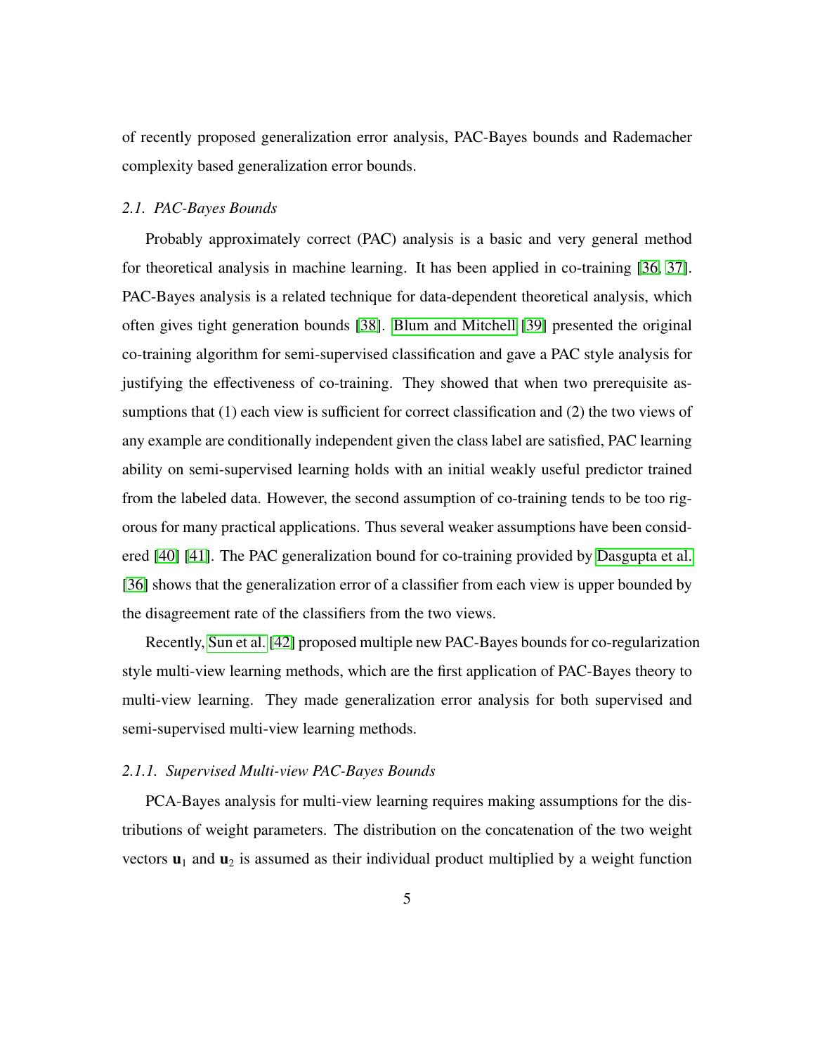of recently proposed generalization error analysis, PAC-Bayes bounds and Rademacher complexity based generalization error bounds.

### 2.1. PAC-Bayes Bounds

Probably approximately correct (PAC) analysis is a basic and very general method for theoretical analysis in machine learning. It has been applied in co-training [36, 37]. PAC-Bayes analysis is a related technique for data-dependent theoretical analysis, which often gives tight generation bounds [38]. Blum and Mitchell [39] presented the original co-training algorithm for semi-supervised classification and gave a PAC style analysis for justifying the effectiveness of co-training. They showed that when two prerequisite assumptions that (1) each view is sufficient for correct classification and (2) the two views of any example are conditionally independent given the class label are satisfied, PAC learning ability on semi-supervised learning holds with an initial weakly useful predictor trained from the labeled data. However, the second assumption of co-training tends to be too rigorous for many practical applications. Thus several weaker assumptions have been considered [40] [41]. The PAC generalization bound for co-training provided by Dasgupta et al. [36] shows that the generalization error of a classifier from each view is upper bounded by the disagreement rate of the classifiers from the two views.

Recently, Sun et al. [42] proposed multiple new PAC-Bayes bounds for co-regularization style multi-view learning methods, which are the first application of PAC-Bayes theory to multi-view learning. They made generalization error analysis for both supervised and semi-supervised multi-view learning methods.

#### 2.1.1. Supervised Multi-view PAC-Bayes Bounds

PCA-Bayes analysis for multi-view learning requires making assumptions for the distributions of weight parameters. The distribution on the concatenation of the two weight vectors $\mathbf{u}_1$ and $\mathbf{u}_2$ is assumed as their individual product multiplied by a weight function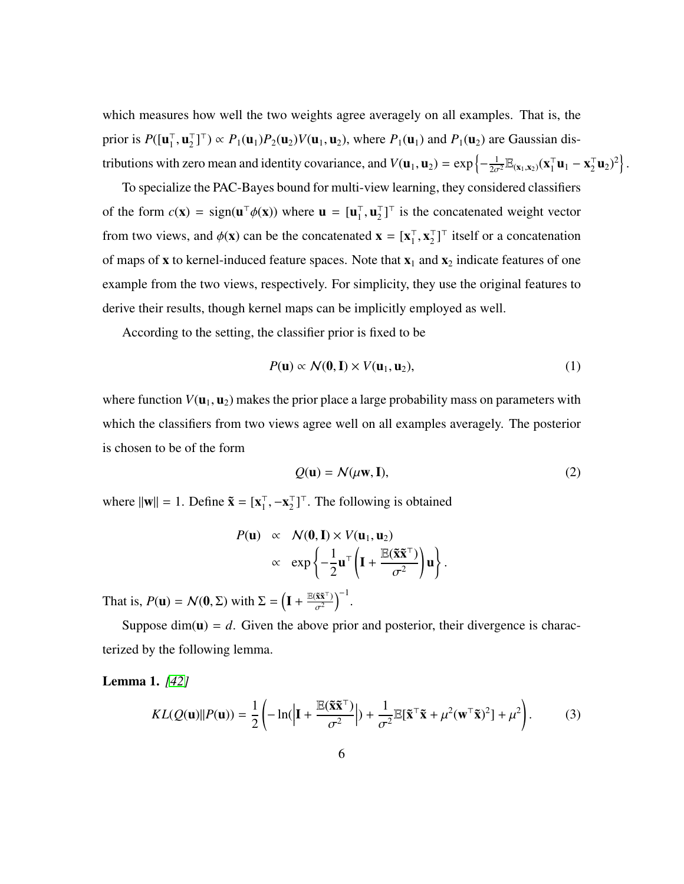which measures how well the two weights agree averagely on all examples. That is, the prior is $P([\mathbf{u}_1^\top, \mathbf{u}_2^\top]^\top) \propto P_1(\mathbf{u}_1)P_2(\mathbf{u}_2)V(\mathbf{u}_1, \mathbf{u}_2)$, where $P_1(\mathbf{u}_1)$ and $P_1(\mathbf{u}_2)$ are Gaussian distributions with zero mean and identity covariance, and $V(\mathbf{u}_1, \mathbf{u}_2) = \exp\left\{-\frac{1}{2\sigma^2}\mathbb{E}_{(\mathbf{x}_1,\mathbf{x}_2)}(\mathbf{x}_1^\top \mathbf{u}_1 - \mathbf{x}_2^\top \mathbf{u}_2)^2\right\}$.

To specialize the PAC-Bayes bound for multi-view learning, they considered classifiers of the form $c(\mathbf{x}) = \text{sign}(\mathbf{u}^\top \phi(\mathbf{x}))$ where $\mathbf{u} = [\mathbf{u}_1^\top, \mathbf{u}_2^\top]^\top$ is the concatenated weight vector from two views, and $\phi(\mathbf{x})$ can be the concatenated $\mathbf{x} = [\mathbf{x}_1^\top, \mathbf{x}_2^\top]^\top$ itself or a concatenation of maps of $\mathbf{x}$ to kernel-induced feature spaces. Note that $\mathbf{x}_1$ and $\mathbf{x}_2$ indicate features of one example from the two views, respectively. For simplicity, they use the original features to derive their results, though kernel maps can be implicitly employed as well.

According to the setting, the classifier prior is fixed to be

$$P(\mathbf{u}) \propto \mathcal{N}(\mathbf{0}, \mathbf{I}) \times V(\mathbf{u}_1, \mathbf{u}_2), \tag{1}$$

where function $V(\mathbf{u}_1, \mathbf{u}_2)$ makes the prior place a large probability mass on parameters with which the classifiers from two views agree well on all examples averagely. The posterior is chosen to be of the form

$$Q(\mathbf{u}) = \mathcal{N}(\mu\mathbf{w}, \mathbf{I}), \tag{2}$$

where $\|\mathbf{w}\| = 1$. Define $\tilde{\mathbf{x}} = [\mathbf{x}_1^\top, -\mathbf{x}_2^\top]^\top$. The following is obtained

$$\begin{aligned} P(\mathbf{u}) &\propto \mathcal{N}(\mathbf{0}, \mathbf{I}) \times V(\mathbf{u}_1, \mathbf{u}_2) \\ &\propto \exp\left\{-\frac{1}{2}\mathbf{u}^\top \left(\mathbf{I} + \frac{\mathbb{E}(\tilde{\mathbf{x}}\tilde{\mathbf{x}}^\top)}{\sigma^2}\right)\mathbf{u}\right\}. \end{aligned}$$

That is, $P(\mathbf{u}) = \mathcal{N}(\mathbf{0}, \Sigma)$ with $\Sigma = \left(\mathbf{I} + \frac{\mathbb{E}(\tilde{\mathbf{x}}\tilde{\mathbf{x}}^\top)}{\sigma^2}\right)^{-1}$.

Suppose $\dim(\mathbf{u}) = d$. Given the above prior and posterior, their divergence is characterized by the following lemma.

**Lemma 1.** *[42]*

$$KL(Q(\mathbf{u})\|P(\mathbf{u})) = \frac{1}{2}\left(-\ln(\left|\mathbf{I} + \frac{\mathbb{E}(\tilde{\mathbf{x}}\tilde{\mathbf{x}}^\top)}{\sigma^2}\right|) + \frac{1}{\sigma^2}\mathbb{E}[\tilde{\mathbf{x}}^\top\tilde{\mathbf{x}} + \mu^2(\mathbf{w}^\top\tilde{\mathbf{x}})^2] + \mu^2\right). \tag{3}$$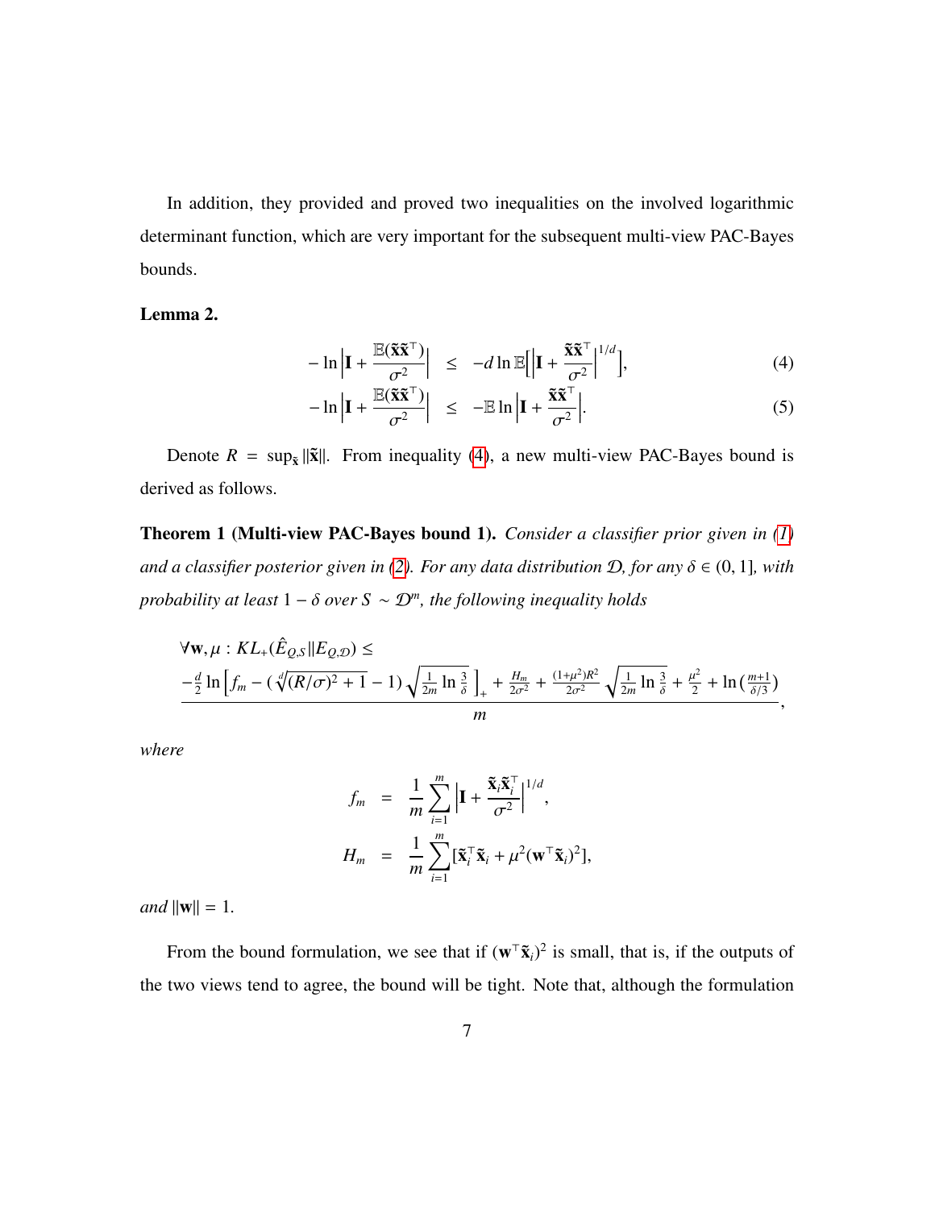In addition, they provided and proved two inequalities on the involved logarithmic determinant function, which are very important for the subsequent multi-view PAC-Bayes bounds.

**Lemma 2.**

$$
\begin{aligned}
-\ln\left|\mathbf{I}+\frac{\mathbb{E}(\tilde{\mathbf{x}}\tilde{\mathbf{x}}^\top)}{\sigma^2}\right| &\leq -d\ln\mathbb{E}\left[\left|\mathbf{I}+\frac{\tilde{\mathbf{x}}\tilde{\mathbf{x}}^\top}{\sigma^2}\right|^{1/d}\right], &(4)\\
-\ln\left|\mathbf{I}+\frac{\mathbb{E}(\tilde{\mathbf{x}}\tilde{\mathbf{x}}^\top)}{\sigma^2}\right| &\leq -\mathbb{E}\ln\left|\mathbf{I}+\frac{\tilde{\mathbf{x}}\tilde{\mathbf{x}}^\top}{\sigma^2}\right|. &(5)
\end{aligned}
$$

Denote $R = \sup_{\tilde{\mathbf{x}}}\|\tilde{\mathbf{x}}\|$. From inequality (4), a new multi-view PAC-Bayes bound is derived as follows.

**Theorem 1 (Multi-view PAC-Bayes bound 1).** *Consider a classifier prior given in (1) and a classifier posterior given in (2). For any data distribution $\mathcal{D}$, for any $\delta \in (0, 1]$, with probability at least $1-\delta$ over $S \sim \mathcal{D}^m$, the following inequality holds*

$$
\forall \mathbf{w},\mu : KL_+(\hat{E}_{Q,S}\|E_{Q,\mathcal{D}}) \leq
\frac{-\frac{d}{2}\ln\left[f_m - (\sqrt[d]{(R/\sigma)^2+1}-1)\sqrt{\frac{1}{2m}\ln\frac{3}{\delta}}\,\right]_+ + \frac{H_m}{2\sigma^2} + \frac{(1+\mu^2)R^2}{2\sigma^2}\sqrt{\frac{1}{2m}\ln\frac{3}{\delta}} + \frac{\mu^2}{2} + \ln\left(\frac{m+1}{\delta/3}\right)}{m},
$$

*where*

$$
\begin{aligned}
f_m &= \frac{1}{m}\sum_{i=1}^m\left|\mathbf{I}+\frac{\tilde{\mathbf{x}}_i\tilde{\mathbf{x}}_i^\top}{\sigma^2}\right|^{1/d},\\
H_m &= \frac{1}{m}\sum_{i=1}^m[\tilde{\mathbf{x}}_i^\top\tilde{\mathbf{x}}_i + \mu^2(\mathbf{w}^\top\tilde{\mathbf{x}}_i)^2],
\end{aligned}
$$

*and* $\|\mathbf{w}\| = 1$.

From the bound formulation, we see that if $(\mathbf{w}^\top\tilde{\mathbf{x}}_i)^2$ is small, that is, if the outputs of the two views tend to agree, the bound will be tight. Note that, although the formulation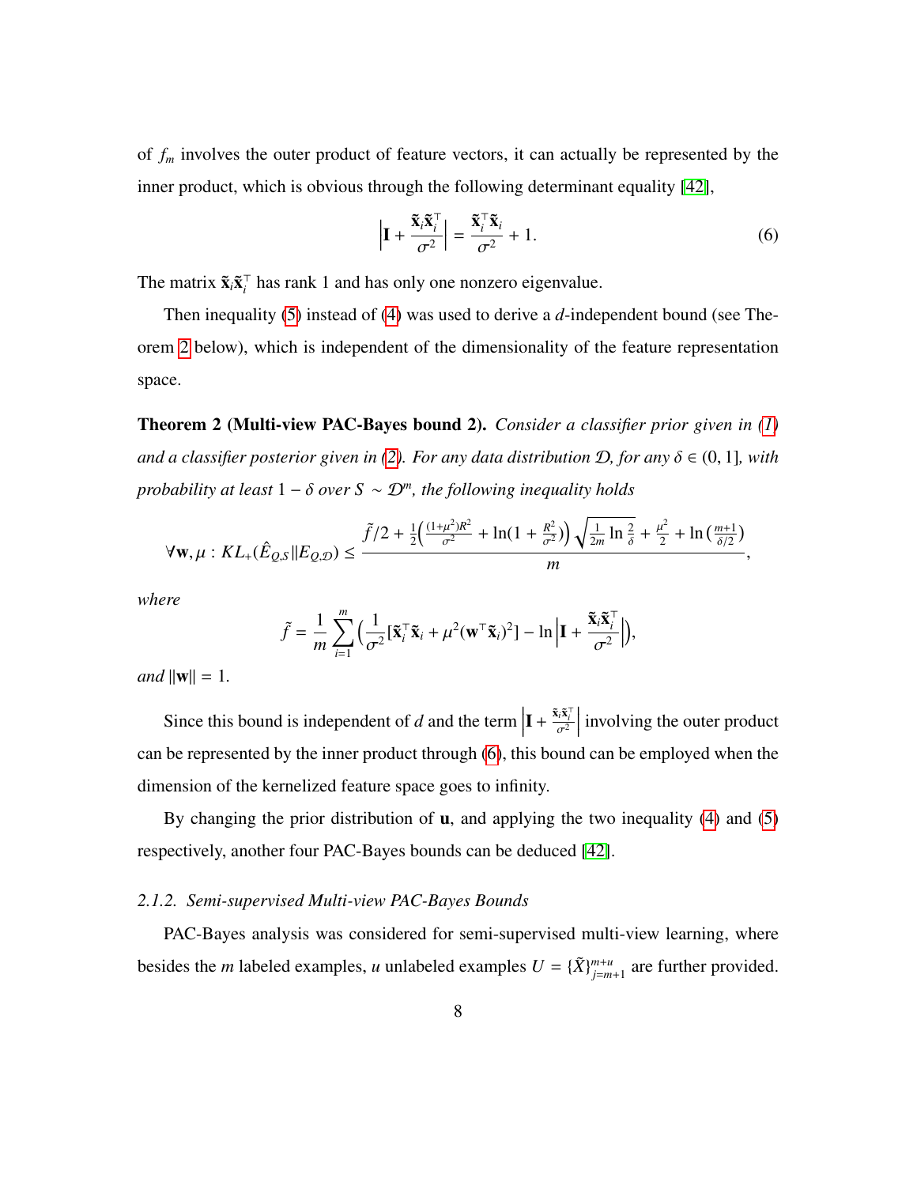of $f_m$ involves the outer product of feature vectors, it can actually be represented by the inner product, which is obvious through the following determinant equality [42],

$$\left|\mathbf{I} + \frac{\tilde{\mathbf{x}}_i \tilde{\mathbf{x}}_i^\top}{\sigma^2}\right| = \frac{\tilde{\mathbf{x}}_i^\top \tilde{\mathbf{x}}_i}{\sigma^2} + 1. \tag{6}$$

The matrix $\tilde{\mathbf{x}}_i \tilde{\mathbf{x}}_i^\top$ has rank 1 and has only one nonzero eigenvalue.

Then inequality (5) instead of (4) was used to derive a $d$-independent bound (see Theorem 2 below), which is independent of the dimensionality of the feature representation space.

**Theorem 2 (Multi-view PAC-Bayes bound 2).** *Consider a classifier prior given in (1) and a classifier posterior given in (2). For any data distribution $\mathcal{D}$, for any $\delta \in (0, 1]$, with probability at least $1 - \delta$ over $S \sim \mathcal{D}^m$, the following inequality holds*

$$\forall \mathbf{w}, \mu : KL_+(\hat{E}_{Q,S} \| E_{Q,\mathcal{D}}) \leq \frac{\tilde{f}/2 + \frac{1}{2}\left(\frac{(1+\mu^2)R^2}{\sigma^2} + \ln(1 + \frac{R^2}{\sigma^2})\right)\sqrt{\frac{1}{2m}\ln\frac{2}{\delta}} + \frac{\mu^2}{2} + \ln\left(\frac{m+1}{\delta/2}\right)}{m},$$

*where*

$$\tilde{f} = \frac{1}{m}\sum_{i=1}^{m}\left(\frac{1}{\sigma^2}[\tilde{\mathbf{x}}_i^\top \tilde{\mathbf{x}}_i + \mu^2(\mathbf{w}^\top \tilde{\mathbf{x}}_i)^2] - \ln\left|\mathbf{I} + \frac{\tilde{\mathbf{x}}_i \tilde{\mathbf{x}}_i^\top}{\sigma^2}\right|\right),$$

*and* $\|\mathbf{w}\| = 1$.

Since this bound is independent of $d$ and the term $\left|\mathbf{I} + \frac{\tilde{\mathbf{x}}_i \tilde{\mathbf{x}}_i^\top}{\sigma^2}\right|$ involving the outer product can be represented by the inner product through (6), this bound can be employed when the dimension of the kernelized feature space goes to infinity.

By changing the prior distribution of $\mathbf{u}$, and applying the two inequality (4) and (5) respectively, another four PAC-Bayes bounds can be deduced [42].

### 2.1.2. Semi-supervised Multi-view PAC-Bayes Bounds

PAC-Bayes analysis was considered for semi-supervised multi-view learning, where besides the $m$ labeled examples, $u$ unlabeled examples $U = \{\tilde{X}\}_{j=m+1}^{m+u}$ are further provided.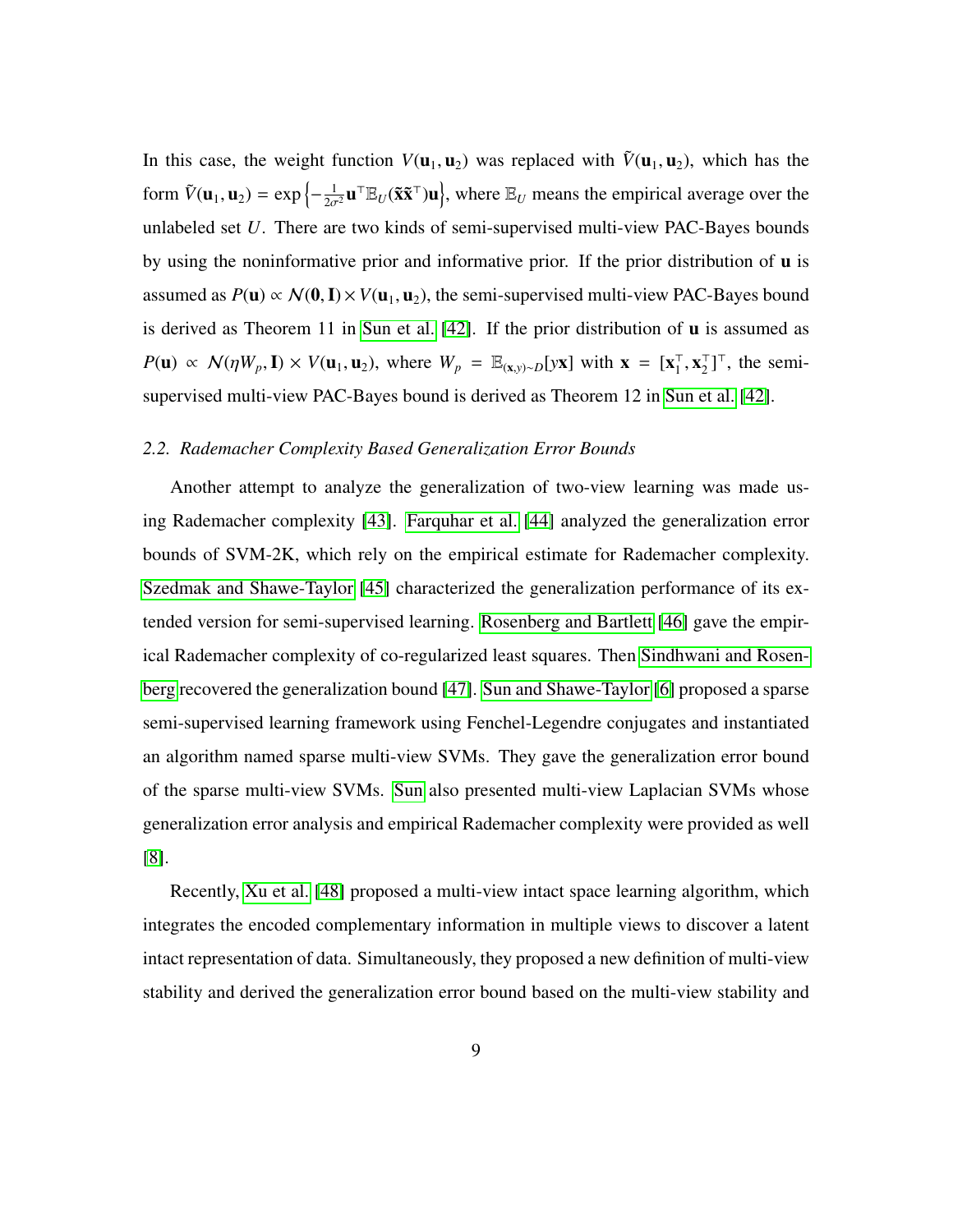In this case, the weight function $V(\mathbf{u}_1, \mathbf{u}_2)$ was replaced with $\tilde{V}(\mathbf{u}_1, \mathbf{u}_2)$, which has the form $\tilde{V}(\mathbf{u}_1, \mathbf{u}_2) = \exp\left\{-\frac{1}{2\sigma^2}\mathbf{u}^\top \mathbb{E}_U(\tilde{\mathbf{x}}\tilde{\mathbf{x}}^\top)\mathbf{u}\right\}$, where $\mathbb{E}_U$ means the empirical average over the unlabeled set $U$. There are two kinds of semi-supervised multi-view PAC-Bayes bounds by using the noninformative prior and informative prior. If the prior distribution of $\mathbf{u}$ is assumed as $P(\mathbf{u}) \propto \mathcal{N}(\mathbf{0}, \mathbf{I}) \times V(\mathbf{u}_1, \mathbf{u}_2)$, the semi-supervised multi-view PAC-Bayes bound is derived as Theorem 11 in Sun et al. [42]. If the prior distribution of $\mathbf{u}$ is assumed as $P(\mathbf{u}) \propto \mathcal{N}(\eta W_p, \mathbf{I}) \times V(\mathbf{u}_1, \mathbf{u}_2)$, where $W_p = \mathbb{E}_{(\mathbf{x},y)\sim D}[y\mathbf{x}]$ with $\mathbf{x} = [\mathbf{x}_1^\top, \mathbf{x}_2^\top]^\top$, the semi-supervised multi-view PAC-Bayes bound is derived as Theorem 12 in Sun et al. [42].

### 2.2. Rademacher Complexity Based Generalization Error Bounds

Another attempt to analyze the generalization of two-view learning was made using Rademacher complexity [43]. Farquhar et al. [44] analyzed the generalization error bounds of SVM-2K, which rely on the empirical estimate for Rademacher complexity. Szedmak and Shawe-Taylor [45] characterized the generalization performance of its extended version for semi-supervised learning. Rosenberg and Bartlett [46] gave the empirical Rademacher complexity of co-regularized least squares. Then Sindhwani and Rosenberg recovered the generalization bound [47]. Sun and Shawe-Taylor [6] proposed a sparse semi-supervised learning framework using Fenchel-Legendre conjugates and instantiated an algorithm named sparse multi-view SVMs. They gave the generalization error bound of the sparse multi-view SVMs. Sun also presented multi-view Laplacian SVMs whose generalization error analysis and empirical Rademacher complexity were provided as well [8].

Recently, Xu et al. [48] proposed a multi-view intact space learning algorithm, which integrates the encoded complementary information in multiple views to discover a latent intact representation of data. Simultaneously, they proposed a new definition of multi-view stability and derived the generalization error bound based on the multi-view stability and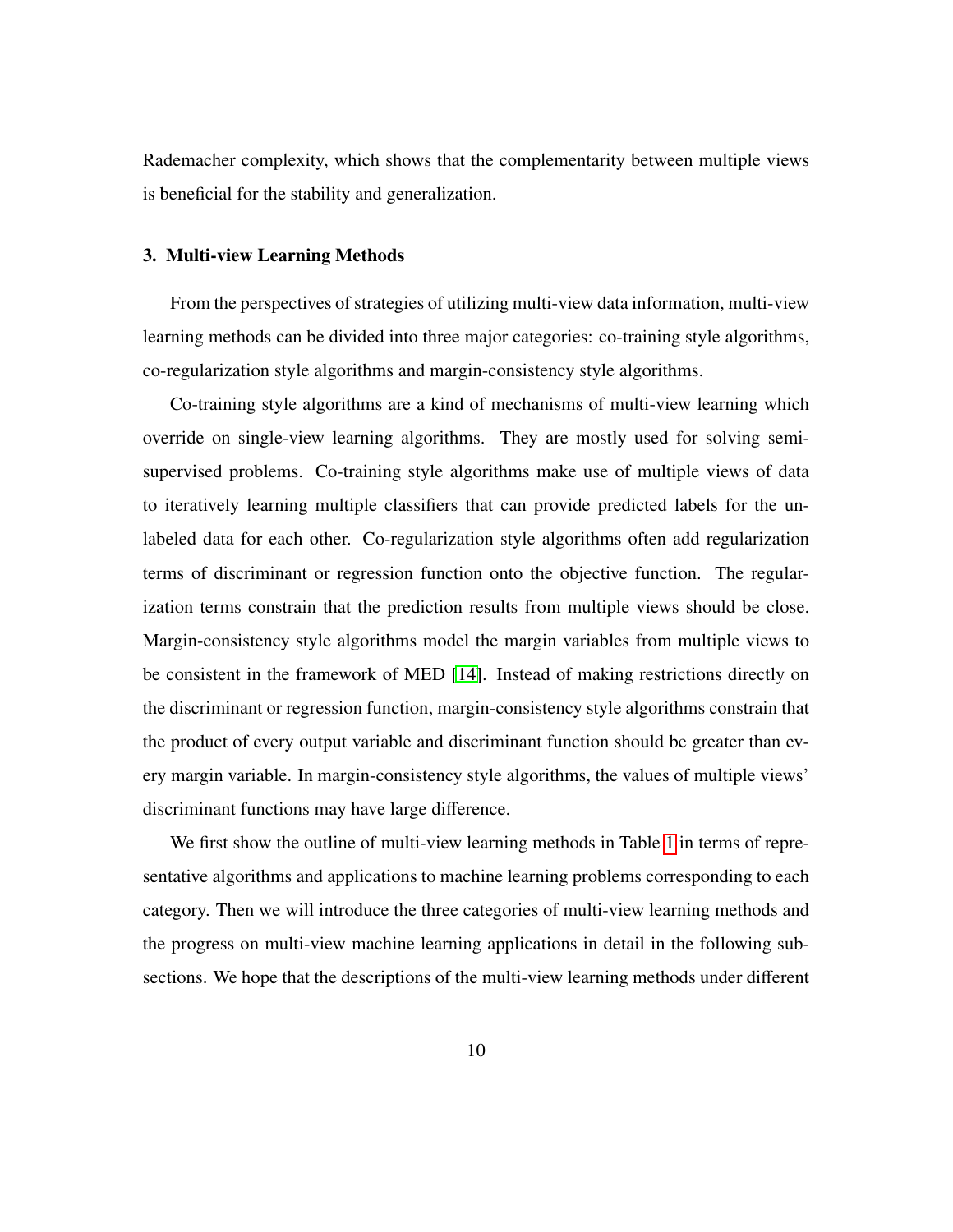Rademacher complexity, which shows that the complementarity between multiple views is beneficial for the stability and generalization.

## 3. Multi-view Learning Methods

From the perspectives of strategies of utilizing multi-view data information, multi-view learning methods can be divided into three major categories: co-training style algorithms, co-regularization style algorithms and margin-consistency style algorithms.

Co-training style algorithms are a kind of mechanisms of multi-view learning which override on single-view learning algorithms. They are mostly used for solving semi-supervised problems. Co-training style algorithms make use of multiple views of data to iteratively learning multiple classifiers that can provide predicted labels for the unlabeled data for each other. Co-regularization style algorithms often add regularization terms of discriminant or regression function onto the objective function. The regularization terms constrain that the prediction results from multiple views should be close. Margin-consistency style algorithms model the margin variables from multiple views to be consistent in the framework of MED [14]. Instead of making restrictions directly on the discriminant or regression function, margin-consistency style algorithms constrain that the product of every output variable and discriminant function should be greater than every margin variable. In margin-consistency style algorithms, the values of multiple views' discriminant functions may have large difference.

We first show the outline of multi-view learning methods in Table 1 in terms of representative algorithms and applications to machine learning problems corresponding to each category. Then we will introduce the three categories of multi-view learning methods and the progress on multi-view machine learning applications in detail in the following subsections. We hope that the descriptions of the multi-view learning methods under different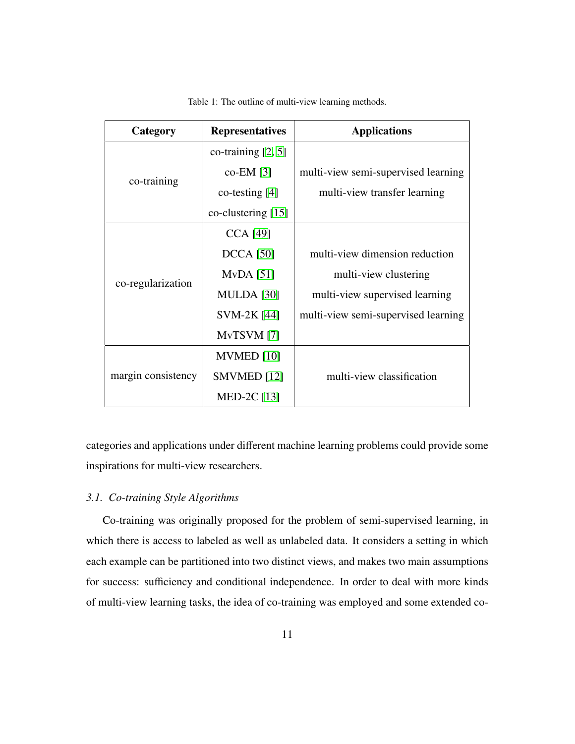Table 1: The outline of multi-view learning methods.

| Category | Representatives | Applications |
|---|---|---|
| co-training | co-training [2, 5]<br>co-EM [3]<br>co-testing [4]<br>co-clustering [15] | multi-view semi-supervised learning<br>multi-view transfer learning |
| co-regularization | CCA [49]<br>DCCA [50]<br>MvDA [51]<br>MULDA [30]<br>SVM-2K [44]<br>MvTSVM [7] | multi-view dimension reduction<br>multi-view clustering<br>multi-view supervised learning<br>multi-view semi-supervised learning |
| margin consistency | MVMED [10]<br>SMVMED [12]<br>MED-2C [13] | multi-view classification |

categories and applications under different machine learning problems could provide some inspirations for multi-view researchers.

### *3.1. Co-training Style Algorithms*

Co-training was originally proposed for the problem of semi-supervised learning, in which there is access to labeled as well as unlabeled data. It considers a setting in which each example can be partitioned into two distinct views, and makes two main assumptions for success: sufficiency and conditional independence. In order to deal with more kinds of multi-view learning tasks, the idea of co-training was employed and some extended co-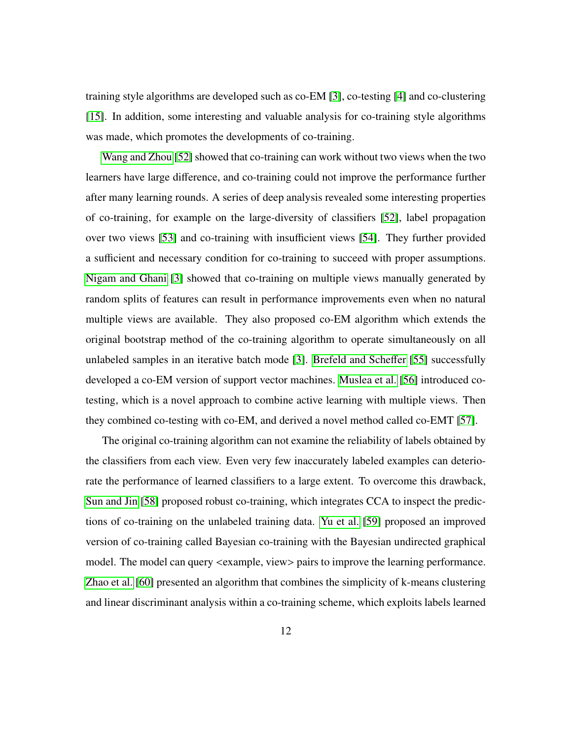training style algorithms are developed such as co-EM [3], co-testing [4] and co-clustering [15]. In addition, some interesting and valuable analysis for co-training style algorithms was made, which promotes the developments of co-training.

Wang and Zhou [52] showed that co-training can work without two views when the two learners have large difference, and co-training could not improve the performance further after many learning rounds. A series of deep analysis revealed some interesting properties of co-training, for example on the large-diversity of classifiers [52], label propagation over two views [53] and co-training with insufficient views [54]. They further provided a sufficient and necessary condition for co-training to succeed with proper assumptions. Nigam and Ghani [3] showed that co-training on multiple views manually generated by random splits of features can result in performance improvements even when no natural multiple views are available. They also proposed co-EM algorithm which extends the original bootstrap method of the co-training algorithm to operate simultaneously on all unlabeled samples in an iterative batch mode [3]. Brefeld and Scheffer [55] successfully developed a co-EM version of support vector machines. Muslea et al. [56] introduced co-testing, which is a novel approach to combine active learning with multiple views. Then they combined co-testing with co-EM, and derived a novel method called co-EMT [57].

The original co-training algorithm can not examine the reliability of labels obtained by the classifiers from each view. Even very few inaccurately labeled examples can deteriorate the performance of learned classifiers to a large extent. To overcome this drawback, Sun and Jin [58] proposed robust co-training, which integrates CCA to inspect the predictions of co-training on the unlabeled training data. Yu et al. [59] proposed an improved version of co-training called Bayesian co-training with the Bayesian undirected graphical model. The model can query <example, view> pairs to improve the learning performance. Zhao et al. [60] presented an algorithm that combines the simplicity of k-means clustering and linear discriminant analysis within a co-training scheme, which exploits labels learned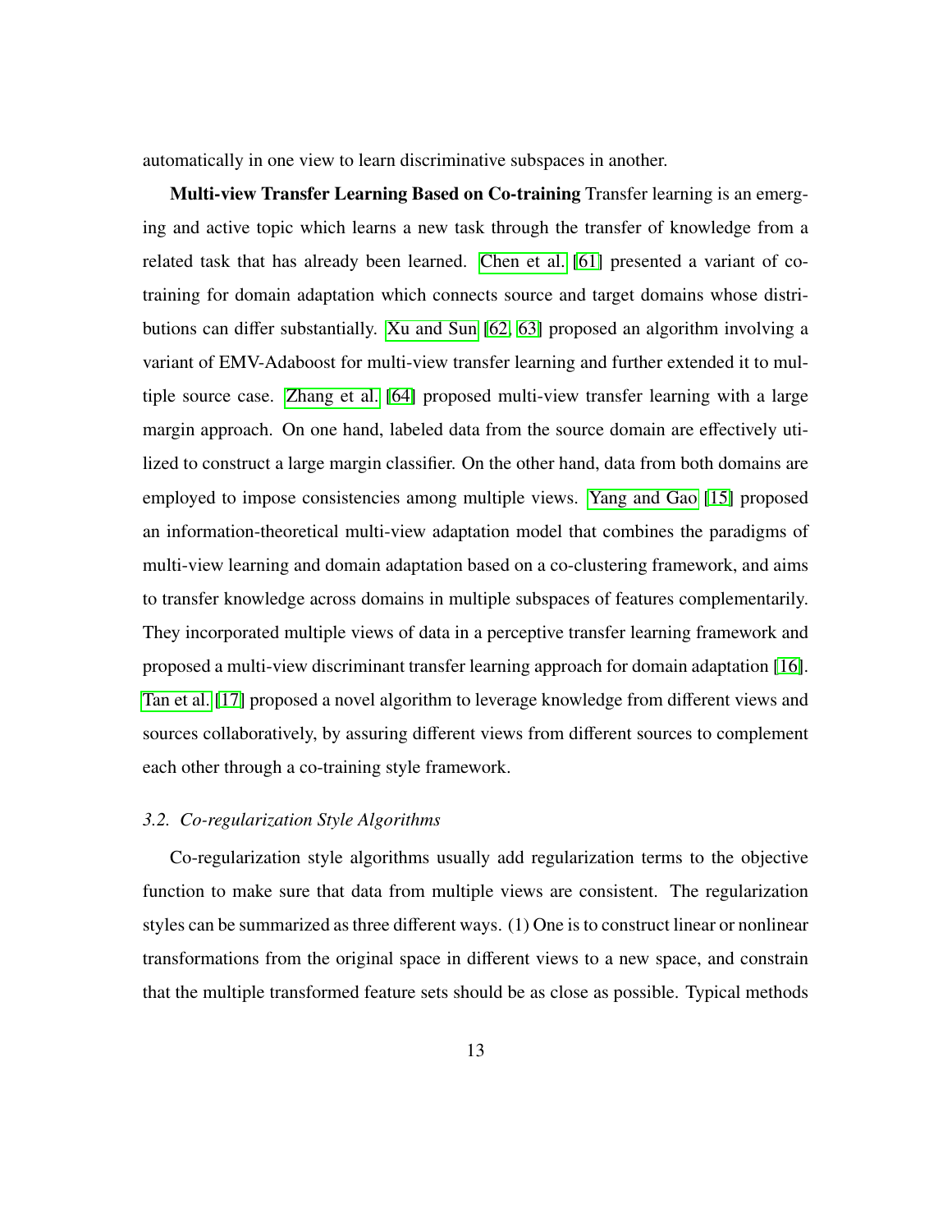automatically in one view to learn discriminative subspaces in another.

**Multi-view Transfer Learning Based on Co-training** Transfer learning is an emerging and active topic which learns a new task through the transfer of knowledge from a related task that has already been learned. Chen et al. [61] presented a variant of co-training for domain adaptation which connects source and target domains whose distributions can differ substantially. Xu and Sun [62, 63] proposed an algorithm involving a variant of EMV-Adaboost for multi-view transfer learning and further extended it to multiple source case. Zhang et al. [64] proposed multi-view transfer learning with a large margin approach. On one hand, labeled data from the source domain are effectively utilized to construct a large margin classifier. On the other hand, data from both domains are employed to impose consistencies among multiple views. Yang and Gao [15] proposed an information-theoretical multi-view adaptation model that combines the paradigms of multi-view learning and domain adaptation based on a co-clustering framework, and aims to transfer knowledge across domains in multiple subspaces of features complementarily. They incorporated multiple views of data in a perceptive transfer learning framework and proposed a multi-view discriminant transfer learning approach for domain adaptation [16]. Tan et al. [17] proposed a novel algorithm to leverage knowledge from different views and sources collaboratively, by assuring different views from different sources to complement each other through a co-training style framework.

### *3.2. Co-regularization Style Algorithms*

Co-regularization style algorithms usually add regularization terms to the objective function to make sure that data from multiple views are consistent. The regularization styles can be summarized as three different ways. (1) One is to construct linear or nonlinear transformations from the original space in different views to a new space, and constrain that the multiple transformed feature sets should be as close as possible. Typical methods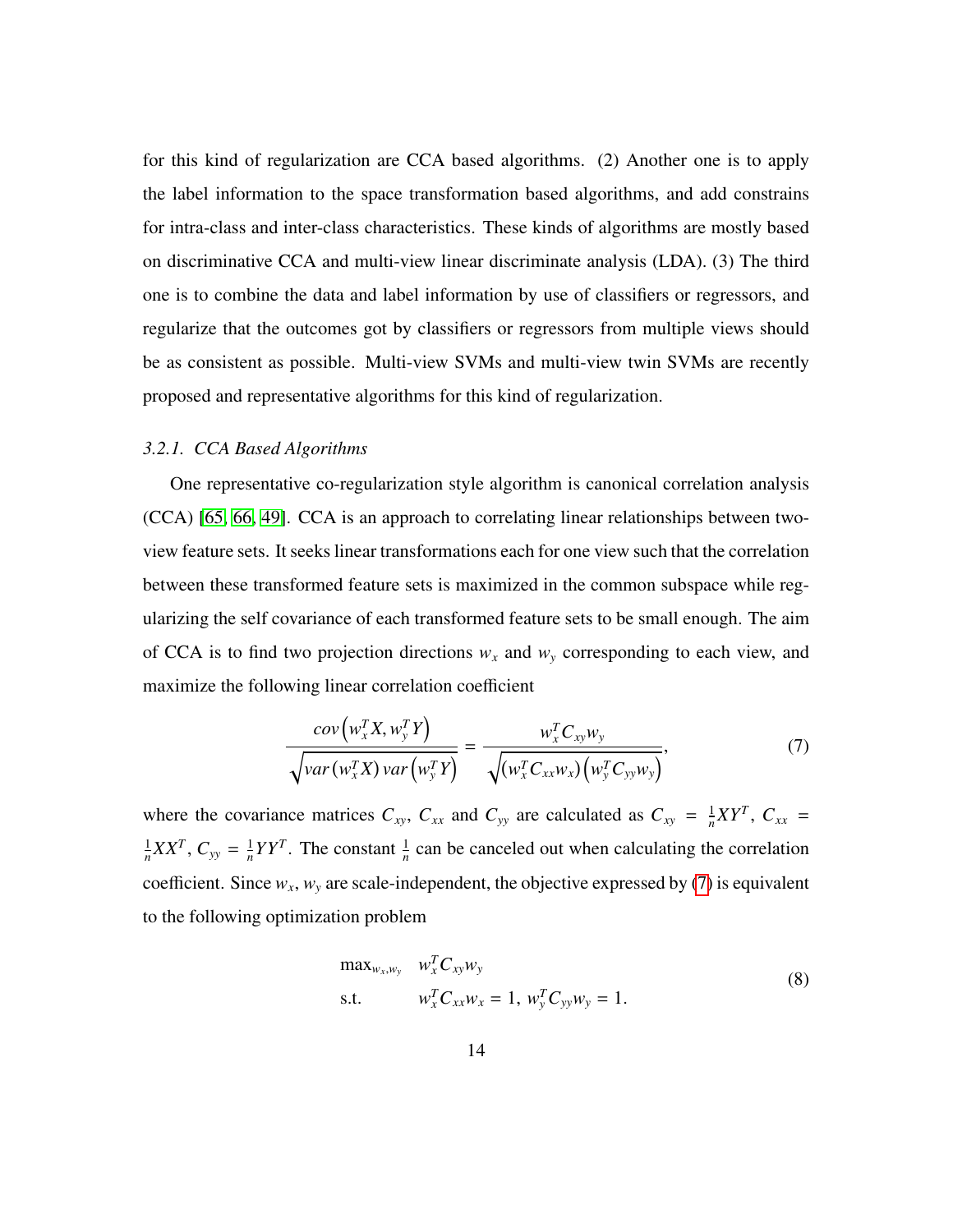for this kind of regularization are CCA based algorithms. (2) Another one is to apply the label information to the space transformation based algorithms, and add constrains for intra-class and inter-class characteristics. These kinds of algorithms are mostly based on discriminative CCA and multi-view linear discriminate analysis (LDA). (3) The third one is to combine the data and label information by use of classifiers or regressors, and regularize that the outcomes got by classifiers or regressors from multiple views should be as consistent as possible. Multi-view SVMs and multi-view twin SVMs are recently proposed and representative algorithms for this kind of regularization.

### *3.2.1. CCA Based Algorithms*

One representative co-regularization style algorithm is canonical correlation analysis (CCA) [65, 66, 49]. CCA is an approach to correlating linear relationships between two-view feature sets. It seeks linear transformations each for one view such that the correlation between these transformed feature sets is maximized in the common subspace while regularizing the self covariance of each transformed feature sets to be small enough. The aim of CCA is to find two projection directions $w_x$ and $w_y$ corresponding to each view, and maximize the following linear correlation coefficient

$$\frac{cov\left(w_x^T X, w_y^T Y\right)}{\sqrt{var\left(w_x^T X\right) var\left(w_y^T Y\right)}} = \frac{w_x^T C_{xy} w_y}{\sqrt{\left(w_x^T C_{xx} w_x\right)\left(w_y^T C_{yy} w_y\right)}}, \tag{7}$$

where the covariance matrices $C_{xy}$, $C_{xx}$ and $C_{yy}$ are calculated as $C_{xy} = \frac{1}{n} XY^T$, $C_{xx} = \frac{1}{n} XX^T$, $C_{yy} = \frac{1}{n} YY^T$. The constant $\frac{1}{n}$ can be canceled out when calculating the correlation coefficient. Since $w_x, w_y$ are scale-independent, the objective expressed by (7) is equivalent to the following optimization problem

$$\begin{array}{ll} \max_{w_x, w_y} & w_x^T C_{xy} w_y \\ \text{s.t.} & w_x^T C_{xx} w_x = 1,\ w_y^T C_{yy} w_y = 1. \end{array} \tag{8}$$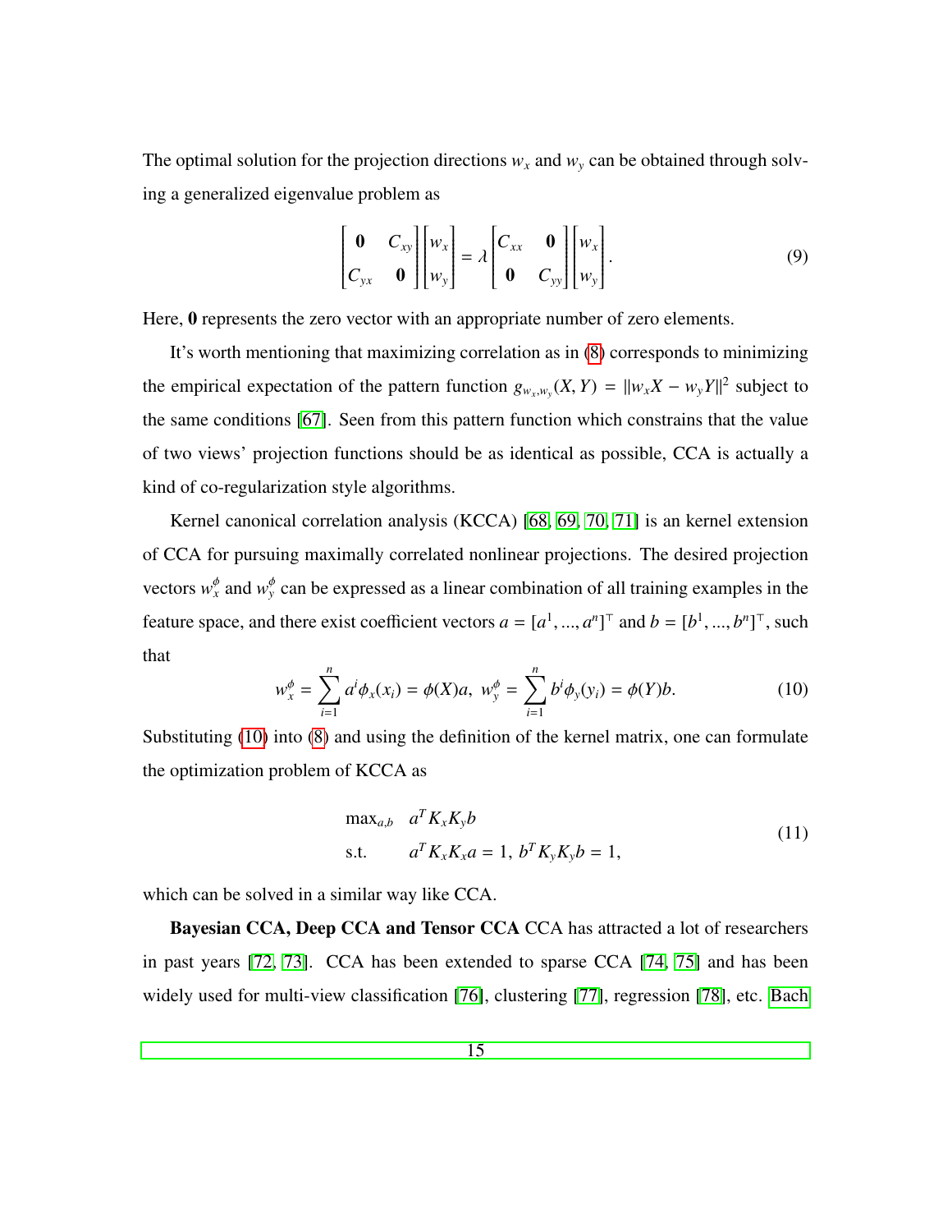The optimal solution for the projection directions $w_x$ and $w_y$ can be obtained through solving a generalized eigenvalue problem as

$$\begin{bmatrix} \mathbf{0} & C_{xy} \\ C_{yx} & \mathbf{0} \end{bmatrix} \begin{bmatrix} w_x \\ w_y \end{bmatrix} = \lambda \begin{bmatrix} C_{xx} & \mathbf{0} \\ \mathbf{0} & C_{yy} \end{bmatrix} \begin{bmatrix} w_x \\ w_y \end{bmatrix}. \tag{9}$$

Here, $\mathbf{0}$ represents the zero vector with an appropriate number of zero elements.

It's worth mentioning that maximizing correlation as in (8) corresponds to minimizing the empirical expectation of the pattern function $g_{w_x,w_y}(X,Y) = \|w_x X - w_y Y\|^2$ subject to the same conditions [67]. Seen from this pattern function which constrains that the value of two views' projection functions should be as identical as possible, CCA is actually a kind of co-regularization style algorithms.

Kernel canonical correlation analysis (KCCA) [68, 69, 70, 71] is an kernel extension of CCA for pursuing maximally correlated nonlinear projections. The desired projection vectors $w_x^\phi$ and $w_y^\phi$ can be expressed as a linear combination of all training examples in the feature space, and there exist coefficient vectors $a = [a^1, ..., a^n]^\top$ and $b = [b^1, ..., b^n]^\top$, such that

$$w_x^\phi = \sum_{i=1}^{n} a^i \phi_x(x_i) = \phi(X)a, \;\; w_y^\phi = \sum_{i=1}^{n} b^i \phi_y(y_i) = \phi(Y)b. \tag{10}$$

Substituting (10) into (8) and using the definition of the kernel matrix, one can formulate the optimization problem of KCCA as

$$\begin{aligned} \max_{a,b} \quad & a^T K_x K_y b \\ \text{s.t.} \quad & a^T K_x K_x a = 1, \; b^T K_y K_y b = 1, \end{aligned} \tag{11}$$

which can be solved in a similar way like CCA.

**Bayesian CCA, Deep CCA and Tensor CCA** CCA has attracted a lot of researchers in past years [72, 73]. CCA has been extended to sparse CCA [74, 75] and has been widely used for multi-view classification [76], clustering [77], regression [78], etc. Bach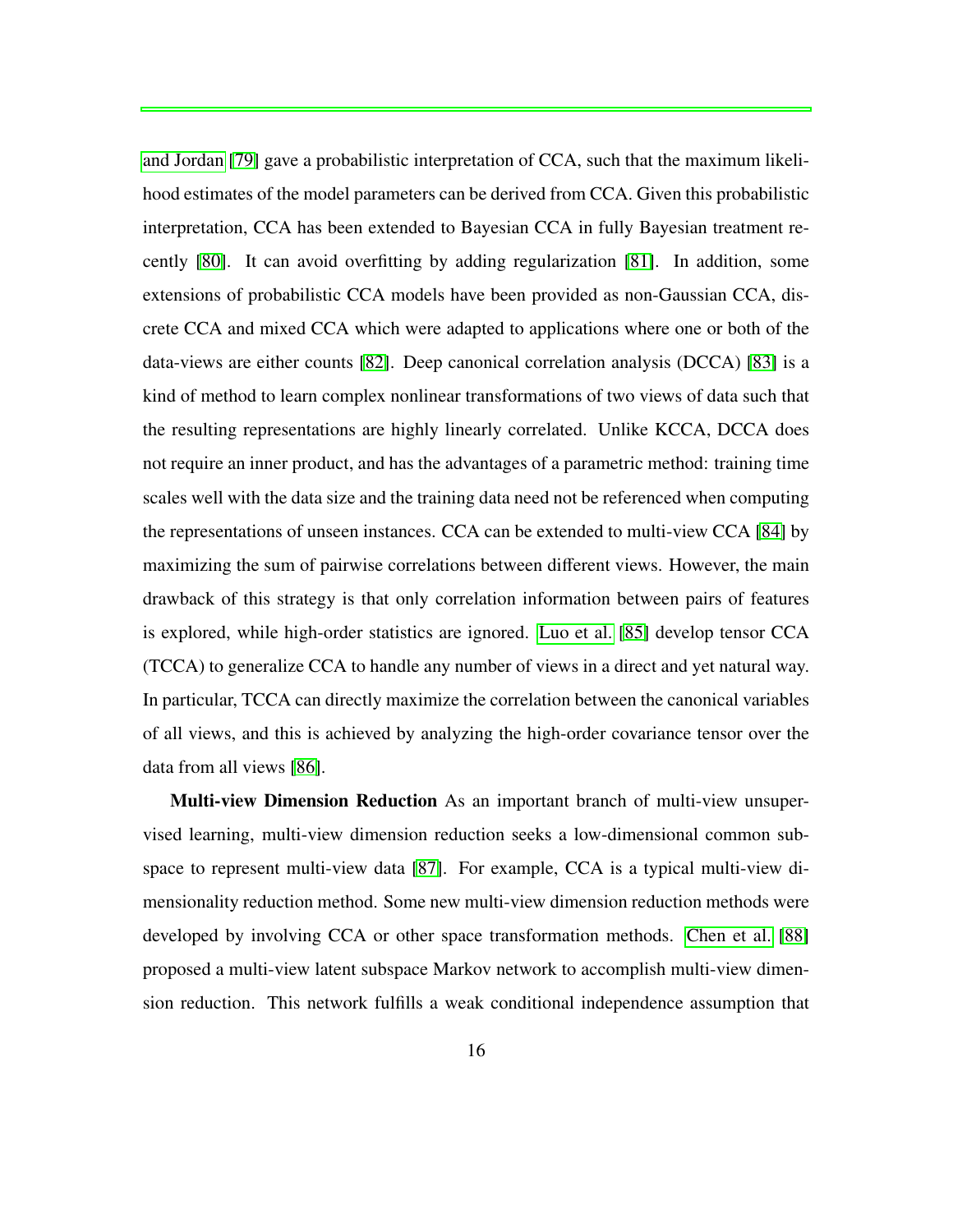and Jordan [79] gave a probabilistic interpretation of CCA, such that the maximum likelihood estimates of the model parameters can be derived from CCA. Given this probabilistic interpretation, CCA has been extended to Bayesian CCA in fully Bayesian treatment recently [80]. It can avoid overfitting by adding regularization [81]. In addition, some extensions of probabilistic CCA models have been provided as non-Gaussian CCA, discrete CCA and mixed CCA which were adapted to applications where one or both of the data-views are either counts [82]. Deep canonical correlation analysis (DCCA) [83] is a kind of method to learn complex nonlinear transformations of two views of data such that the resulting representations are highly linearly correlated. Unlike KCCA, DCCA does not require an inner product, and has the advantages of a parametric method: training time scales well with the data size and the training data need not be referenced when computing the representations of unseen instances. CCA can be extended to multi-view CCA [84] by maximizing the sum of pairwise correlations between different views. However, the main drawback of this strategy is that only correlation information between pairs of features is explored, while high-order statistics are ignored. Luo et al. [85] develop tensor CCA (TCCA) to generalize CCA to handle any number of views in a direct and yet natural way. In particular, TCCA can directly maximize the correlation between the canonical variables of all views, and this is achieved by analyzing the high-order covariance tensor over the data from all views [86].

**Multi-view Dimension Reduction** As an important branch of multi-view unsupervised learning, multi-view dimension reduction seeks a low-dimensional common subspace to represent multi-view data [87]. For example, CCA is a typical multi-view dimensionality reduction method. Some new multi-view dimension reduction methods were developed by involving CCA or other space transformation methods. Chen et al. [88] proposed a multi-view latent subspace Markov network to accomplish multi-view dimension reduction. This network fulfills a weak conditional independence assumption that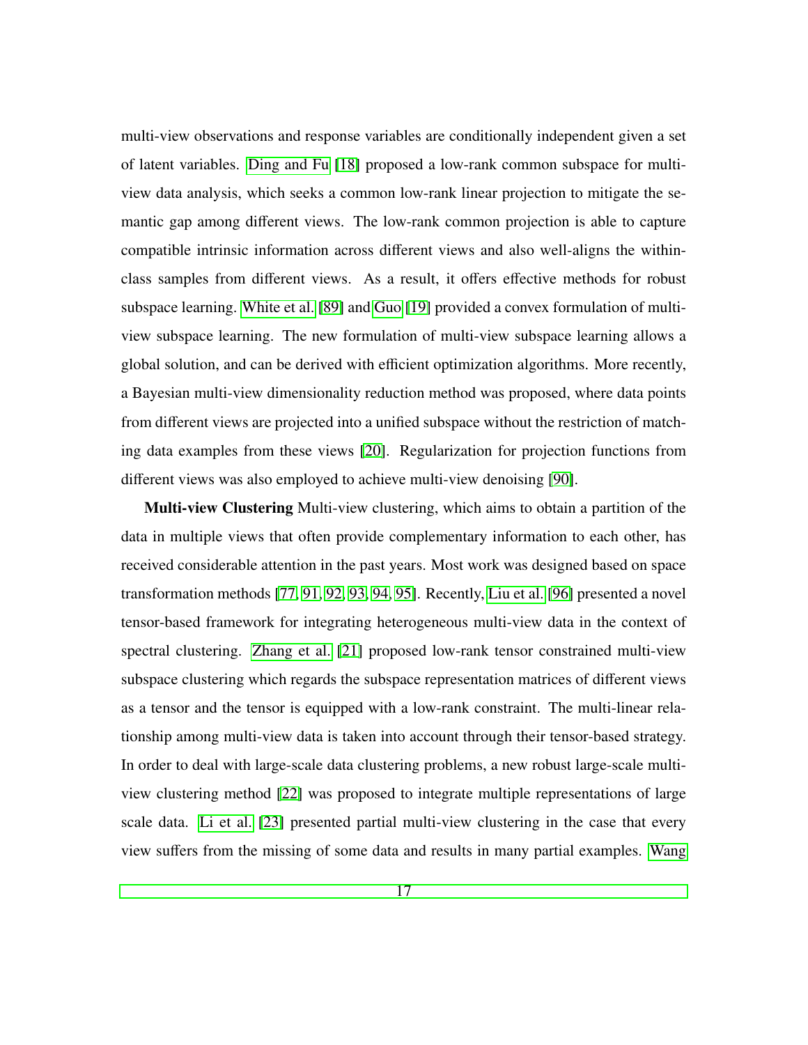multi-view observations and response variables are conditionally independent given a set of latent variables. Ding and Fu [18] proposed a low-rank common subspace for multi-view data analysis, which seeks a common low-rank linear projection to mitigate the semantic gap among different views. The low-rank common projection is able to capture compatible intrinsic information across different views and also well-aligns the within-class samples from different views. As a result, it offers effective methods for robust subspace learning. White et al. [89] and Guo [19] provided a convex formulation of multi-view subspace learning. The new formulation of multi-view subspace learning allows a global solution, and can be derived with efficient optimization algorithms. More recently, a Bayesian multi-view dimensionality reduction method was proposed, where data points from different views are projected into a unified subspace without the restriction of matching data examples from these views [20]. Regularization for projection functions from different views was also employed to achieve multi-view denoising [90].

**Multi-view Clustering** Multi-view clustering, which aims to obtain a partition of the data in multiple views that often provide complementary information to each other, has received considerable attention in the past years. Most work was designed based on space transformation methods [77, 91, 92, 93, 94, 95]. Recently, Liu et al. [96] presented a novel tensor-based framework for integrating heterogeneous multi-view data in the context of spectral clustering. Zhang et al. [21] proposed low-rank tensor constrained multi-view subspace clustering which regards the subspace representation matrices of different views as a tensor and the tensor is equipped with a low-rank constraint. The multi-linear relationship among multi-view data is taken into account through their tensor-based strategy. In order to deal with large-scale data clustering problems, a new robust large-scale multi-view clustering method [22] was proposed to integrate multiple representations of large scale data. Li et al. [23] presented partial multi-view clustering in the case that every view suffers from the missing of some data and results in many partial examples. Wang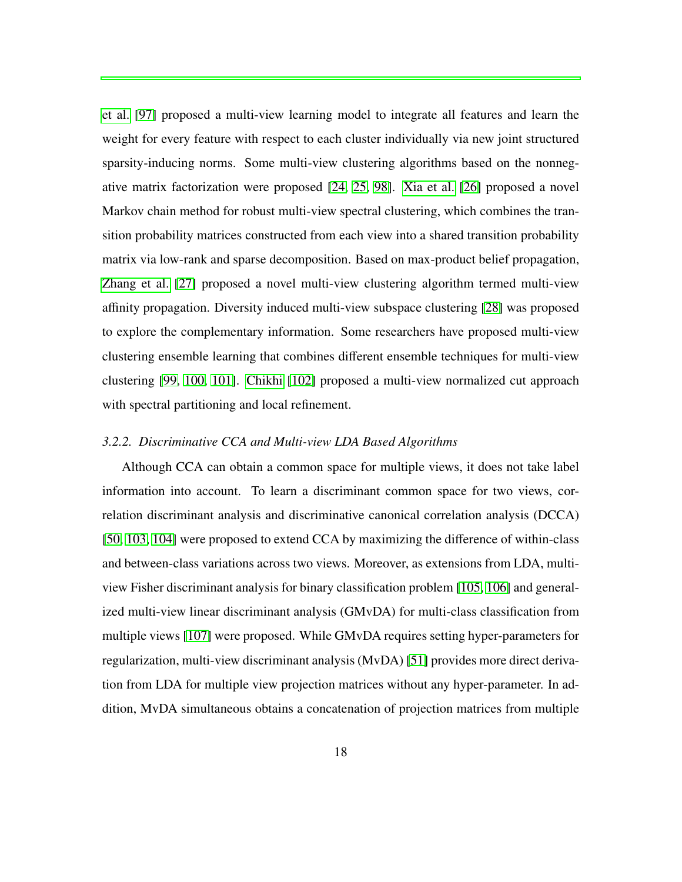et al. [97] proposed a multi-view learning model to integrate all features and learn the weight for every feature with respect to each cluster individually via new joint structured sparsity-inducing norms. Some multi-view clustering algorithms based on the nonnegative matrix factorization were proposed [24, 25, 98]. Xia et al. [26] proposed a novel Markov chain method for robust multi-view spectral clustering, which combines the transition probability matrices constructed from each view into a shared transition probability matrix via low-rank and sparse decomposition. Based on max-product belief propagation, Zhang et al. [27] proposed a novel multi-view clustering algorithm termed multi-view affinity propagation. Diversity induced multi-view subspace clustering [28] was proposed to explore the complementary information. Some researchers have proposed multi-view clustering ensemble learning that combines different ensemble techniques for multi-view clustering [99, 100, 101]. Chikhi [102] proposed a multi-view normalized cut approach with spectral partitioning and local refinement.

### *3.2.2. Discriminative CCA and Multi-view LDA Based Algorithms*

Although CCA can obtain a common space for multiple views, it does not take label information into account. To learn a discriminant common space for two views, correlation discriminant analysis and discriminative canonical correlation analysis (DCCA) [50, 103, 104] were proposed to extend CCA by maximizing the difference of within-class and between-class variations across two views. Moreover, as extensions from LDA, multi-view Fisher discriminant analysis for binary classification problem [105, 106] and generalized multi-view linear discriminant analysis (GMvDA) for multi-class classification from multiple views [107] were proposed. While GMvDA requires setting hyper-parameters for regularization, multi-view discriminant analysis (MvDA) [51] provides more direct derivation from LDA for multiple view projection matrices without any hyper-parameter. In addition, MvDA simultaneous obtains a concatenation of projection matrices from multiple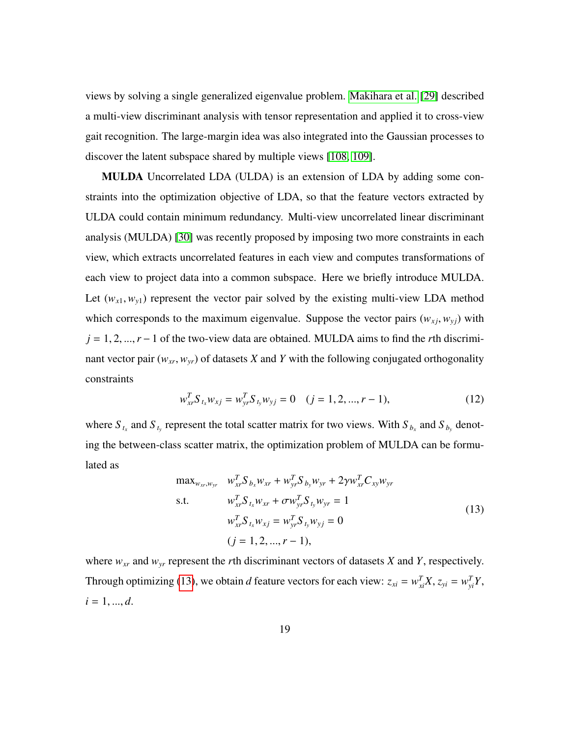views by solving a single generalized eigenvalue problem. Makihara et al. [29] described a multi-view discriminant analysis with tensor representation and applied it to cross-view gait recognition. The large-margin idea was also integrated into the Gaussian processes to discover the latent subspace shared by multiple views [108, 109].

**MULDA** Uncorrelated LDA (ULDA) is an extension of LDA by adding some constraints into the optimization objective of LDA, so that the feature vectors extracted by ULDA could contain minimum redundancy. Multi-view uncorrelated linear discriminant analysis (MULDA) [30] was recently proposed by imposing two more constraints in each view, which extracts uncorrelated features in each view and computes transformations of each view to project data into a common subspace. Here we briefly introduce MULDA. Let $(w_{x1}, w_{y1})$ represent the vector pair solved by the existing multi-view LDA method which corresponds to the maximum eigenvalue. Suppose the vector pairs $(w_{xj}, w_{yj})$ with $j = 1, 2, ..., r-1$ of the two-view data are obtained. MULDA aims to find the $r$th discriminant vector pair $(w_{xr}, w_{yr})$ of datasets $X$ and $Y$ with the following conjugated orthogonality constraints

$$w_{xr}^T S_{t_x} w_{xj} = w_{yr}^T S_{t_y} w_{yj} = 0 \quad (j = 1, 2, ..., r-1), \tag{12}$$

where $S_{t_x}$ and $S_{t_y}$ represent the total scatter matrix for two views. With $S_{b_x}$ and $S_{b_y}$ denoting the between-class scatter matrix, the optimization problem of MULDA can be formulated as

$$\begin{aligned}
\max_{w_{xr}, w_{yr}} \quad & w_{xr}^T S_{b_x} w_{xr} + w_{yr}^T S_{b_y} w_{yr} + 2\gamma w_{xr}^T C_{xy} w_{yr} \\
\text{s.t.} \quad & w_{xr}^T S_{t_x} w_{xr} + \sigma w_{yr}^T S_{t_y} w_{yr} = 1 \\
& w_{xr}^T S_{t_x} w_{xj} = w_{yr}^T S_{t_y} w_{yj} = 0 \\
& (j = 1, 2, ..., r-1),
\end{aligned} \tag{13}$$

where $w_{xr}$ and $w_{yr}$ represent the $r$th discriminant vectors of datasets $X$ and $Y$, respectively. Through optimizing (13), we obtain $d$ feature vectors for each view: $z_{xi} = w_{xi}^T X$, $z_{yi} = w_{yi}^T Y$, $i = 1, ..., d$.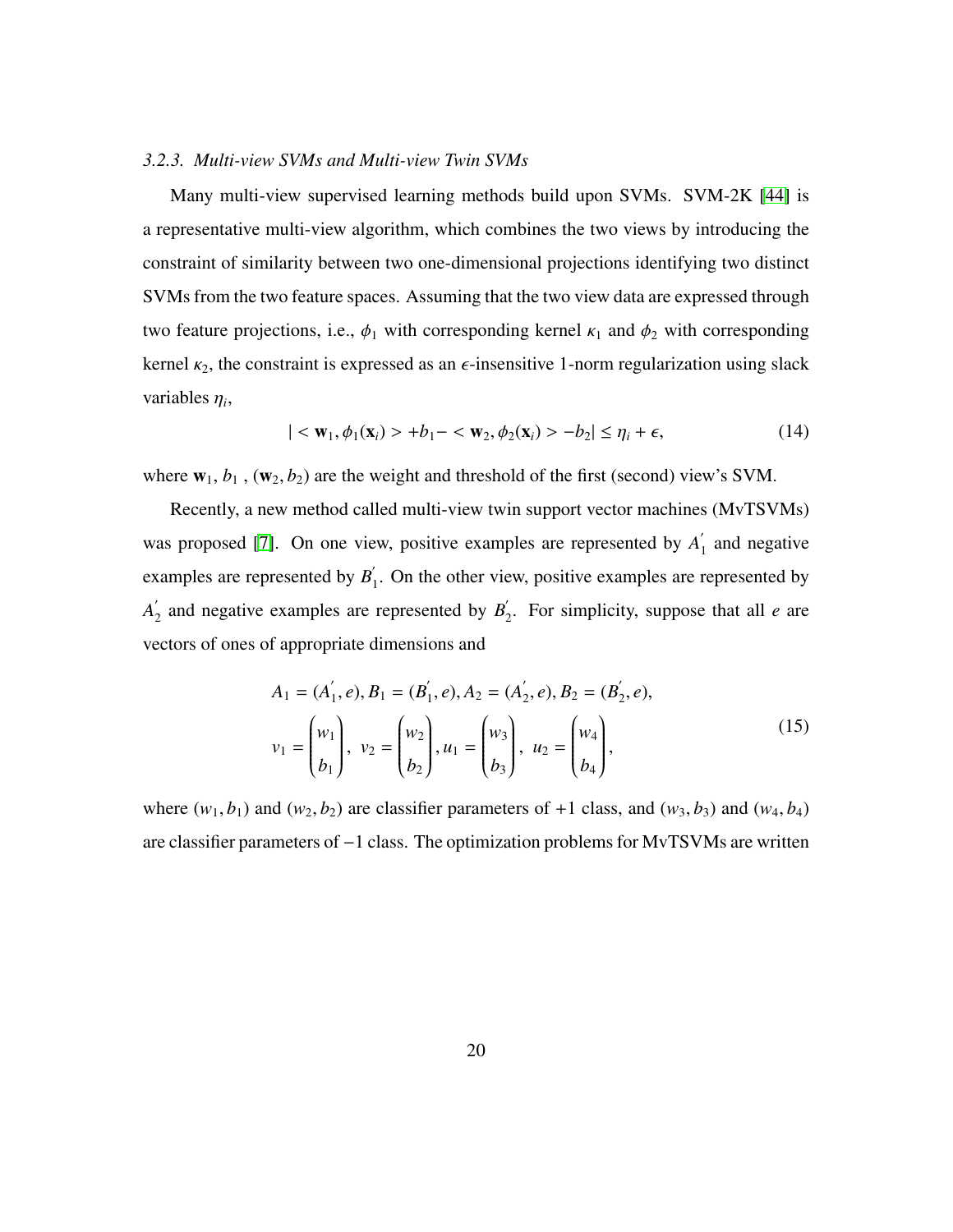### 3.2.3. Multi-view SVMs and Multi-view Twin SVMs

Many multi-view supervised learning methods build upon SVMs. SVM-2K [44] is a representative multi-view algorithm, which combines the two views by introducing the constraint of similarity between two one-dimensional projections identifying two distinct SVMs from the two feature spaces. Assuming that the two view data are expressed through two feature projections, i.e., $\phi_1$ with corresponding kernel $\kappa_1$ and $\phi_2$ with corresponding kernel $\kappa_2$, the constraint is expressed as an $\epsilon$-insensitive 1-norm regularization using slack variables $\eta_i$,

$$| < \mathbf{w}_1, \phi_1(\mathbf{x}_i) > +b_1 - < \mathbf{w}_2, \phi_2(\mathbf{x}_i) > -b_2| \leq \eta_i + \epsilon, \tag{14}$$

where $\mathbf{w}_1, b_1$ , $(\mathbf{w}_2, b_2)$ are the weight and threshold of the first (second) view's SVM.

Recently, a new method called multi-view twin support vector machines (MvTSVMs) was proposed [7]. On one view, positive examples are represented by $A_1^{'}$ and negative examples are represented by $B_1^{'}$. On the other view, positive examples are represented by $A_2^{'}$ and negative examples are represented by $B_2^{'}$. For simplicity, suppose that all $e$ are vectors of ones of appropriate dimensions and

$$\begin{aligned} &A_1 = (A_1^{'}, e), B_1 = (B_1^{'}, e), A_2 = (A_2^{'}, e), B_2 = (B_2^{'}, e), \\ &v_1 = \begin{pmatrix} w_1 \\ b_1 \end{pmatrix}, \ v_2 = \begin{pmatrix} w_2 \\ b_2 \end{pmatrix}, u_1 = \begin{pmatrix} w_3 \\ b_3 \end{pmatrix}, \ u_2 = \begin{pmatrix} w_4 \\ b_4 \end{pmatrix}, \end{aligned} \tag{15}$$

where $(w_1, b_1)$ and $(w_2, b_2)$ are classifier parameters of $+1$ class, and $(w_3, b_3)$ and $(w_4, b_4)$ are classifier parameters of $-1$ class. The optimization problems for MvTSVMs are written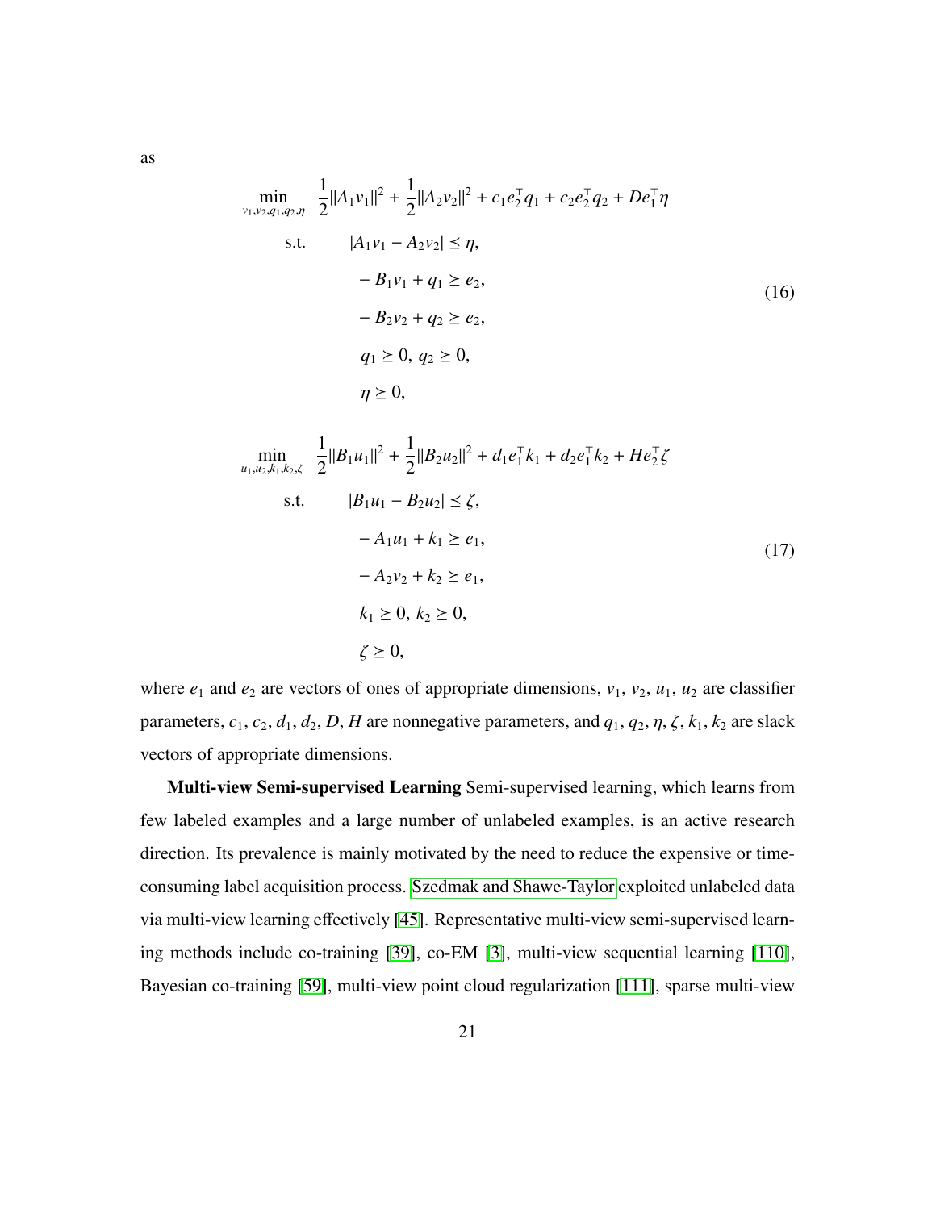as

$$
\begin{aligned}
\min_{v_1,v_2,q_1,q_2,\eta} \quad & \frac{1}{2}\|A_1 v_1\|^2 + \frac{1}{2}\|A_2 v_2\|^2 + c_1 e_2^\top q_1 + c_2 e_2^\top q_2 + D e_1^\top \eta \\
\text{s.t.} \quad & |A_1 v_1 - A_2 v_2| \preceq \eta, \\
& -B_1 v_1 + q_1 \succeq e_2, \\
& -B_2 v_2 + q_2 \succeq e_2, \\
& q_1 \succeq 0,\ q_2 \succeq 0, \\
& \eta \succeq 0,
\end{aligned} \tag{16}
$$

$$
\begin{aligned}
\min_{u_1,u_2,k_1,k_2,\zeta} \quad & \frac{1}{2}\|B_1 u_1\|^2 + \frac{1}{2}\|B_2 u_2\|^2 + d_1 e_1^\top k_1 + d_2 e_1^\top k_2 + H e_2^\top \zeta \\
\text{s.t.} \quad & |B_1 u_1 - B_2 u_2| \preceq \zeta, \\
& -A_1 u_1 + k_1 \succeq e_1, \\
& -A_2 v_2 + k_2 \succeq e_1, \\
& k_1 \succeq 0,\ k_2 \succeq 0, \\
& \zeta \succeq 0,
\end{aligned} \tag{17}
$$

where $e_1$ and $e_2$ are vectors of ones of appropriate dimensions, $v_1$, $v_2$, $u_1$, $u_2$ are classifier parameters, $c_1, c_2, d_1, d_2, D, H$ are nonnegative parameters, and $q_1, q_2, \eta, \zeta, k_1, k_2$ are slack vectors of appropriate dimensions.

**Multi-view Semi-supervised Learning** Semi-supervised learning, which learns from few labeled examples and a large number of unlabeled examples, is an active research direction. Its prevalence is mainly motivated by the need to reduce the expensive or time-consuming label acquisition process. Szedmak and Shawe-Taylor exploited unlabeled data via multi-view learning effectively [45]. Representative multi-view semi-supervised learning methods include co-training [39], co-EM [3], multi-view sequential learning [110], Bayesian co-training [59], multi-view point cloud regularization [111], sparse multi-view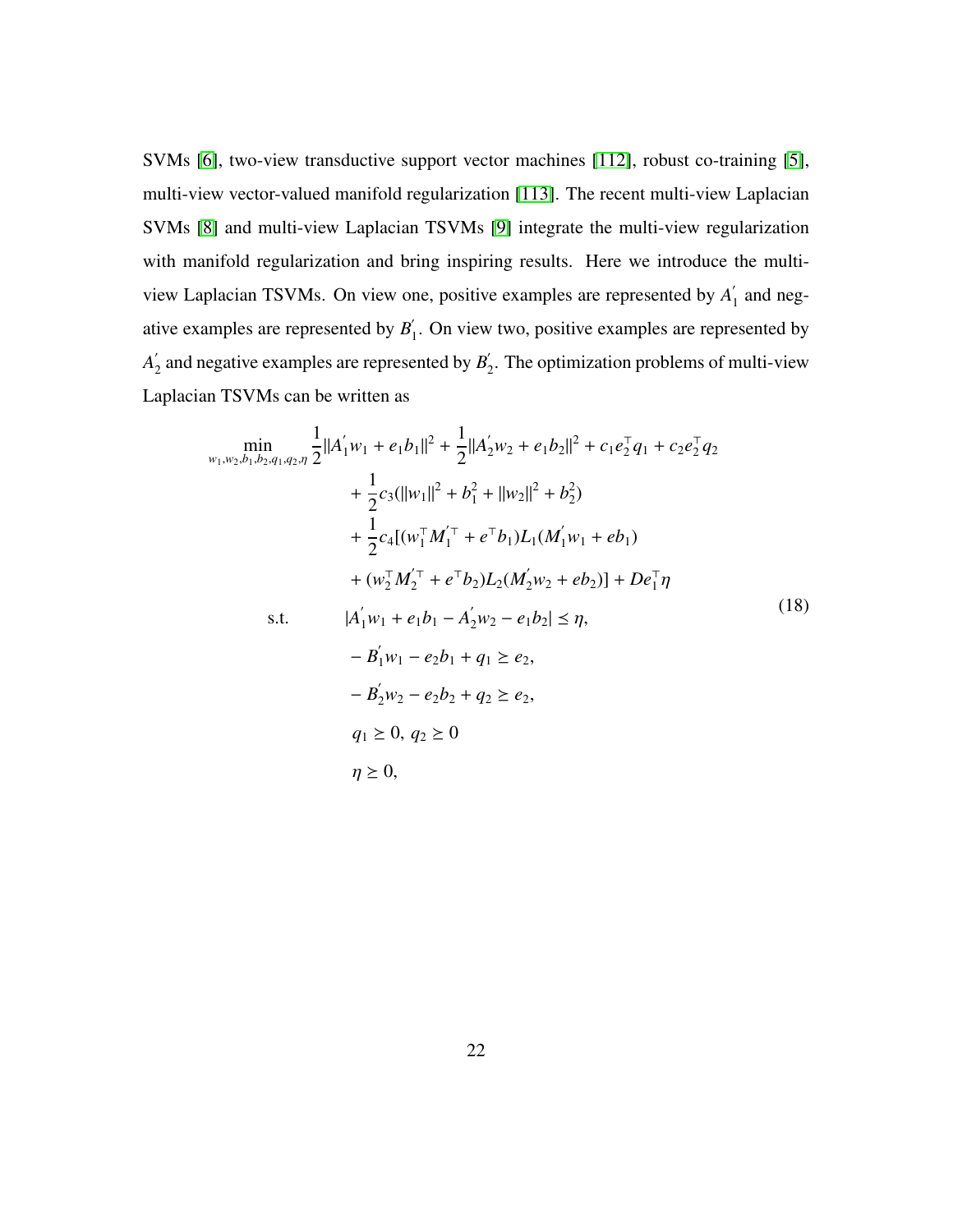SVMs [6], two-view transductive support vector machines [112], robust co-training [5], multi-view vector-valued manifold regularization [113]. The recent multi-view Laplacian SVMs [8] and multi-view Laplacian TSVMs [9] integrate the multi-view regularization with manifold regularization and bring inspiring results. Here we introduce the multi-view Laplacian TSVMs. On view one, positive examples are represented by $A_1^{'}$ and negative examples are represented by $B_1^{'}$. On view two, positive examples are represented by $A_2^{'}$ and negative examples are represented by $B_2^{'}$. The optimization problems of multi-view Laplacian TSVMs can be written as

$$
\begin{aligned}
\min_{w_1,w_2,b_1,b_2,q_1,q_2,\eta} \quad & \frac{1}{2}\|A_1^{'}w_1 + e_1b_1\|^2 + \frac{1}{2}\|A_2^{'}w_2 + e_1b_2\|^2 + c_1e_2^\top q_1 + c_2e_2^\top q_2 \\
& + \frac{1}{2}c_3(\|w_1\|^2 + b_1^2 + \|w_2\|^2 + b_2^2) \\
& + \frac{1}{2}c_4[(w_1^\top M_1^{'\top} + e^\top b_1)L_1(M_1^{'}w_1 + eb_1) \\
& + (w_2^\top M_2^{'\top} + e^\top b_2)L_2(M_2^{'}w_2 + eb_2)] + De_1^\top \eta \\
\text{s.t.} \quad & |A_1^{'}w_1 + e_1b_1 - A_2^{'}w_2 - e_1b_2| \preceq \eta, \\
& - B_1^{'}w_1 - e_2b_1 + q_1 \succeq e_2, \\
& - B_2^{'}w_2 - e_2b_2 + q_2 \succeq e_2, \\
& q_1 \succeq 0,\ q_2 \succeq 0 \\
& \eta \succeq 0,
\end{aligned}
\tag{18}
$$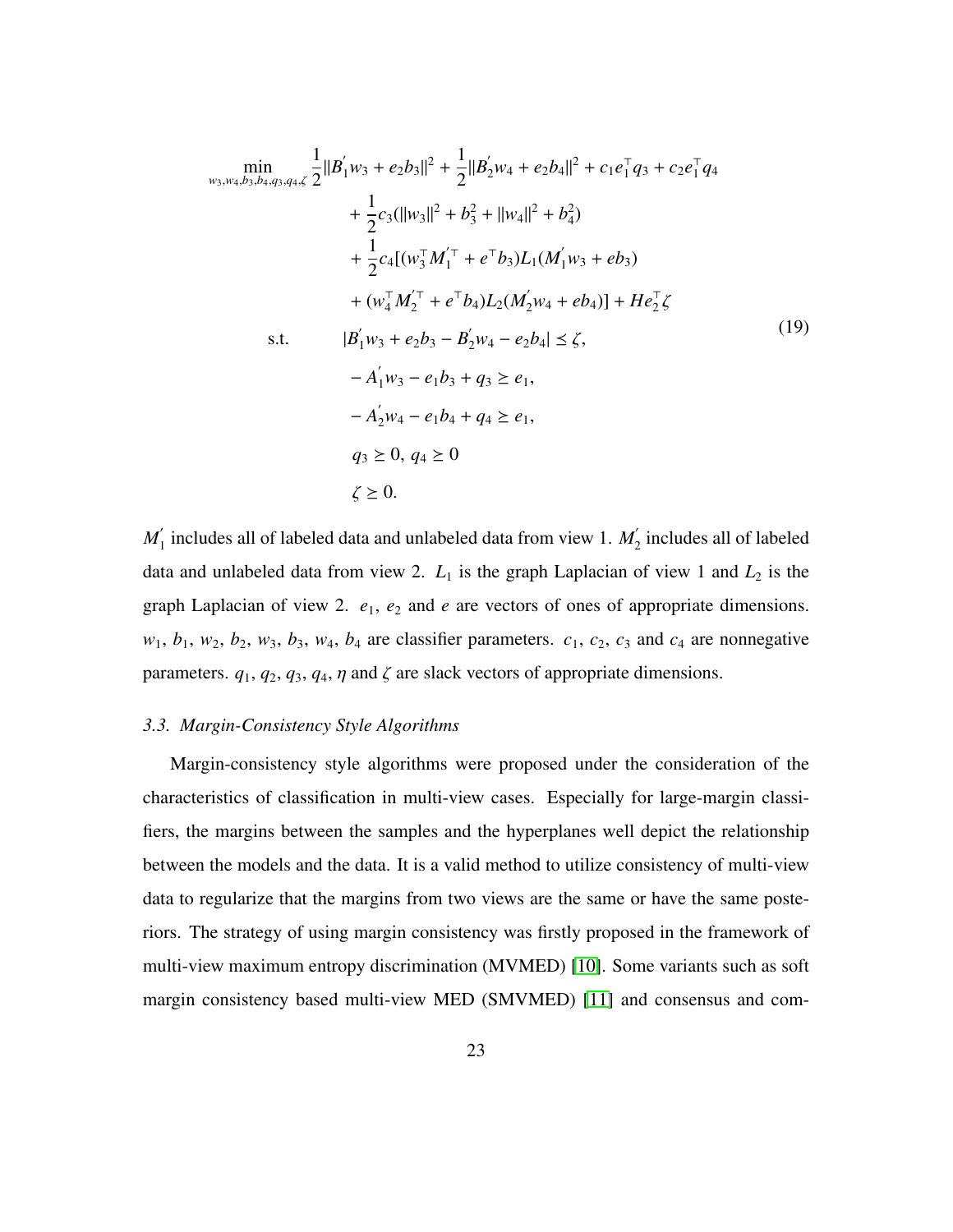$$
\begin{aligned}
\min_{w_3,w_4,b_3,b_4,q_3,q_4,\zeta} \quad & \frac{1}{2}\|B_1^{'}w_3 + e_2 b_3\|^2 + \frac{1}{2}\|B_2^{'}w_4 + e_2 b_4\|^2 + c_1 e_1^\top q_3 + c_2 e_1^\top q_4 \\
& + \frac{1}{2}c_3(\|w_3\|^2 + b_3^2 + \|w_4\|^2 + b_4^2) \\
& + \frac{1}{2}c_4[(w_3^\top M_1^{'\top} + e^\top b_3)L_1(M_1^{'}w_3 + eb_3) \\
& + (w_4^\top M_2^{'\top} + e^\top b_4)L_2(M_2^{'}w_4 + eb_4)] + He_2^\top \zeta \\
\text{s.t.} \quad & |B_1^{'}w_3 + e_2 b_3 - B_2^{'}w_4 - e_2 b_4| \preceq \zeta, \\
& -A_1^{'}w_3 - e_1 b_3 + q_3 \succeq e_1, \\
& -A_2^{'}w_4 - e_1 b_4 + q_4 \succeq e_1, \\
& q_3 \succeq 0,\ q_4 \succeq 0 \\
& \zeta \succeq 0.
\end{aligned}
\tag{19}
$$

$M_1^{'}$ includes all of labeled data and unlabeled data from view 1. $M_2^{'}$ includes all of labeled data and unlabeled data from view 2. $L_1$ is the graph Laplacian of view 1 and $L_2$ is the graph Laplacian of view 2. $e_1$, $e_2$ and $e$ are vectors of ones of appropriate dimensions. $w_1$, $b_1$, $w_2$, $b_2$, $w_3$, $b_3$, $w_4$, $b_4$ are classifier parameters. $c_1$, $c_2$, $c_3$ and $c_4$ are nonnegative parameters. $q_1$, $q_2$, $q_3$, $q_4$, $\eta$ and $\zeta$ are slack vectors of appropriate dimensions.

### *3.3. Margin-Consistency Style Algorithms*

Margin-consistency style algorithms were proposed under the consideration of the characteristics of classification in multi-view cases. Especially for large-margin classifiers, the margins between the samples and the hyperplanes well depict the relationship between the models and the data. It is a valid method to utilize consistency of multi-view data to regularize that the margins from two views are the same or have the same posteriors. The strategy of using margin consistency was firstly proposed in the framework of multi-view maximum entropy discrimination (MVMED) [10]. Some variants such as soft margin consistency based multi-view MED (SMVMED) [11] and consensus and com-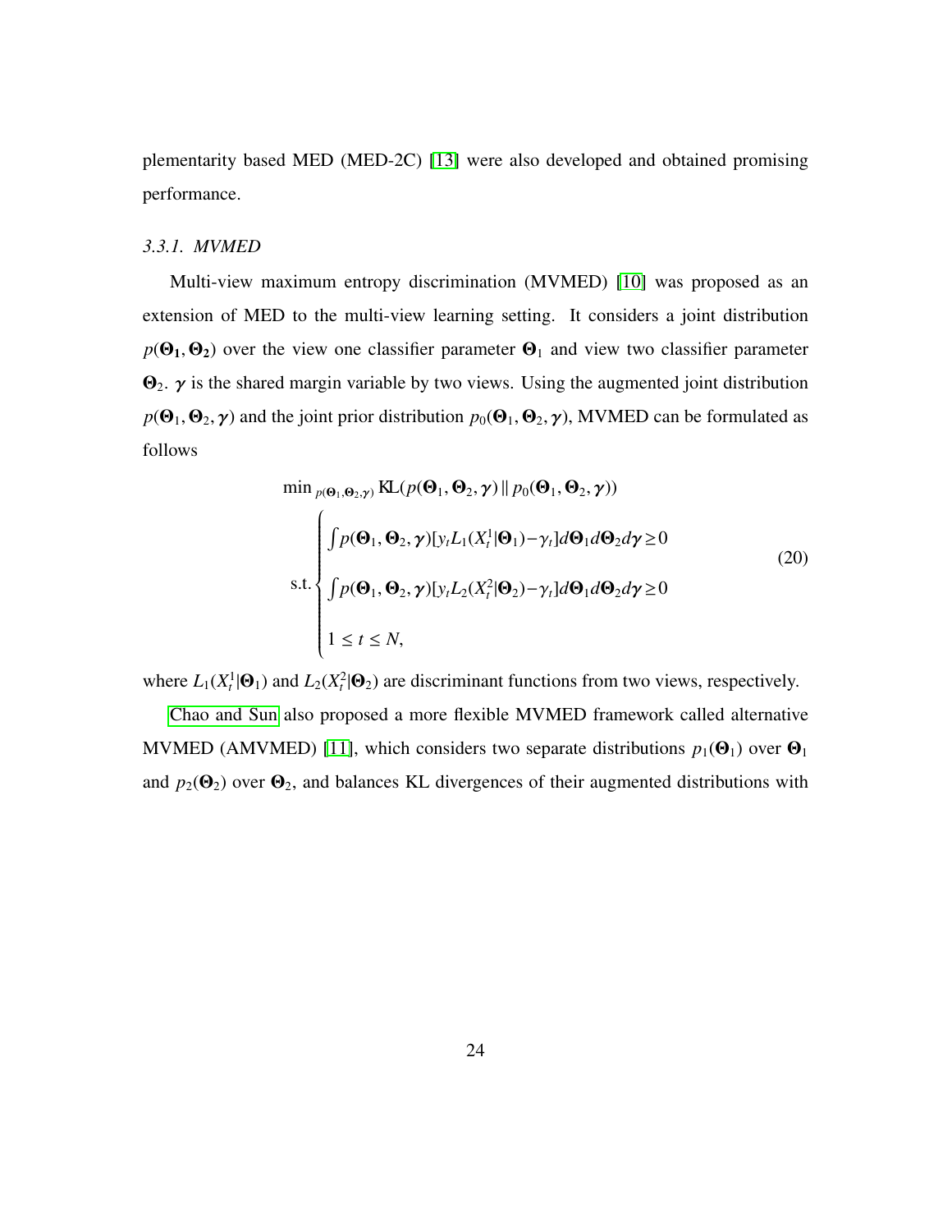plementarity based MED (MED-2C) [13] were also developed and obtained promising performance.

### *3.3.1. MVMED*

Multi-view maximum entropy discrimination (MVMED) [10] was proposed as an extension of MED to the multi-view learning setting. It considers a joint distribution $p(\mathbf{\Theta_1}, \mathbf{\Theta_2})$ over the view one classifier parameter $\mathbf{\Theta}_1$ and view two classifier parameter $\mathbf{\Theta}_2$. $\boldsymbol{\gamma}$ is the shared margin variable by two views. Using the augmented joint distribution $p(\mathbf{\Theta}_1, \mathbf{\Theta}_2, \boldsymbol{\gamma})$ and the joint prior distribution $p_0(\mathbf{\Theta}_1, \mathbf{\Theta}_2, \boldsymbol{\gamma})$, MVMED can be formulated as follows

$$
\begin{aligned}
&\min_{p(\mathbf{\Theta}_1, \mathbf{\Theta}_2, \boldsymbol{\gamma})} \mathrm{KL}(p(\mathbf{\Theta}_1, \mathbf{\Theta}_2, \boldsymbol{\gamma}) \,\|\, p_0(\mathbf{\Theta}_1, \mathbf{\Theta}_2, \boldsymbol{\gamma})) \\
&\text{s.t.} \begin{cases}
\int p(\mathbf{\Theta}_1, \mathbf{\Theta}_2, \boldsymbol{\gamma})[y_t L_1(X_t^1|\mathbf{\Theta}_1) - \gamma_t] d\mathbf{\Theta}_1 d\mathbf{\Theta}_2 d\boldsymbol{\gamma} \geq 0 \\
\int p(\mathbf{\Theta}_1, \mathbf{\Theta}_2, \boldsymbol{\gamma})[y_t L_2(X_t^2|\mathbf{\Theta}_2) - \gamma_t] d\mathbf{\Theta}_1 d\mathbf{\Theta}_2 d\boldsymbol{\gamma} \geq 0 \\
1 \leq t \leq N,
\end{cases}
\end{aligned}
\tag{20}
$$

where $L_1(X_t^1|\mathbf{\Theta}_1)$ and $L_2(X_t^2|\mathbf{\Theta}_2)$ are discriminant functions from two views, respectively.

Chao and Sun also proposed a more flexible MVMED framework called alternative MVMED (AMVMED) [11], which considers two separate distributions $p_1(\mathbf{\Theta}_1)$ over $\mathbf{\Theta}_1$ and $p_2(\mathbf{\Theta}_2)$ over $\mathbf{\Theta}_2$, and balances KL divergences of their augmented distributions with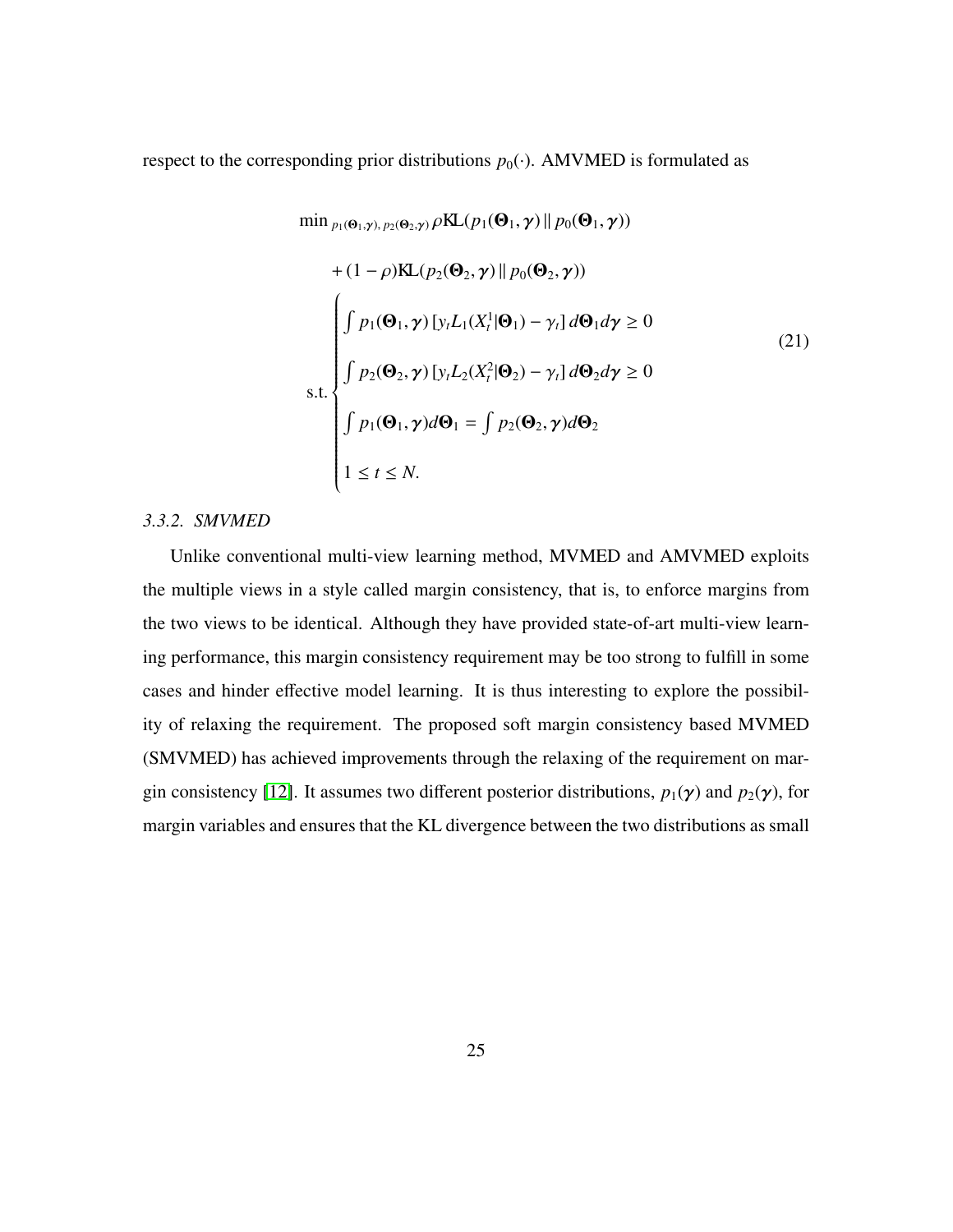respect to the corresponding prior distributions $p_0(\cdot)$. AMVMED is formulated as

$$
\begin{aligned}
\min{}_{p_1(\boldsymbol{\Theta}_1,\boldsymbol{\gamma}),\, p_2(\boldsymbol{\Theta}_2,\boldsymbol{\gamma})}\, & \rho \mathrm{KL}(p_1(\boldsymbol{\Theta}_1,\boldsymbol{\gamma}) \,||\, p_0(\boldsymbol{\Theta}_1,\boldsymbol{\gamma})) \\
& + (1-\rho)\mathrm{KL}(p_2(\boldsymbol{\Theta}_2,\boldsymbol{\gamma}) \,||\, p_0(\boldsymbol{\Theta}_2,\boldsymbol{\gamma})) \\
\text{s.t.} & \begin{cases}
\int p_1(\boldsymbol{\Theta}_1,\boldsymbol{\gamma})\,[y_t L_1(X_t^1|\boldsymbol{\Theta}_1) - \gamma_t]\, d\boldsymbol{\Theta}_1 d\boldsymbol{\gamma} \geq 0 \\
\int p_2(\boldsymbol{\Theta}_2,\boldsymbol{\gamma})\,[y_t L_2(X_t^2|\boldsymbol{\Theta}_2) - \gamma_t]\, d\boldsymbol{\Theta}_2 d\boldsymbol{\gamma} \geq 0 \\
\int p_1(\boldsymbol{\Theta}_1,\boldsymbol{\gamma}) d\boldsymbol{\Theta}_1 = \int p_2(\boldsymbol{\Theta}_2,\boldsymbol{\gamma}) d\boldsymbol{\Theta}_2 \\
1 \leq t \leq N.
\end{cases}
\end{aligned}
\tag{21}
$$

### *3.3.2. SMVMED*

Unlike conventional multi-view learning method, MVMED and AMVMED exploits the multiple views in a style called margin consistency, that is, to enforce margins from the two views to be identical. Although they have provided state-of-art multi-view learning performance, this margin consistency requirement may be too strong to fulfill in some cases and hinder effective model learning. It is thus interesting to explore the possibility of relaxing the requirement. The proposed soft margin consistency based MVMED (SMVMED) has achieved improvements through the relaxing of the requirement on margin consistency [12]. It assumes two different posterior distributions, $p_1(\boldsymbol{\gamma})$ and $p_2(\boldsymbol{\gamma})$, for margin variables and ensures that the KL divergence between the two distributions as small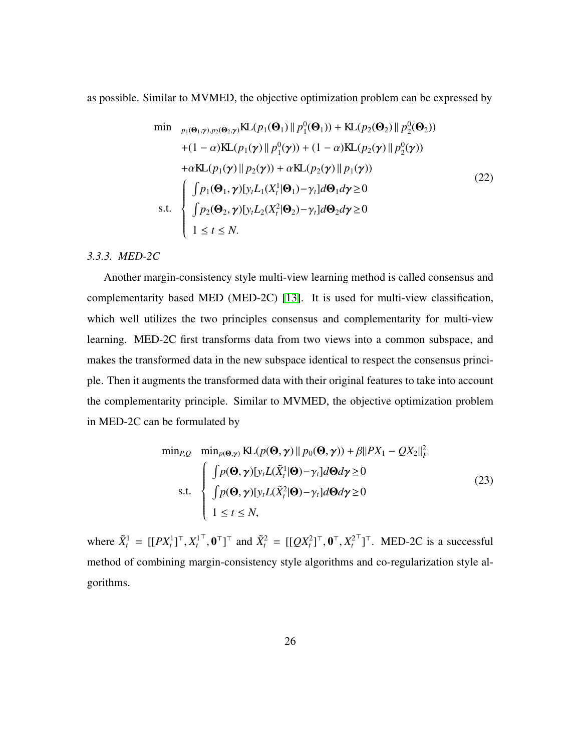as possible. Similar to MVMED, the objective optimization problem can be expressed by

$$
\begin{aligned}
\min_{p_1(\boldsymbol{\Theta}_1,\boldsymbol{\gamma}),p_2(\boldsymbol{\Theta}_2,\boldsymbol{\gamma})} \quad & \mathrm{KL}(p_1(\boldsymbol{\Theta}_1)\,\|\,p_1^0(\boldsymbol{\Theta}_1)) + \mathrm{KL}(p_2(\boldsymbol{\Theta}_2)\,\|\,p_2^0(\boldsymbol{\Theta}_2)) \\
& +(1-\alpha)\mathrm{KL}(p_1(\boldsymbol{\gamma})\,\|\,p_1^0(\boldsymbol{\gamma})) + (1-\alpha)\mathrm{KL}(p_2(\boldsymbol{\gamma})\,\|\,p_2^0(\boldsymbol{\gamma})) \\
& +\alpha\mathrm{KL}(p_1(\boldsymbol{\gamma})\,\|\,p_2(\boldsymbol{\gamma})) + \alpha\mathrm{KL}(p_2(\boldsymbol{\gamma})\,\|\,p_1(\boldsymbol{\gamma})) \\
\text{s.t.} \quad & \begin{cases} \int p_1(\boldsymbol{\Theta}_1,\boldsymbol{\gamma})[y_t L_1(X_t^1|\boldsymbol{\Theta}_1)-\gamma_t]d\boldsymbol{\Theta}_1 d\boldsymbol{\gamma} \geq 0 \\ \int p_2(\boldsymbol{\Theta}_2,\boldsymbol{\gamma})[y_t L_2(X_t^2|\boldsymbol{\Theta}_2)-\gamma_t]d\boldsymbol{\Theta}_2 d\boldsymbol{\gamma} \geq 0 \\ 1 \leq t \leq N. \end{cases}
\end{aligned}
\tag{22}
$$

### 3.3.3. MED-2C

Another margin-consistency style multi-view learning method is called consensus and complementarity based MED (MED-2C) [13]. It is used for multi-view classification, which well utilizes the two principles consensus and complementarity for multi-view learning. MED-2C first transforms data from two views into a common subspace, and makes the transformed data in the new subspace identical to respect the consensus principle. Then it augments the transformed data with their original features to take into account the complementarity principle. Similar to MVMED, the objective optimization problem in MED-2C can be formulated by

$$
\begin{aligned}
\min_{P,Q} \quad & \min_{p(\boldsymbol{\Theta},\boldsymbol{\gamma})} \mathrm{KL}(p(\boldsymbol{\Theta},\boldsymbol{\gamma})\,\|\,p_0(\boldsymbol{\Theta},\boldsymbol{\gamma})) + \beta\|PX_1 - QX_2\|_F^2 \\
\text{s.t.} \quad & \begin{cases} \int p(\boldsymbol{\Theta},\boldsymbol{\gamma})[y_t L(\tilde{X}_t^1|\boldsymbol{\Theta})-\gamma_t]d\boldsymbol{\Theta} d\boldsymbol{\gamma} \geq 0 \\ \int p(\boldsymbol{\Theta},\boldsymbol{\gamma})[y_t L(\tilde{X}_t^2|\boldsymbol{\Theta})-\gamma_t]d\boldsymbol{\Theta} d\boldsymbol{\gamma} \geq 0 \\ 1 \leq t \leq N, \end{cases}
\end{aligned}
\tag{23}
$$

where $\tilde{X}_t^1 = [[PX_t^1]^\top, {X_t^1}^\top, \mathbf{0}^\top]^\top$ and $\tilde{X}_t^2 = [[QX_t^2]^\top, \mathbf{0}^\top, {X_t^2}^\top]^\top$. MED-2C is a successful method of combining margin-consistency style algorithms and co-regularization style algorithms.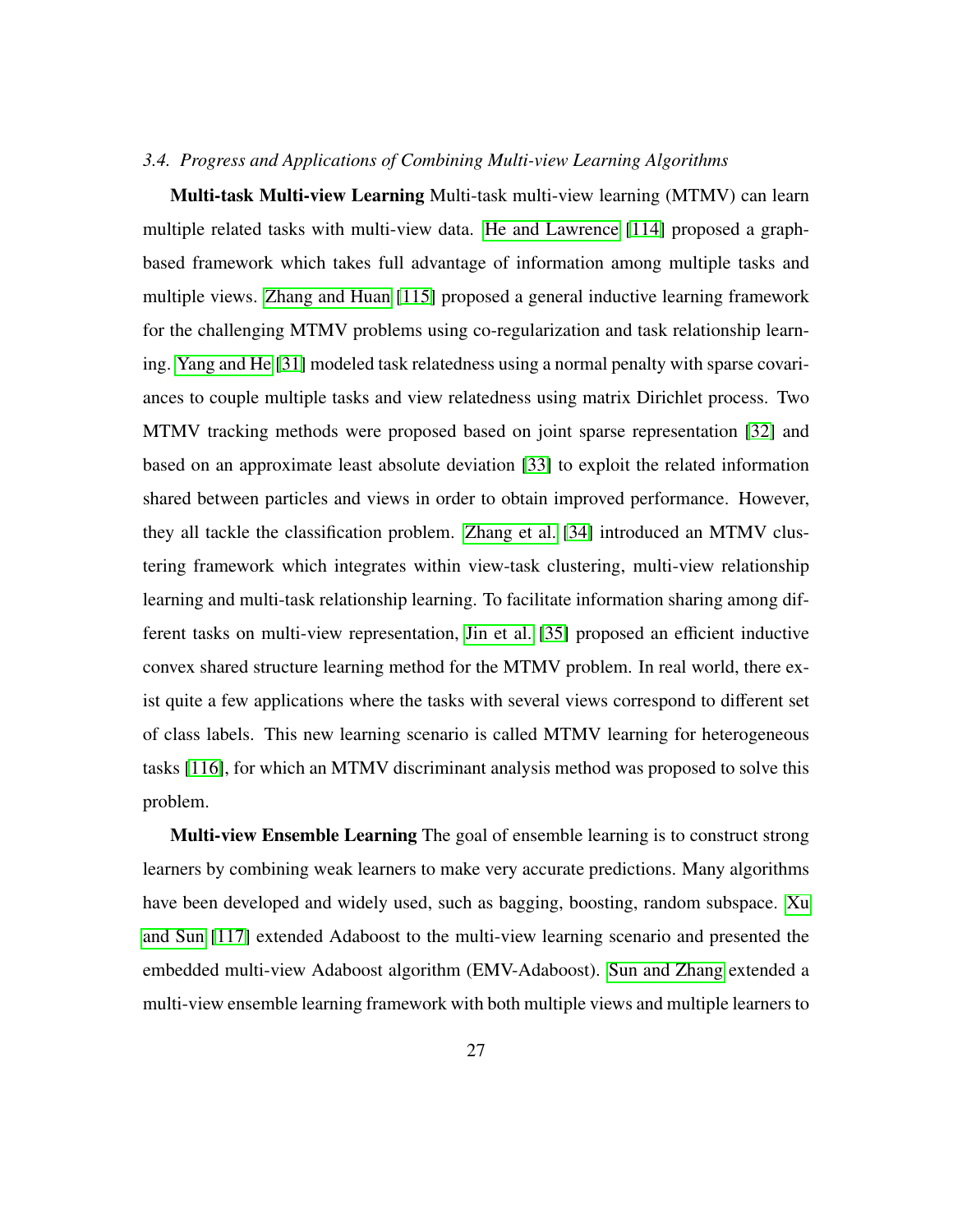### 3.4. Progress and Applications of Combining Multi-view Learning Algorithms

**Multi-task Multi-view Learning** Multi-task multi-view learning (MTMV) can learn multiple related tasks with multi-view data. He and Lawrence [114] proposed a graph-based framework which takes full advantage of information among multiple tasks and multiple views. Zhang and Huan [115] proposed a general inductive learning framework for the challenging MTMV problems using co-regularization and task relationship learning. Yang and He [31] modeled task relatedness using a normal penalty with sparse covariances to couple multiple tasks and view relatedness using matrix Dirichlet process. Two MTMV tracking methods were proposed based on joint sparse representation [32] and based on an approximate least absolute deviation [33] to exploit the related information shared between particles and views in order to obtain improved performance. However, they all tackle the classification problem. Zhang et al. [34] introduced an MTMV clustering framework which integrates within view-task clustering, multi-view relationship learning and multi-task relationship learning. To facilitate information sharing among different tasks on multi-view representation, Jin et al. [35] proposed an efficient inductive convex shared structure learning method for the MTMV problem. In real world, there exist quite a few applications where the tasks with several views correspond to different set of class labels. This new learning scenario is called MTMV learning for heterogeneous tasks [116], for which an MTMV discriminant analysis method was proposed to solve this problem.

**Multi-view Ensemble Learning** The goal of ensemble learning is to construct strong learners by combining weak learners to make very accurate predictions. Many algorithms have been developed and widely used, such as bagging, boosting, random subspace. Xu and Sun [117] extended Adaboost to the multi-view learning scenario and presented the embedded multi-view Adaboost algorithm (EMV-Adaboost). Sun and Zhang extended a multi-view ensemble learning framework with both multiple views and multiple learners to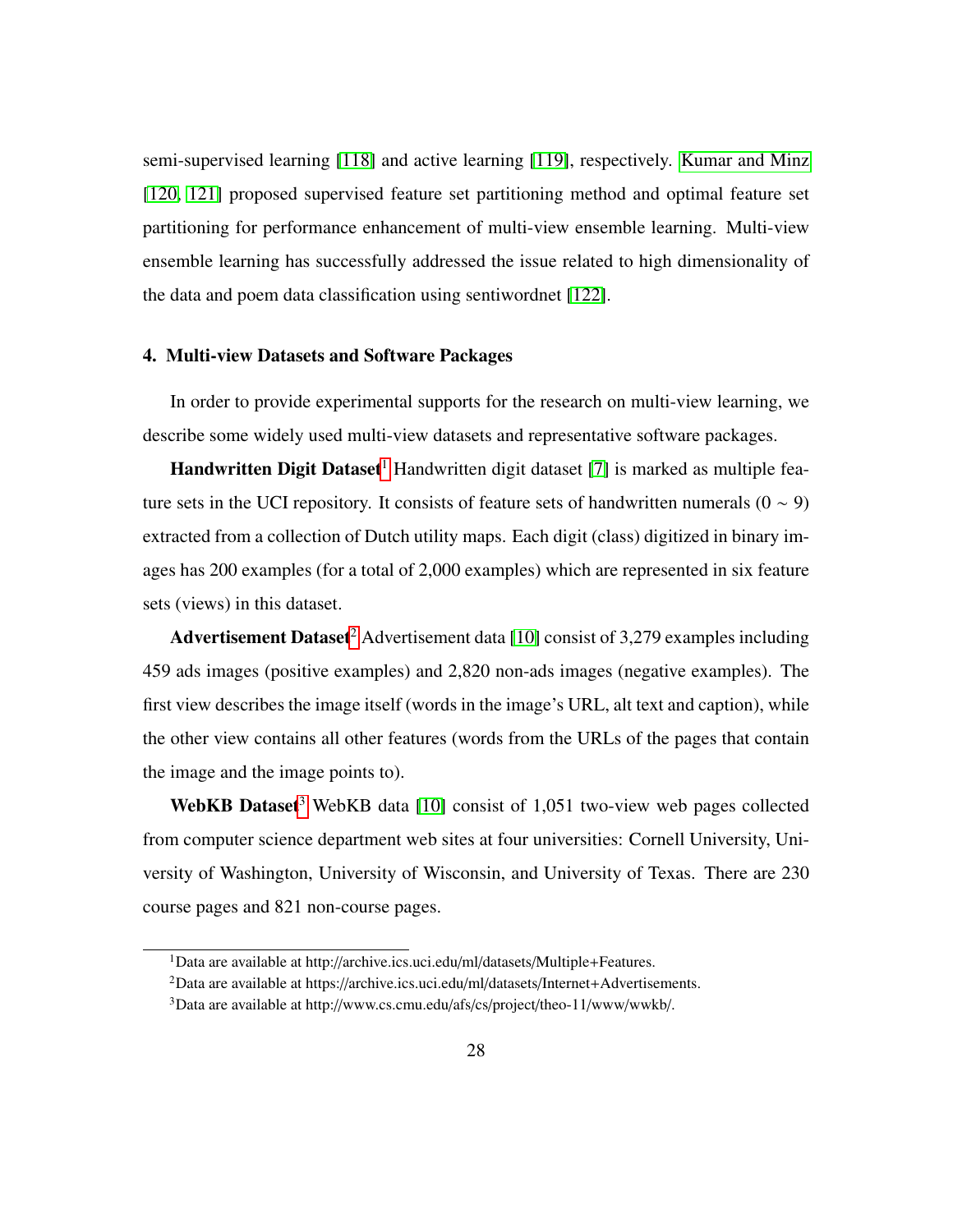semi-supervised learning [118] and active learning [119], respectively. Kumar and Minz [120, 121] proposed supervised feature set partitioning method and optimal feature set partitioning for performance enhancement of multi-view ensemble learning. Multi-view ensemble learning has successfully addressed the issue related to high dimensionality of the data and poem data classification using sentiwordnet [122].

## 4. Multi-view Datasets and Software Packages

In order to provide experimental supports for the research on multi-view learning, we describe some widely used multi-view datasets and representative software packages.

**Handwritten Digit Dataset**[1] Handwritten digit dataset [7] is marked as multiple feature sets in the UCI repository. It consists of feature sets of handwritten numerals ($0 \sim 9$) extracted from a collection of Dutch utility maps. Each digit (class) digitized in binary images has 200 examples (for a total of 2,000 examples) which are represented in six feature sets (views) in this dataset.

**Advertisement Dataset**[2] Advertisement data [10] consist of 3,279 examples including 459 ads images (positive examples) and 2,820 non-ads images (negative examples). The first view describes the image itself (words in the image's URL, alt text and caption), while the other view contains all other features (words from the URLs of the pages that contain the image and the image points to).

**WebKB Dataset**[3] WebKB data [10] consist of 1,051 two-view web pages collected from computer science department web sites at four universities: Cornell University, University of Washington, University of Wisconsin, and University of Texas. There are 230 course pages and 821 non-course pages.

---

[1] Data are available at http://archive.ics.uci.edu/ml/datasets/Multiple+Features.

[2] Data are available at https://archive.ics.uci.edu/ml/datasets/Internet+Advertisements.

[3] Data are available at http://www.cs.cmu.edu/afs/cs/project/theo-11/www/wwkb/.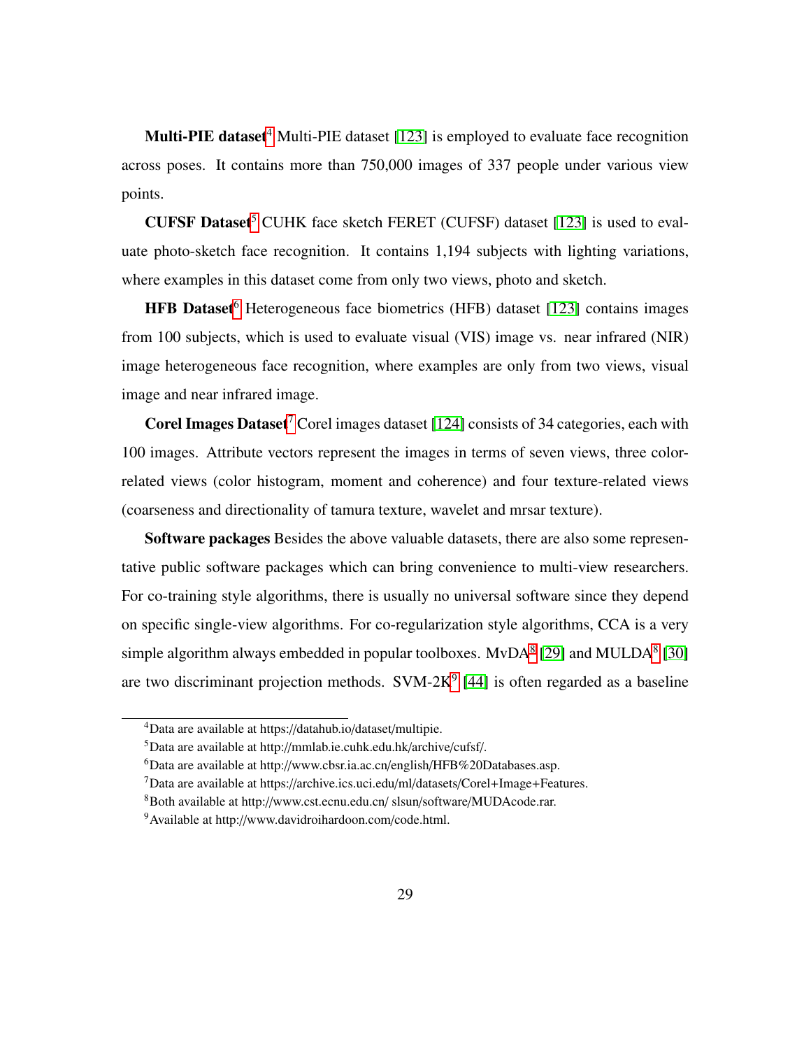**Multi-PIE dataset**[4] Multi-PIE dataset [123] is employed to evaluate face recognition across poses. It contains more than 750,000 images of 337 people under various view points.

**CUFSF Dataset**[5] CUHK face sketch FERET (CUFSF) dataset [123] is used to evaluate photo-sketch face recognition. It contains 1,194 subjects with lighting variations, where examples in this dataset come from only two views, photo and sketch.

**HFB Dataset**[6] Heterogeneous face biometrics (HFB) dataset [123] contains images from 100 subjects, which is used to evaluate visual (VIS) image vs. near infrared (NIR) image heterogeneous face recognition, where examples are only from two views, visual image and near infrared image.

**Corel Images Dataset**[7] Corel images dataset [124] consists of 34 categories, each with 100 images. Attribute vectors represent the images in terms of seven views, three color-related views (color histogram, moment and coherence) and four texture-related views (coarseness and directionality of tamura texture, wavelet and mrsar texture).

**Software packages** Besides the above valuable datasets, there are also some representative public software packages which can bring convenience to multi-view researchers. For co-training style algorithms, there is usually no universal software since they depend on specific single-view algorithms. For co-regularization style algorithms, CCA is a very simple algorithm always embedded in popular toolboxes. MvDA[8] [29] and MULDA[8] [30] are two discriminant projection methods. SVM-2K[9] [44] is often regarded as a baseline

---

[4] Data are available at https://datahub.io/dataset/multipie.

[5] Data are available at http://mmlab.ie.cuhk.edu.hk/archive/cufsf/.

[6] Data are available at http://www.cbsr.ia.ac.cn/english/HFB%20Databases.asp.

[7] Data are available at https://archive.ics.uci.edu/ml/datasets/Corel+Image+Features.

[8] Both available at http://www.cst.ecnu.edu.cn/ slsun/software/MUDAcode.rar.

[9] Available at http://www.davidroihardoon.com/code.html.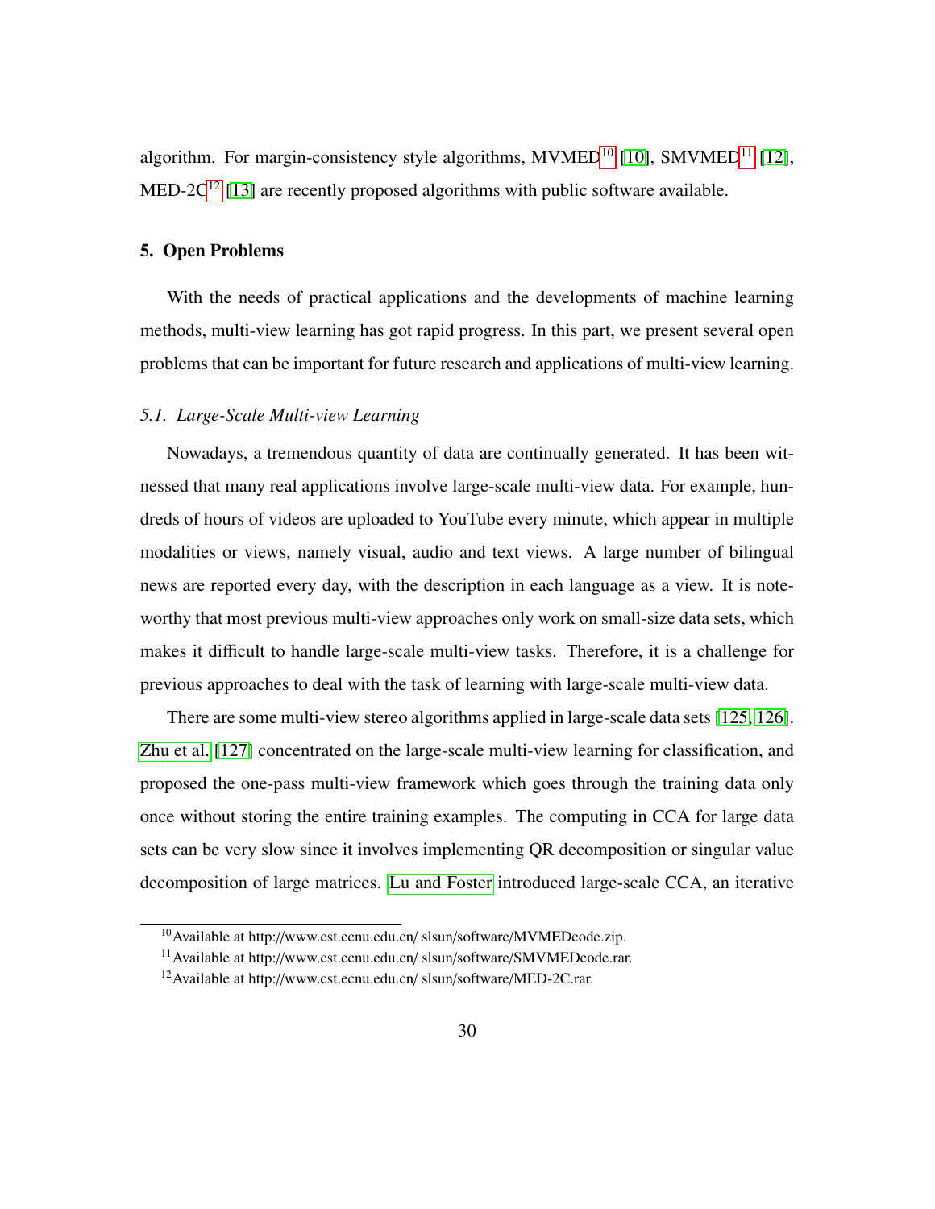algorithm. For margin-consistency style algorithms, MVMED[10] [10], SMVMED[11] [12], MED-2C[12] [13] are recently proposed algorithms with public software available.

## 5. Open Problems

With the needs of practical applications and the developments of machine learning methods, multi-view learning has got rapid progress. In this part, we present several open problems that can be important for future research and applications of multi-view learning.

### *5.1. Large-Scale Multi-view Learning*

Nowadays, a tremendous quantity of data are continually generated. It has been witnessed that many real applications involve large-scale multi-view data. For example, hundreds of hours of videos are uploaded to YouTube every minute, which appear in multiple modalities or views, namely visual, audio and text views. A large number of bilingual news are reported every day, with the description in each language as a view. It is noteworthy that most previous multi-view approaches only work on small-size data sets, which makes it difficult to handle large-scale multi-view tasks. Therefore, it is a challenge for previous approaches to deal with the task of learning with large-scale multi-view data.

There are some multi-view stereo algorithms applied in large-scale data sets [125, 126]. Zhu et al. [127] concentrated on the large-scale multi-view learning for classification, and proposed the one-pass multi-view framework which goes through the training data only once without storing the entire training examples. The computing in CCA for large data sets can be very slow since it involves implementing QR decomposition or singular value decomposition of large matrices. Lu and Foster introduced large-scale CCA, an iterative

[10] Available at http://www.cst.ecnu.edu.cn/ slsun/software/MVMEDcode.zip.

[11] Available at http://www.cst.ecnu.edu.cn/ slsun/software/SMVMEDcode.rar.

[12] Available at http://www.cst.ecnu.edu.cn/ slsun/software/MED-2C.rar.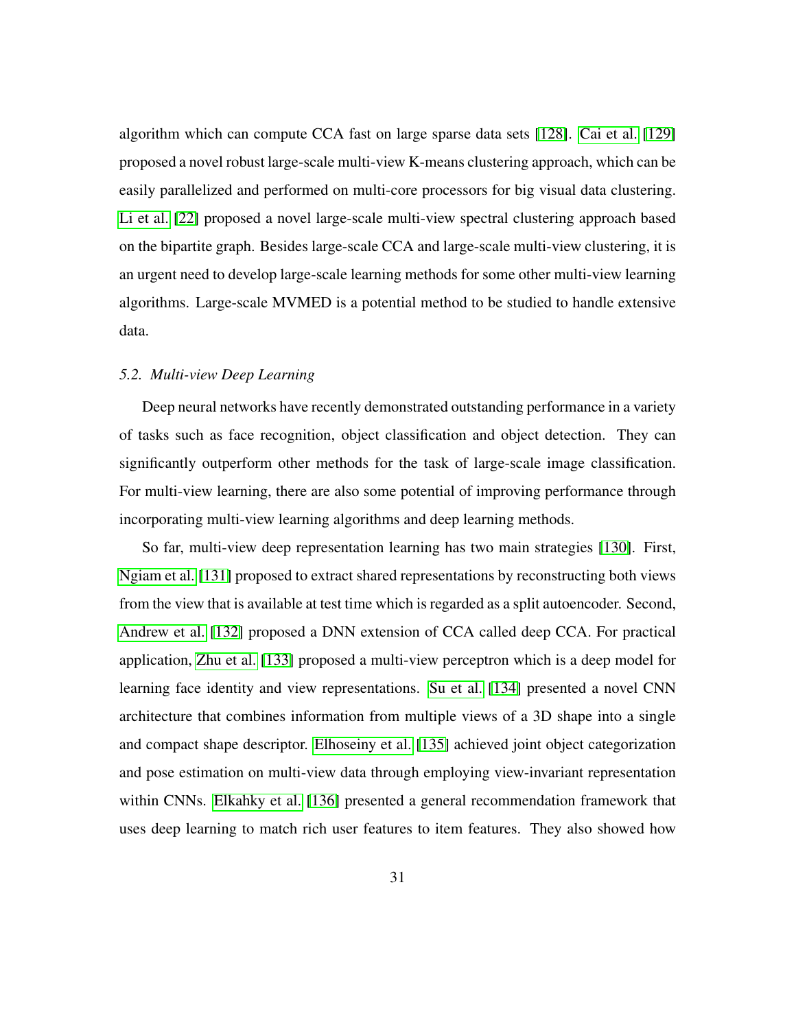algorithm which can compute CCA fast on large sparse data sets [128]. Cai et al. [129] proposed a novel robust large-scale multi-view K-means clustering approach, which can be easily parallelized and performed on multi-core processors for big visual data clustering. Li et al. [22] proposed a novel large-scale multi-view spectral clustering approach based on the bipartite graph. Besides large-scale CCA and large-scale multi-view clustering, it is an urgent need to develop large-scale learning methods for some other multi-view learning algorithms. Large-scale MVMED is a potential method to be studied to handle extensive data.

### *5.2. Multi-view Deep Learning*

Deep neural networks have recently demonstrated outstanding performance in a variety of tasks such as face recognition, object classification and object detection. They can significantly outperform other methods for the task of large-scale image classification. For multi-view learning, there are also some potential of improving performance through incorporating multi-view learning algorithms and deep learning methods.

So far, multi-view deep representation learning has two main strategies [130]. First, Ngiam et al. [131] proposed to extract shared representations by reconstructing both views from the view that is available at test time which is regarded as a split autoencoder. Second, Andrew et al. [132] proposed a DNN extension of CCA called deep CCA. For practical application, Zhu et al. [133] proposed a multi-view perceptron which is a deep model for learning face identity and view representations. Su et al. [134] presented a novel CNN architecture that combines information from multiple views of a 3D shape into a single and compact shape descriptor. Elhoseiny et al. [135] achieved joint object categorization and pose estimation on multi-view data through employing view-invariant representation within CNNs. Elkahky et al. [136] presented a general recommendation framework that uses deep learning to match rich user features to item features. They also showed how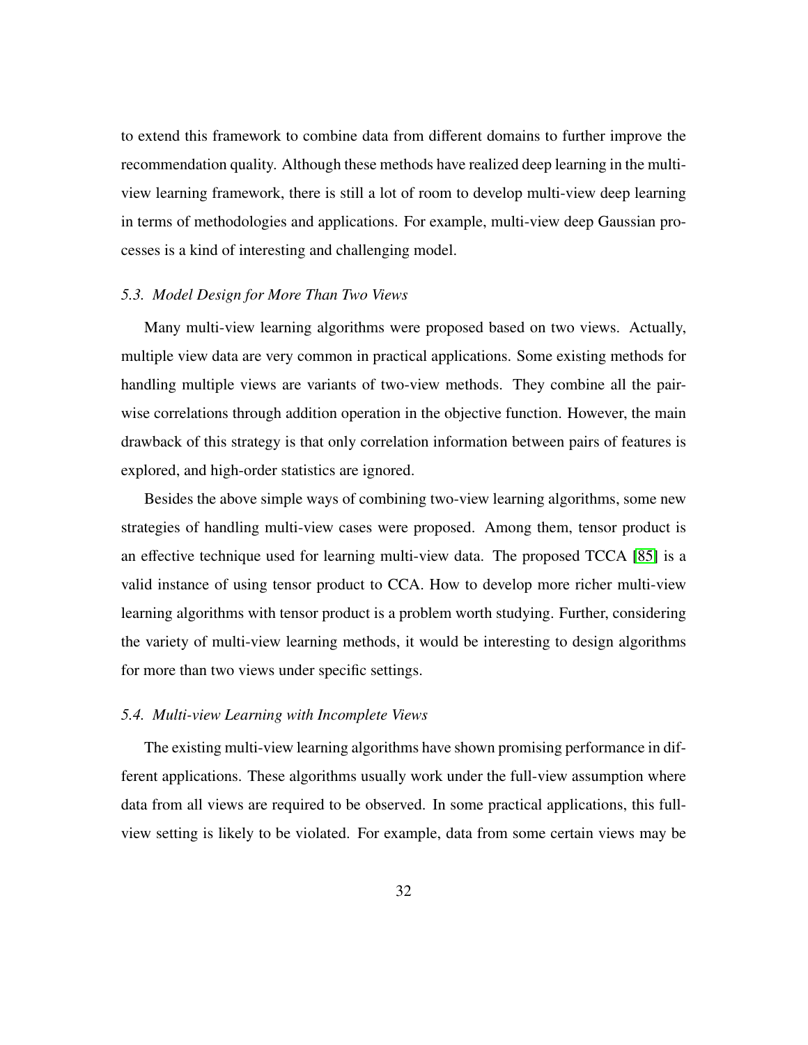to extend this framework to combine data from different domains to further improve the recommendation quality. Although these methods have realized deep learning in the multi-view learning framework, there is still a lot of room to develop multi-view deep learning in terms of methodologies and applications. For example, multi-view deep Gaussian processes is a kind of interesting and challenging model.

### *5.3. Model Design for More Than Two Views*

Many multi-view learning algorithms were proposed based on two views. Actually, multiple view data are very common in practical applications. Some existing methods for handling multiple views are variants of two-view methods. They combine all the pairwise correlations through addition operation in the objective function. However, the main drawback of this strategy is that only correlation information between pairs of features is explored, and high-order statistics are ignored.

Besides the above simple ways of combining two-view learning algorithms, some new strategies of handling multi-view cases were proposed. Among them, tensor product is an effective technique used for learning multi-view data. The proposed TCCA [85] is a valid instance of using tensor product to CCA. How to develop more richer multi-view learning algorithms with tensor product is a problem worth studying. Further, considering the variety of multi-view learning methods, it would be interesting to design algorithms for more than two views under specific settings.

### *5.4. Multi-view Learning with Incomplete Views*

The existing multi-view learning algorithms have shown promising performance in different applications. These algorithms usually work under the full-view assumption where data from all views are required to be observed. In some practical applications, this full-view setting is likely to be violated. For example, data from some certain views may be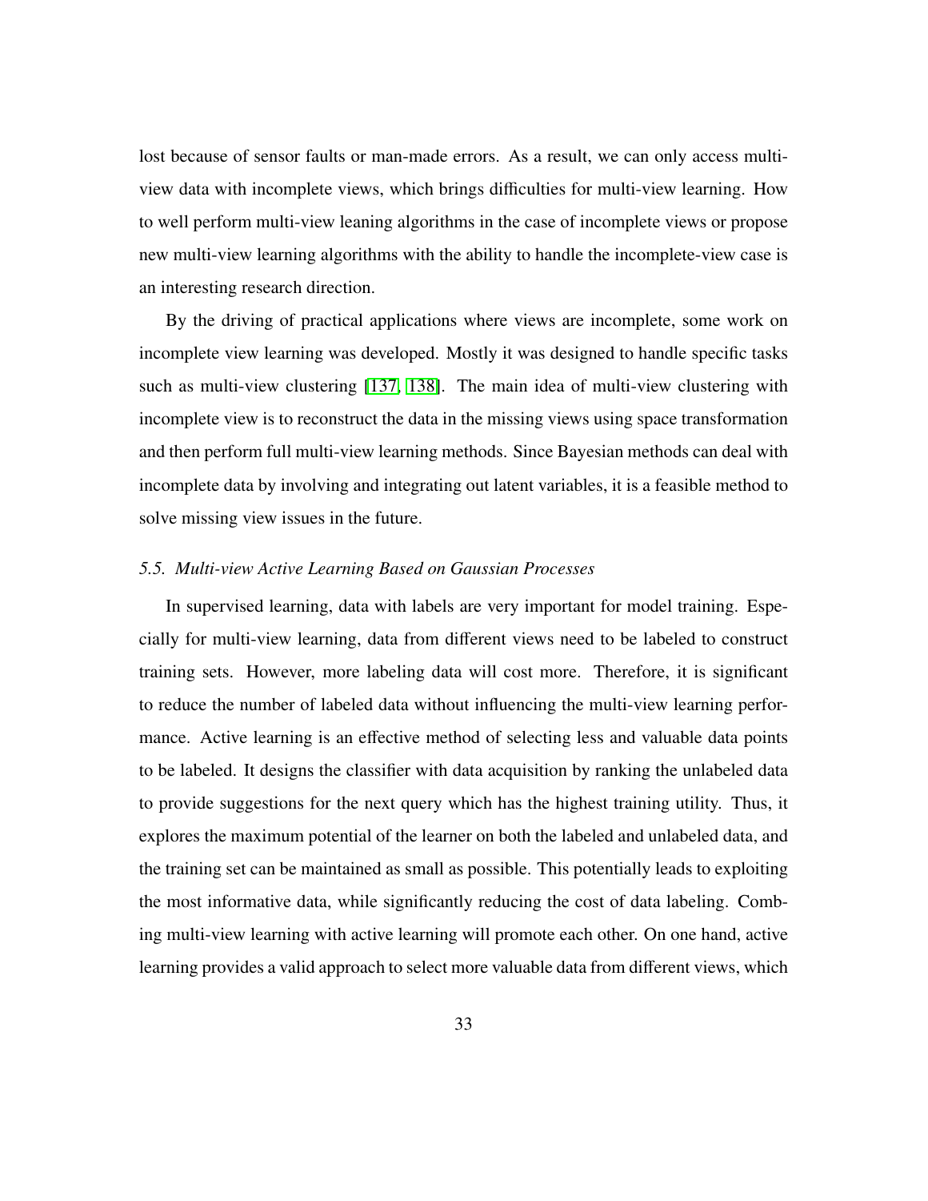lost because of sensor faults or man-made errors. As a result, we can only access multi-view data with incomplete views, which brings difficulties for multi-view learning. How to well perform multi-view leaning algorithms in the case of incomplete views or propose new multi-view learning algorithms with the ability to handle the incomplete-view case is an interesting research direction.

By the driving of practical applications where views are incomplete, some work on incomplete view learning was developed. Mostly it was designed to handle specific tasks such as multi-view clustering [137, 138]. The main idea of multi-view clustering with incomplete view is to reconstruct the data in the missing views using space transformation and then perform full multi-view learning methods. Since Bayesian methods can deal with incomplete data by involving and integrating out latent variables, it is a feasible method to solve missing view issues in the future.

### *5.5. Multi-view Active Learning Based on Gaussian Processes*

In supervised learning, data with labels are very important for model training. Especially for multi-view learning, data from different views need to be labeled to construct training sets. However, more labeling data will cost more. Therefore, it is significant to reduce the number of labeled data without influencing the multi-view learning performance. Active learning is an effective method of selecting less and valuable data points to be labeled. It designs the classifier with data acquisition by ranking the unlabeled data to provide suggestions for the next query which has the highest training utility. Thus, it explores the maximum potential of the learner on both the labeled and unlabeled data, and the training set can be maintained as small as possible. This potentially leads to exploiting the most informative data, while significantly reducing the cost of data labeling. Combing multi-view learning with active learning will promote each other. On one hand, active learning provides a valid approach to select more valuable data from different views, which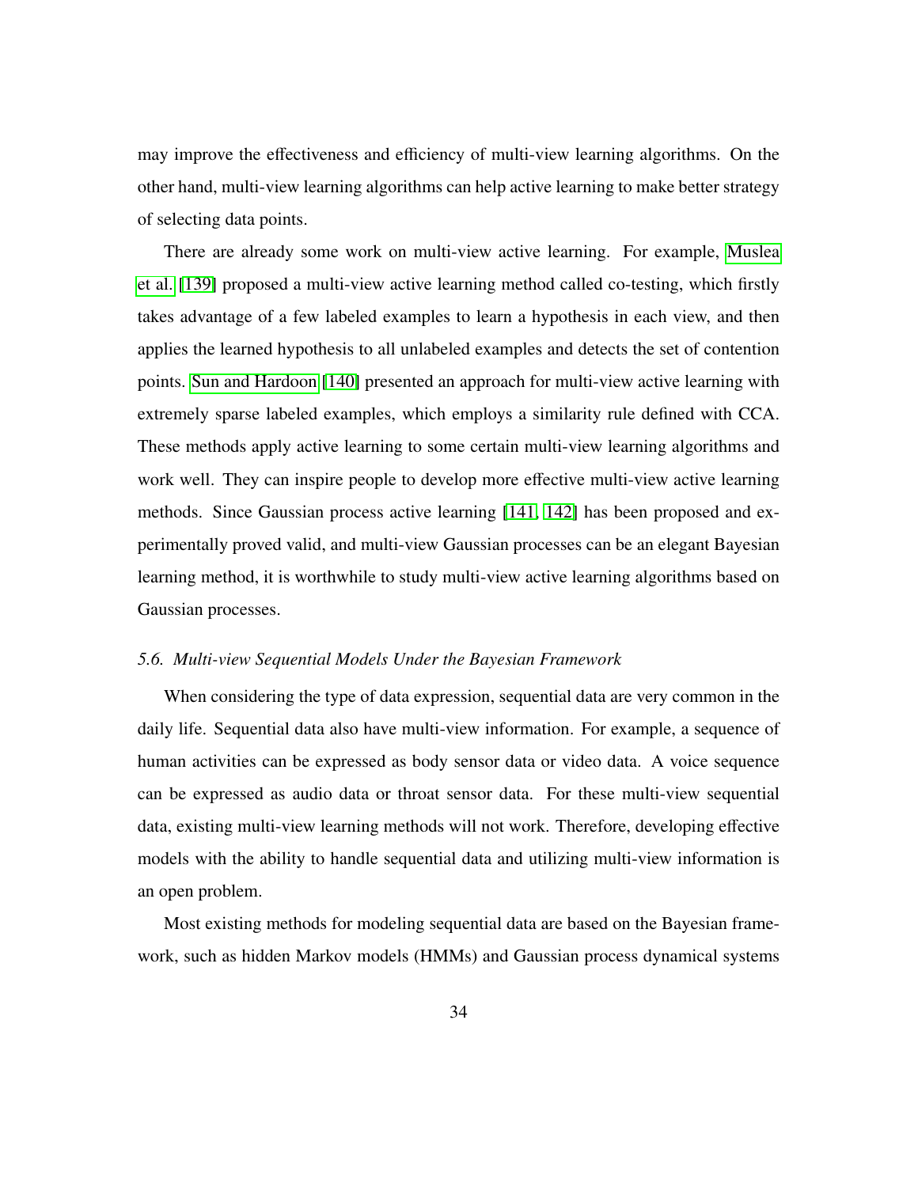may improve the effectiveness and efficiency of multi-view learning algorithms. On the other hand, multi-view learning algorithms can help active learning to make better strategy of selecting data points.

There are already some work on multi-view active learning. For example, Muslea et al. [139] proposed a multi-view active learning method called co-testing, which firstly takes advantage of a few labeled examples to learn a hypothesis in each view, and then applies the learned hypothesis to all unlabeled examples and detects the set of contention points. Sun and Hardoon [140] presented an approach for multi-view active learning with extremely sparse labeled examples, which employs a similarity rule defined with CCA. These methods apply active learning to some certain multi-view learning algorithms and work well. They can inspire people to develop more effective multi-view active learning methods. Since Gaussian process active learning [141, 142] has been proposed and experimentally proved valid, and multi-view Gaussian processes can be an elegant Bayesian learning method, it is worthwhile to study multi-view active learning algorithms based on Gaussian processes.

### *5.6. Multi-view Sequential Models Under the Bayesian Framework*

When considering the type of data expression, sequential data are very common in the daily life. Sequential data also have multi-view information. For example, a sequence of human activities can be expressed as body sensor data or video data. A voice sequence can be expressed as audio data or throat sensor data. For these multi-view sequential data, existing multi-view learning methods will not work. Therefore, developing effective models with the ability to handle sequential data and utilizing multi-view information is an open problem.

Most existing methods for modeling sequential data are based on the Bayesian framework, such as hidden Markov models (HMMs) and Gaussian process dynamical systems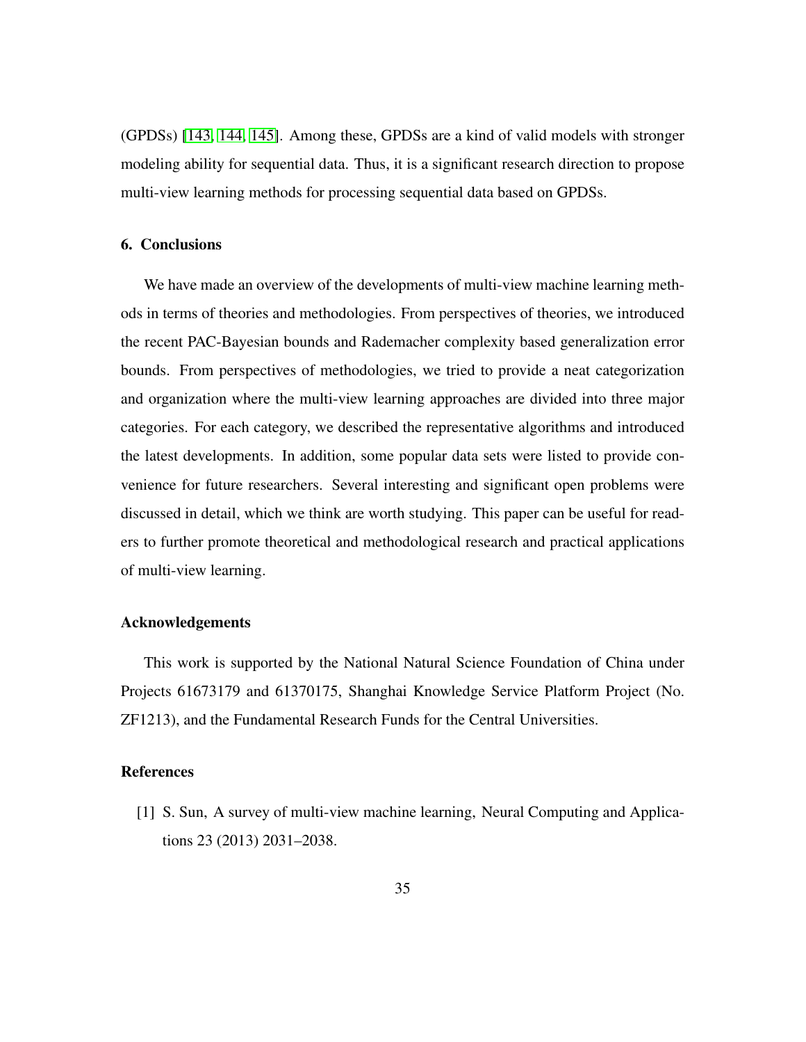(GPDSs) [143, 144, 145]. Among these, GPDSs are a kind of valid models with stronger modeling ability for sequential data. Thus, it is a significant research direction to propose multi-view learning methods for processing sequential data based on GPDSs.

## 6. Conclusions

We have made an overview of the developments of multi-view machine learning methods in terms of theories and methodologies. From perspectives of theories, we introduced the recent PAC-Bayesian bounds and Rademacher complexity based generalization error bounds. From perspectives of methodologies, we tried to provide a neat categorization and organization where the multi-view learning approaches are divided into three major categories. For each category, we described the representative algorithms and introduced the latest developments. In addition, some popular data sets were listed to provide convenience for future researchers. Several interesting and significant open problems were discussed in detail, which we think are worth studying. This paper can be useful for readers to further promote theoretical and methodological research and practical applications of multi-view learning.

## Acknowledgements

This work is supported by the National Natural Science Foundation of China under Projects 61673179 and 61370175, Shanghai Knowledge Service Platform Project (No. ZF1213), and the Fundamental Research Funds for the Central Universities.

## References

[1] S. Sun, A survey of multi-view machine learning, Neural Computing and Applications 23 (2013) 2031–2038.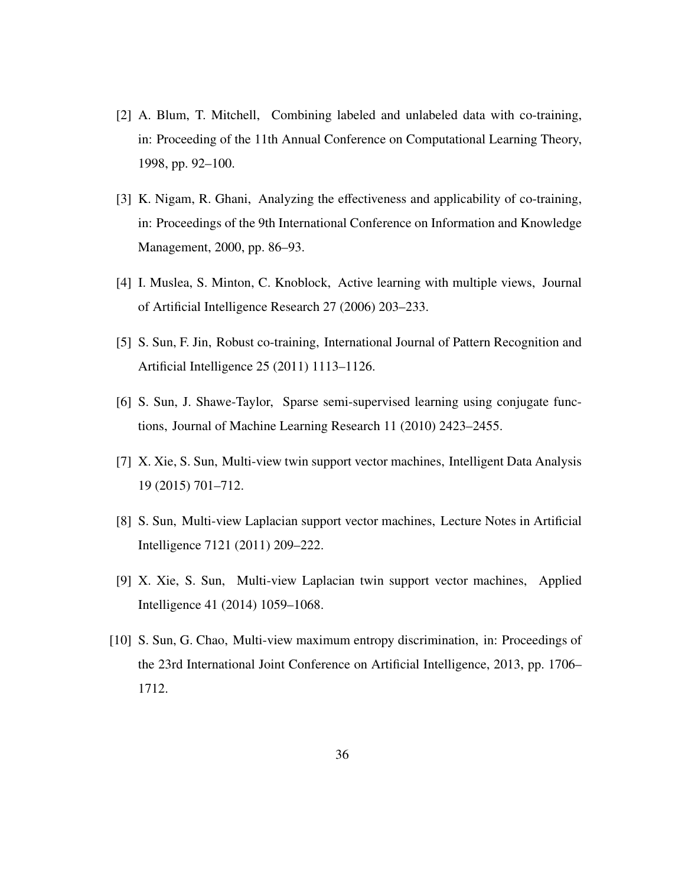[2] A. Blum, T. Mitchell, Combining labeled and unlabeled data with co-training, in: Proceeding of the 11th Annual Conference on Computational Learning Theory, 1998, pp. 92–100.

[3] K. Nigam, R. Ghani, Analyzing the effectiveness and applicability of co-training, in: Proceedings of the 9th International Conference on Information and Knowledge Management, 2000, pp. 86–93.

[4] I. Muslea, S. Minton, C. Knoblock, Active learning with multiple views, Journal of Artificial Intelligence Research 27 (2006) 203–233.

[5] S. Sun, F. Jin, Robust co-training, International Journal of Pattern Recognition and Artificial Intelligence 25 (2011) 1113–1126.

[6] S. Sun, J. Shawe-Taylor, Sparse semi-supervised learning using conjugate functions, Journal of Machine Learning Research 11 (2010) 2423–2455.

[7] X. Xie, S. Sun, Multi-view twin support vector machines, Intelligent Data Analysis 19 (2015) 701–712.

[8] S. Sun, Multi-view Laplacian support vector machines, Lecture Notes in Artificial Intelligence 7121 (2011) 209–222.

[9] X. Xie, S. Sun, Multi-view Laplacian twin support vector machines, Applied Intelligence 41 (2014) 1059–1068.

[10] S. Sun, G. Chao, Multi-view maximum entropy discrimination, in: Proceedings of the 23rd International Joint Conference on Artificial Intelligence, 2013, pp. 1706–1712.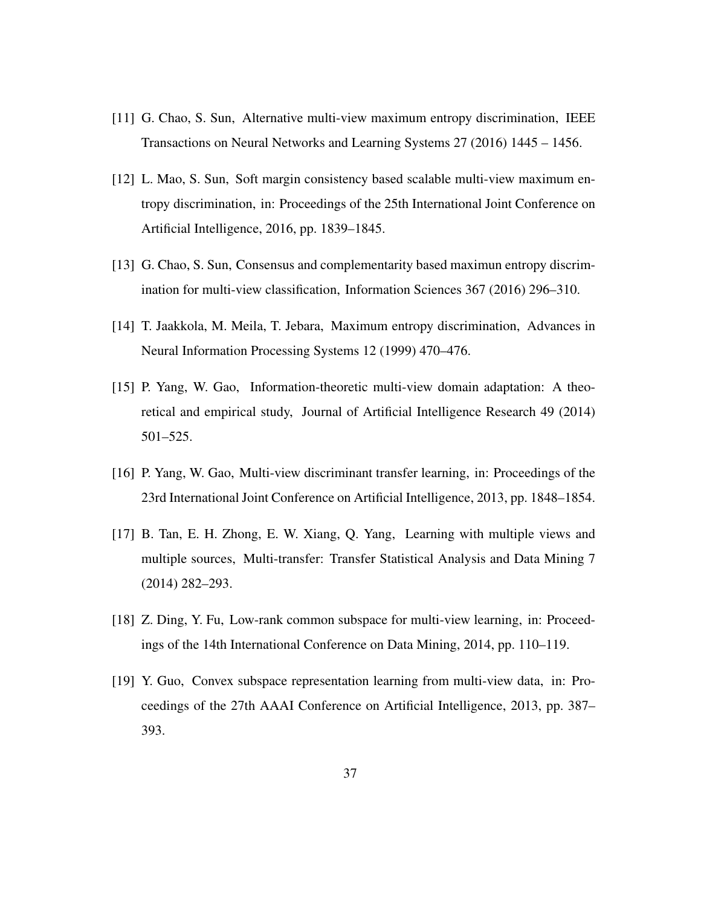[11] G. Chao, S. Sun, Alternative multi-view maximum entropy discrimination, IEEE Transactions on Neural Networks and Learning Systems 27 (2016) 1445 – 1456.

[12] L. Mao, S. Sun, Soft margin consistency based scalable multi-view maximum entropy discrimination, in: Proceedings of the 25th International Joint Conference on Artificial Intelligence, 2016, pp. 1839–1845.

[13] G. Chao, S. Sun, Consensus and complementarity based maximun entropy discrimination for multi-view classification, Information Sciences 367 (2016) 296–310.

[14] T. Jaakkola, M. Meila, T. Jebara, Maximum entropy discrimination, Advances in Neural Information Processing Systems 12 (1999) 470–476.

[15] P. Yang, W. Gao, Information-theoretic multi-view domain adaptation: A theoretical and empirical study, Journal of Artificial Intelligence Research 49 (2014) 501–525.

[16] P. Yang, W. Gao, Multi-view discriminant transfer learning, in: Proceedings of the 23rd International Joint Conference on Artificial Intelligence, 2013, pp. 1848–1854.

[17] B. Tan, E. H. Zhong, E. W. Xiang, Q. Yang, Learning with multiple views and multiple sources, Multi-transfer: Transfer Statistical Analysis and Data Mining 7 (2014) 282–293.

[18] Z. Ding, Y. Fu, Low-rank common subspace for multi-view learning, in: Proceedings of the 14th International Conference on Data Mining, 2014, pp. 110–119.

[19] Y. Guo, Convex subspace representation learning from multi-view data, in: Proceedings of the 27th AAAI Conference on Artificial Intelligence, 2013, pp. 387–393.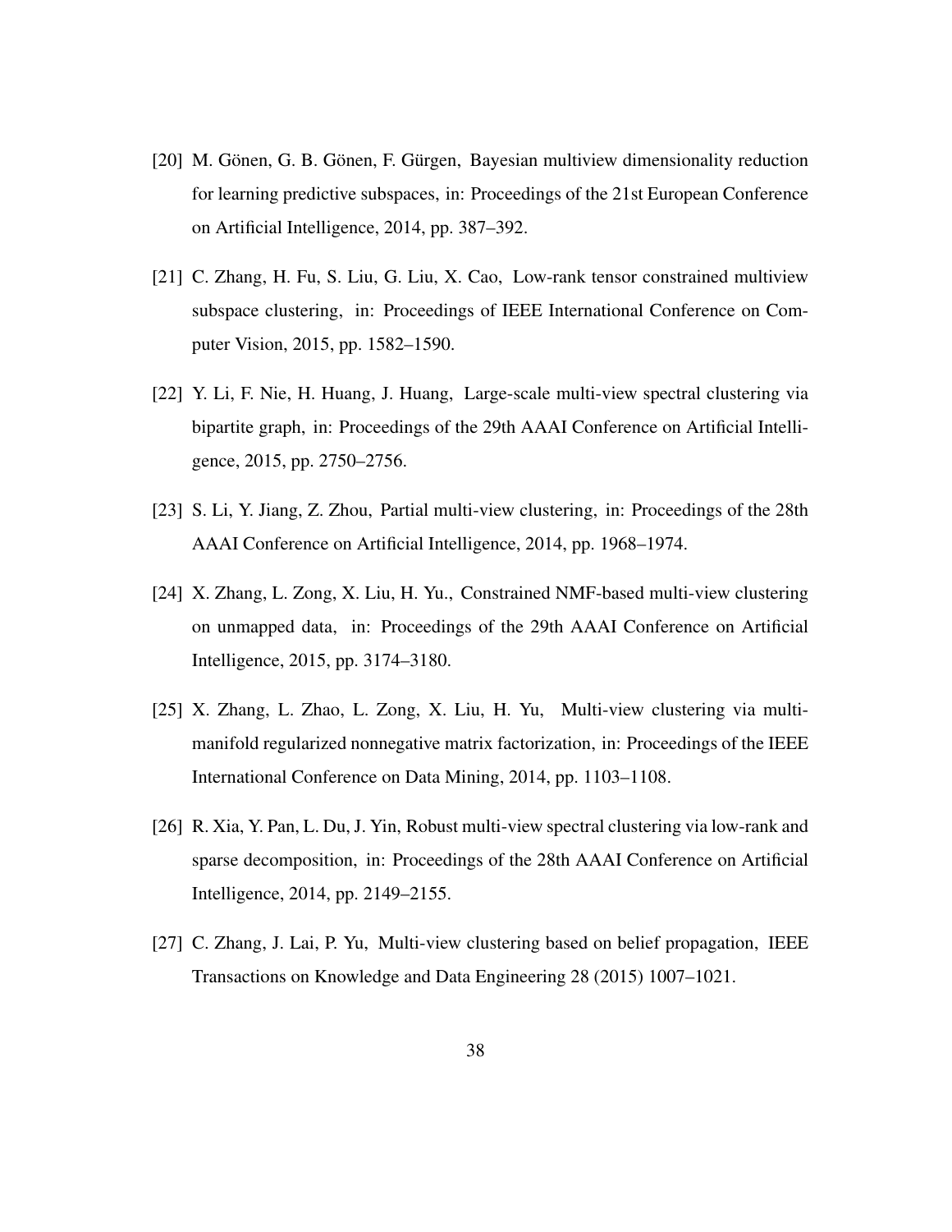[20] M. Gönen, G. B. Gönen, F. Gürgen, Bayesian multiview dimensionality reduction for learning predictive subspaces, in: Proceedings of the 21st European Conference on Artificial Intelligence, 2014, pp. 387–392.

[21] C. Zhang, H. Fu, S. Liu, G. Liu, X. Cao, Low-rank tensor constrained multiview subspace clustering, in: Proceedings of IEEE International Conference on Computer Vision, 2015, pp. 1582–1590.

[22] Y. Li, F. Nie, H. Huang, J. Huang, Large-scale multi-view spectral clustering via bipartite graph, in: Proceedings of the 29th AAAI Conference on Artificial Intelligence, 2015, pp. 2750–2756.

[23] S. Li, Y. Jiang, Z. Zhou, Partial multi-view clustering, in: Proceedings of the 28th AAAI Conference on Artificial Intelligence, 2014, pp. 1968–1974.

[24] X. Zhang, L. Zong, X. Liu, H. Yu., Constrained NMF-based multi-view clustering on unmapped data, in: Proceedings of the 29th AAAI Conference on Artificial Intelligence, 2015, pp. 3174–3180.

[25] X. Zhang, L. Zhao, L. Zong, X. Liu, H. Yu, Multi-view clustering via multi-manifold regularized nonnegative matrix factorization, in: Proceedings of the IEEE International Conference on Data Mining, 2014, pp. 1103–1108.

[26] R. Xia, Y. Pan, L. Du, J. Yin, Robust multi-view spectral clustering via low-rank and sparse decomposition, in: Proceedings of the 28th AAAI Conference on Artificial Intelligence, 2014, pp. 2149–2155.

[27] C. Zhang, J. Lai, P. Yu, Multi-view clustering based on belief propagation, IEEE Transactions on Knowledge and Data Engineering 28 (2015) 1007–1021.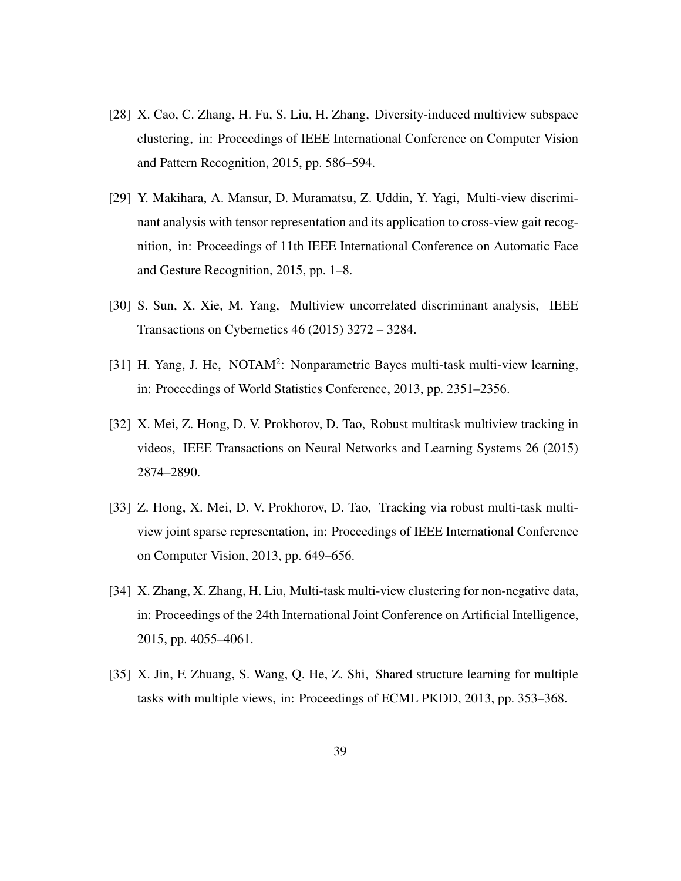[28] X. Cao, C. Zhang, H. Fu, S. Liu, H. Zhang, Diversity-induced multiview subspace clustering, in: Proceedings of IEEE International Conference on Computer Vision and Pattern Recognition, 2015, pp. 586–594.

[29] Y. Makihara, A. Mansur, D. Muramatsu, Z. Uddin, Y. Yagi, Multi-view discriminant analysis with tensor representation and its application to cross-view gait recognition, in: Proceedings of 11th IEEE International Conference on Automatic Face and Gesture Recognition, 2015, pp. 1–8.

[30] S. Sun, X. Xie, M. Yang, Multiview uncorrelated discriminant analysis, IEEE Transactions on Cybernetics 46 (2015) 3272 – 3284.

[31] H. Yang, J. He, NOTAM$^2$: Nonparametric Bayes multi-task multi-view learning, in: Proceedings of World Statistics Conference, 2013, pp. 2351–2356.

[32] X. Mei, Z. Hong, D. V. Prokhorov, D. Tao, Robust multitask multiview tracking in videos, IEEE Transactions on Neural Networks and Learning Systems 26 (2015) 2874–2890.

[33] Z. Hong, X. Mei, D. V. Prokhorov, D. Tao, Tracking via robust multi-task multi-view joint sparse representation, in: Proceedings of IEEE International Conference on Computer Vision, 2013, pp. 649–656.

[34] X. Zhang, X. Zhang, H. Liu, Multi-task multi-view clustering for non-negative data, in: Proceedings of the 24th International Joint Conference on Artificial Intelligence, 2015, pp. 4055–4061.

[35] X. Jin, F. Zhuang, S. Wang, Q. He, Z. Shi, Shared structure learning for multiple tasks with multiple views, in: Proceedings of ECML PKDD, 2013, pp. 353–368.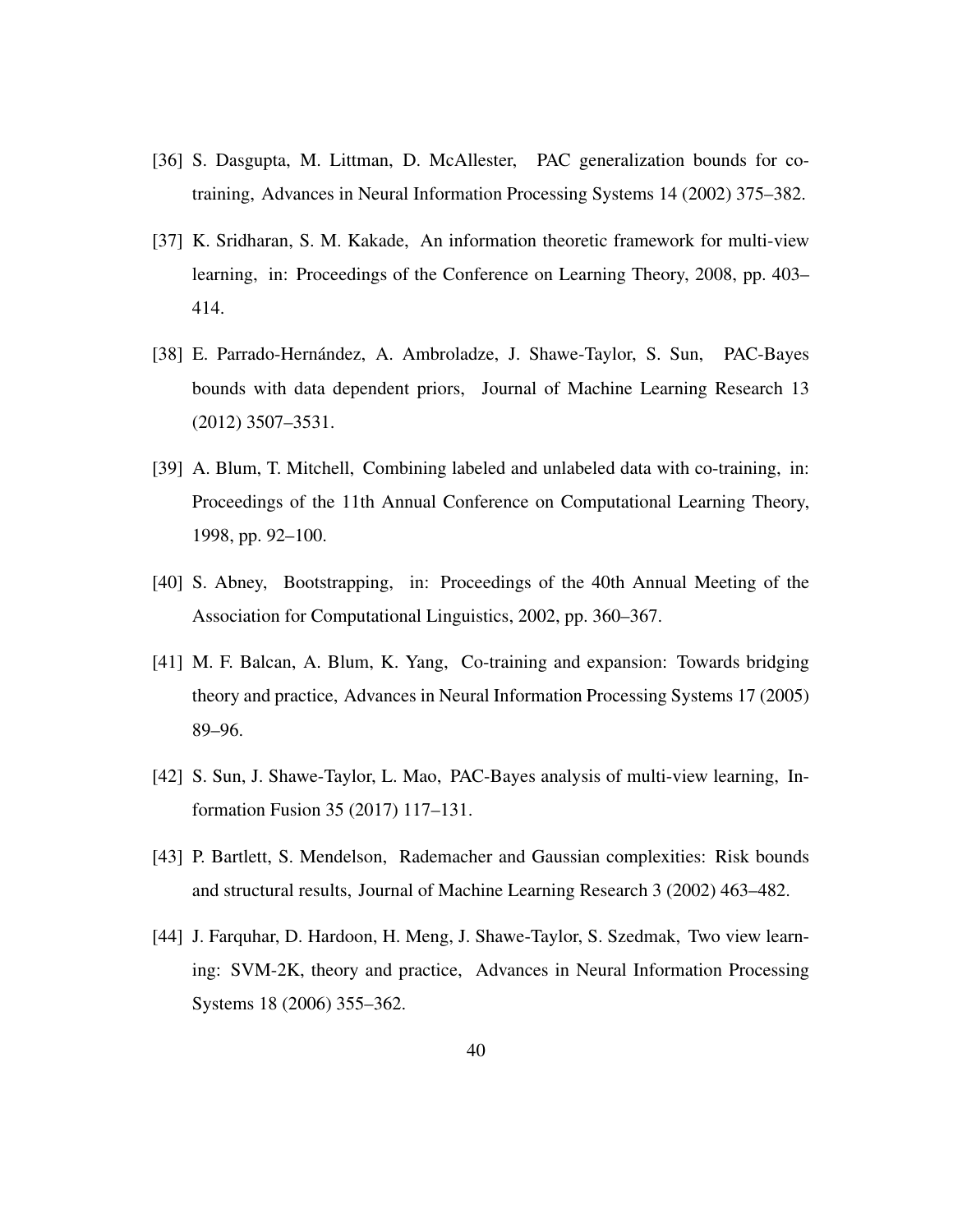[36] S. Dasgupta, M. Littman, D. McAllester, PAC generalization bounds for co-training, Advances in Neural Information Processing Systems 14 (2002) 375–382.

[37] K. Sridharan, S. M. Kakade, An information theoretic framework for multi-view learning, in: Proceedings of the Conference on Learning Theory, 2008, pp. 403–414.

[38] E. Parrado-Hernández, A. Ambroladze, J. Shawe-Taylor, S. Sun, PAC-Bayes bounds with data dependent priors, Journal of Machine Learning Research 13 (2012) 3507–3531.

[39] A. Blum, T. Mitchell, Combining labeled and unlabeled data with co-training, in: Proceedings of the 11th Annual Conference on Computational Learning Theory, 1998, pp. 92–100.

[40] S. Abney, Bootstrapping, in: Proceedings of the 40th Annual Meeting of the Association for Computational Linguistics, 2002, pp. 360–367.

[41] M. F. Balcan, A. Blum, K. Yang, Co-training and expansion: Towards bridging theory and practice, Advances in Neural Information Processing Systems 17 (2005) 89–96.

[42] S. Sun, J. Shawe-Taylor, L. Mao, PAC-Bayes analysis of multi-view learning, Information Fusion 35 (2017) 117–131.

[43] P. Bartlett, S. Mendelson, Rademacher and Gaussian complexities: Risk bounds and structural results, Journal of Machine Learning Research 3 (2002) 463–482.

[44] J. Farquhar, D. Hardoon, H. Meng, J. Shawe-Taylor, S. Szedmak, Two view learning: SVM-2K, theory and practice, Advances in Neural Information Processing Systems 18 (2006) 355–362.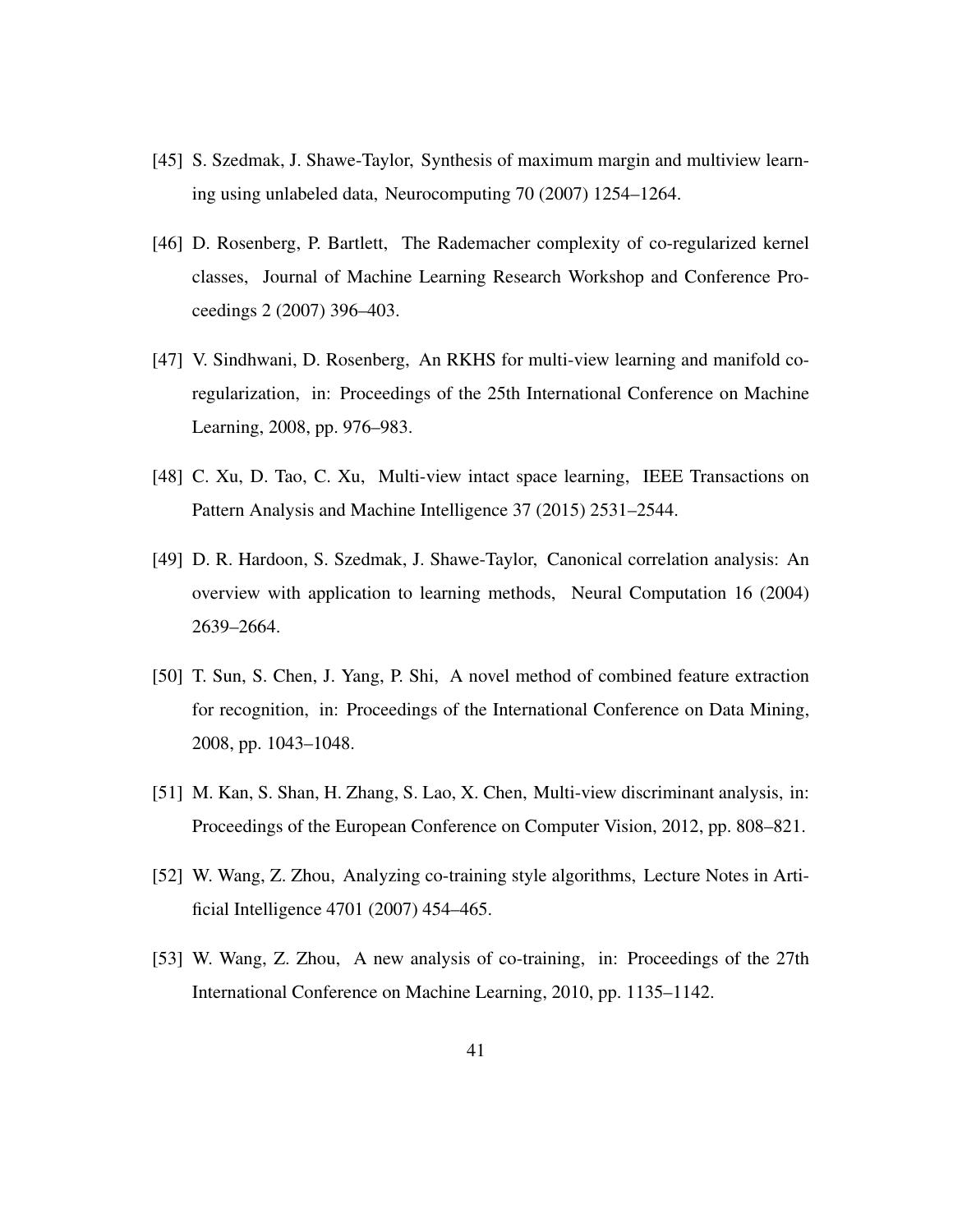[45] S. Szedmak, J. Shawe-Taylor, Synthesis of maximum margin and multiview learning using unlabeled data, Neurocomputing 70 (2007) 1254–1264.

[46] D. Rosenberg, P. Bartlett, The Rademacher complexity of co-regularized kernel classes, Journal of Machine Learning Research Workshop and Conference Proceedings 2 (2007) 396–403.

[47] V. Sindhwani, D. Rosenberg, An RKHS for multi-view learning and manifold co-regularization, in: Proceedings of the 25th International Conference on Machine Learning, 2008, pp. 976–983.

[48] C. Xu, D. Tao, C. Xu, Multi-view intact space learning, IEEE Transactions on Pattern Analysis and Machine Intelligence 37 (2015) 2531–2544.

[49] D. R. Hardoon, S. Szedmak, J. Shawe-Taylor, Canonical correlation analysis: An overview with application to learning methods, Neural Computation 16 (2004) 2639–2664.

[50] T. Sun, S. Chen, J. Yang, P. Shi, A novel method of combined feature extraction for recognition, in: Proceedings of the International Conference on Data Mining, 2008, pp. 1043–1048.

[51] M. Kan, S. Shan, H. Zhang, S. Lao, X. Chen, Multi-view discriminant analysis, in: Proceedings of the European Conference on Computer Vision, 2012, pp. 808–821.

[52] W. Wang, Z. Zhou, Analyzing co-training style algorithms, Lecture Notes in Artificial Intelligence 4701 (2007) 454–465.

[53] W. Wang, Z. Zhou, A new analysis of co-training, in: Proceedings of the 27th International Conference on Machine Learning, 2010, pp. 1135–1142.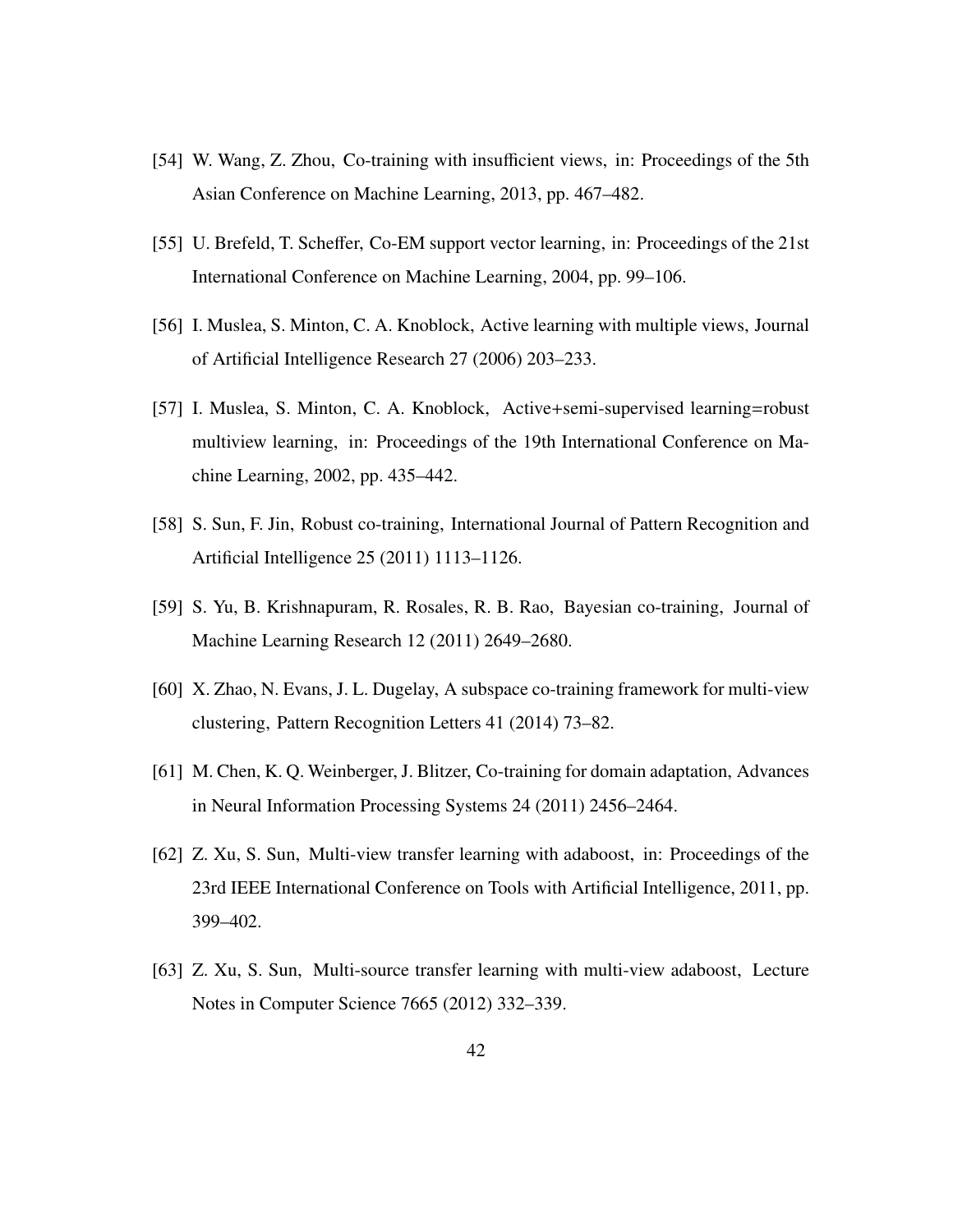[54] W. Wang, Z. Zhou, Co-training with insufficient views, in: Proceedings of the 5th Asian Conference on Machine Learning, 2013, pp. 467–482.

[55] U. Brefeld, T. Scheffer, Co-EM support vector learning, in: Proceedings of the 21st International Conference on Machine Learning, 2004, pp. 99–106.

[56] I. Muslea, S. Minton, C. A. Knoblock, Active learning with multiple views, Journal of Artificial Intelligence Research 27 (2006) 203–233.

[57] I. Muslea, S. Minton, C. A. Knoblock, Active+semi-supervised learning=robust multiview learning, in: Proceedings of the 19th International Conference on Machine Learning, 2002, pp. 435–442.

[58] S. Sun, F. Jin, Robust co-training, International Journal of Pattern Recognition and Artificial Intelligence 25 (2011) 1113–1126.

[59] S. Yu, B. Krishnapuram, R. Rosales, R. B. Rao, Bayesian co-training, Journal of Machine Learning Research 12 (2011) 2649–2680.

[60] X. Zhao, N. Evans, J. L. Dugelay, A subspace co-training framework for multi-view clustering, Pattern Recognition Letters 41 (2014) 73–82.

[61] M. Chen, K. Q. Weinberger, J. Blitzer, Co-training for domain adaptation, Advances in Neural Information Processing Systems 24 (2011) 2456–2464.

[62] Z. Xu, S. Sun, Multi-view transfer learning with adaboost, in: Proceedings of the 23rd IEEE International Conference on Tools with Artificial Intelligence, 2011, pp. 399–402.

[63] Z. Xu, S. Sun, Multi-source transfer learning with multi-view adaboost, Lecture Notes in Computer Science 7665 (2012) 332–339.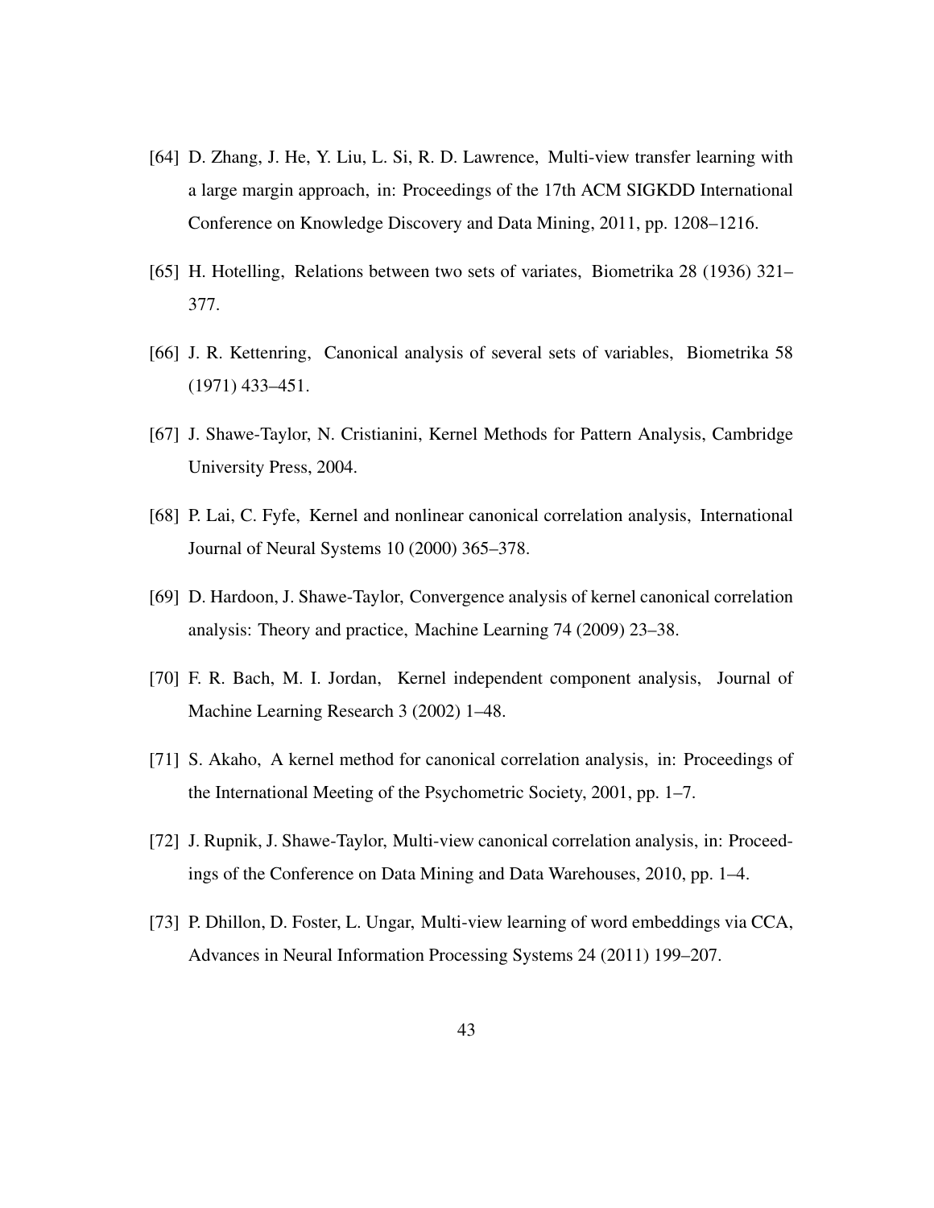[64] D. Zhang, J. He, Y. Liu, L. Si, R. D. Lawrence, Multi-view transfer learning with a large margin approach, in: Proceedings of the 17th ACM SIGKDD International Conference on Knowledge Discovery and Data Mining, 2011, pp. 1208–1216.

[65] H. Hotelling, Relations between two sets of variates, Biometrika 28 (1936) 321–377.

[66] J. R. Kettenring, Canonical analysis of several sets of variables, Biometrika 58 (1971) 433–451.

[67] J. Shawe-Taylor, N. Cristianini, Kernel Methods for Pattern Analysis, Cambridge University Press, 2004.

[68] P. Lai, C. Fyfe, Kernel and nonlinear canonical correlation analysis, International Journal of Neural Systems 10 (2000) 365–378.

[69] D. Hardoon, J. Shawe-Taylor, Convergence analysis of kernel canonical correlation analysis: Theory and practice, Machine Learning 74 (2009) 23–38.

[70] F. R. Bach, M. I. Jordan, Kernel independent component analysis, Journal of Machine Learning Research 3 (2002) 1–48.

[71] S. Akaho, A kernel method for canonical correlation analysis, in: Proceedings of the International Meeting of the Psychometric Society, 2001, pp. 1–7.

[72] J. Rupnik, J. Shawe-Taylor, Multi-view canonical correlation analysis, in: Proceedings of the Conference on Data Mining and Data Warehouses, 2010, pp. 1–4.

[73] P. Dhillon, D. Foster, L. Ungar, Multi-view learning of word embeddings via CCA, Advances in Neural Information Processing Systems 24 (2011) 199–207.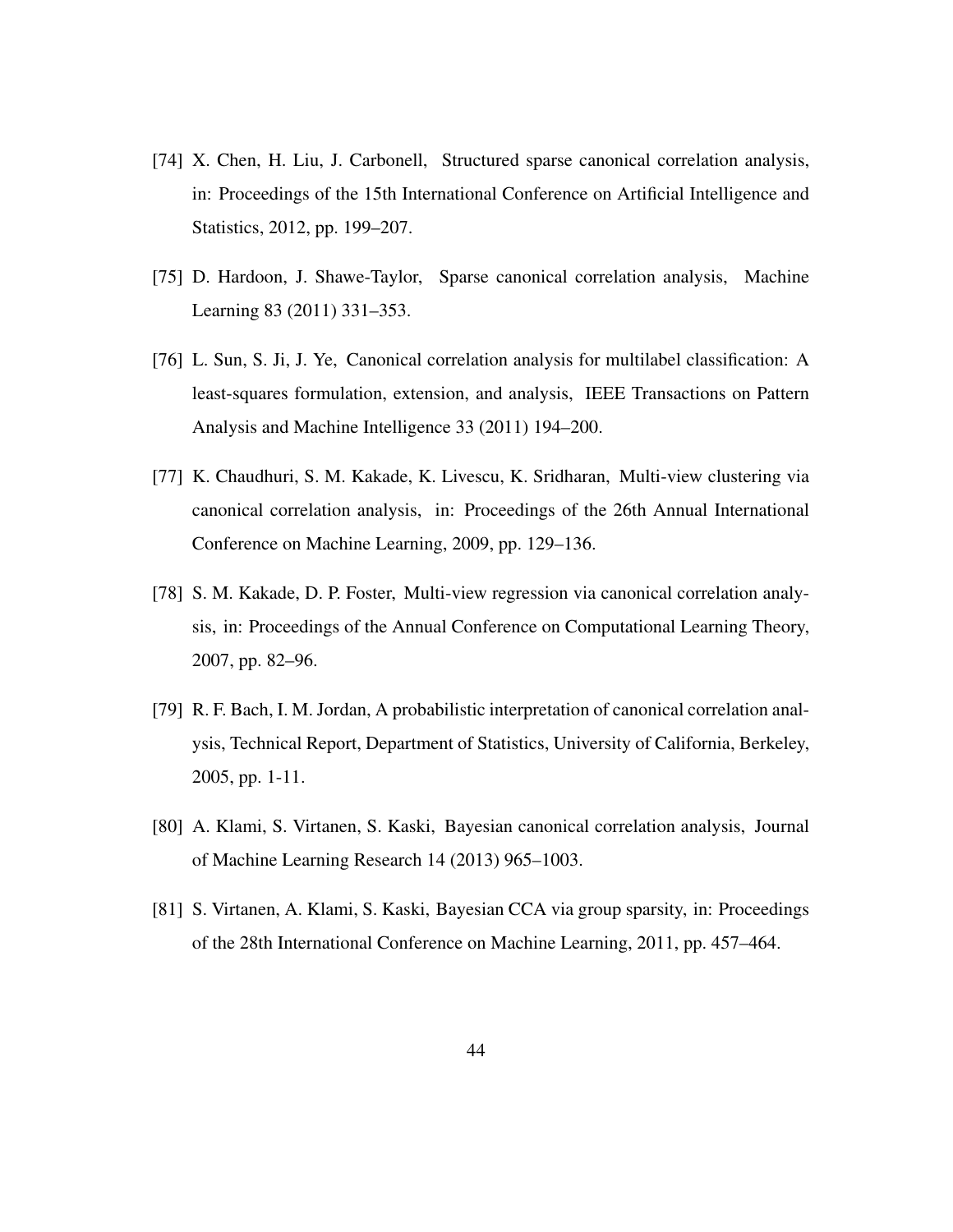[74] X. Chen, H. Liu, J. Carbonell, Structured sparse canonical correlation analysis, in: Proceedings of the 15th International Conference on Artificial Intelligence and Statistics, 2012, pp. 199–207.

[75] D. Hardoon, J. Shawe-Taylor, Sparse canonical correlation analysis, Machine Learning 83 (2011) 331–353.

[76] L. Sun, S. Ji, J. Ye, Canonical correlation analysis for multilabel classification: A least-squares formulation, extension, and analysis, IEEE Transactions on Pattern Analysis and Machine Intelligence 33 (2011) 194–200.

[77] K. Chaudhuri, S. M. Kakade, K. Livescu, K. Sridharan, Multi-view clustering via canonical correlation analysis, in: Proceedings of the 26th Annual International Conference on Machine Learning, 2009, pp. 129–136.

[78] S. M. Kakade, D. P. Foster, Multi-view regression via canonical correlation analysis, in: Proceedings of the Annual Conference on Computational Learning Theory, 2007, pp. 82–96.

[79] R. F. Bach, I. M. Jordan, A probabilistic interpretation of canonical correlation analysis, Technical Report, Department of Statistics, University of California, Berkeley, 2005, pp. 1-11.

[80] A. Klami, S. Virtanen, S. Kaski, Bayesian canonical correlation analysis, Journal of Machine Learning Research 14 (2013) 965–1003.

[81] S. Virtanen, A. Klami, S. Kaski, Bayesian CCA via group sparsity, in: Proceedings of the 28th International Conference on Machine Learning, 2011, pp. 457–464.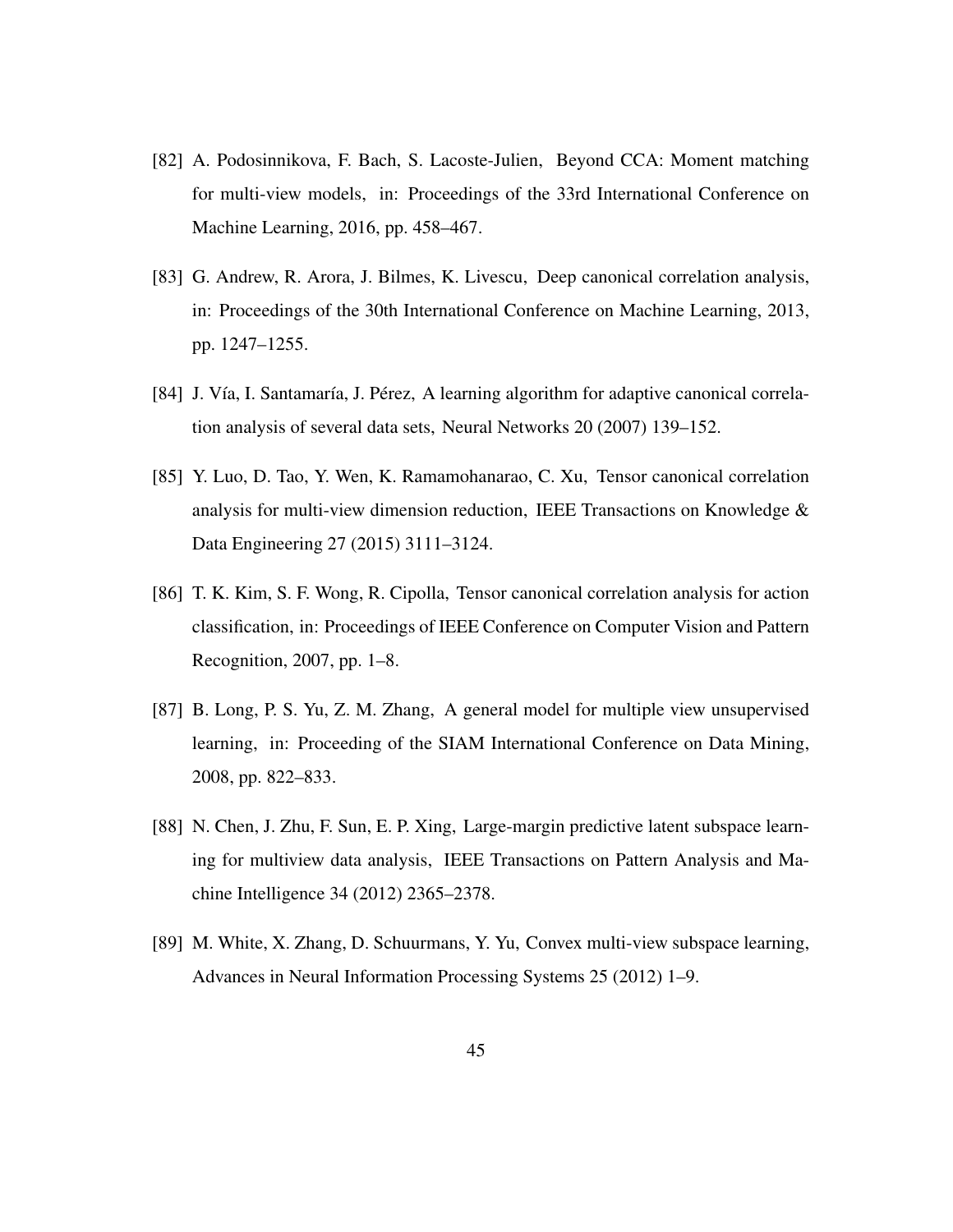[82] A. Podosinnikova, F. Bach, S. Lacoste-Julien, Beyond CCA: Moment matching for multi-view models, in: Proceedings of the 33rd International Conference on Machine Learning, 2016, pp. 458–467.

[83] G. Andrew, R. Arora, J. Bilmes, K. Livescu, Deep canonical correlation analysis, in: Proceedings of the 30th International Conference on Machine Learning, 2013, pp. 1247–1255.

[84] J. Vía, I. Santamaría, J. Pérez, A learning algorithm for adaptive canonical correlation analysis of several data sets, Neural Networks 20 (2007) 139–152.

[85] Y. Luo, D. Tao, Y. Wen, K. Ramamohanarao, C. Xu, Tensor canonical correlation analysis for multi-view dimension reduction, IEEE Transactions on Knowledge & Data Engineering 27 (2015) 3111–3124.

[86] T. K. Kim, S. F. Wong, R. Cipolla, Tensor canonical correlation analysis for action classification, in: Proceedings of IEEE Conference on Computer Vision and Pattern Recognition, 2007, pp. 1–8.

[87] B. Long, P. S. Yu, Z. M. Zhang, A general model for multiple view unsupervised learning, in: Proceeding of the SIAM International Conference on Data Mining, 2008, pp. 822–833.

[88] N. Chen, J. Zhu, F. Sun, E. P. Xing, Large-margin predictive latent subspace learning for multiview data analysis, IEEE Transactions on Pattern Analysis and Machine Intelligence 34 (2012) 2365–2378.

[89] M. White, X. Zhang, D. Schuurmans, Y. Yu, Convex multi-view subspace learning, Advances in Neural Information Processing Systems 25 (2012) 1–9.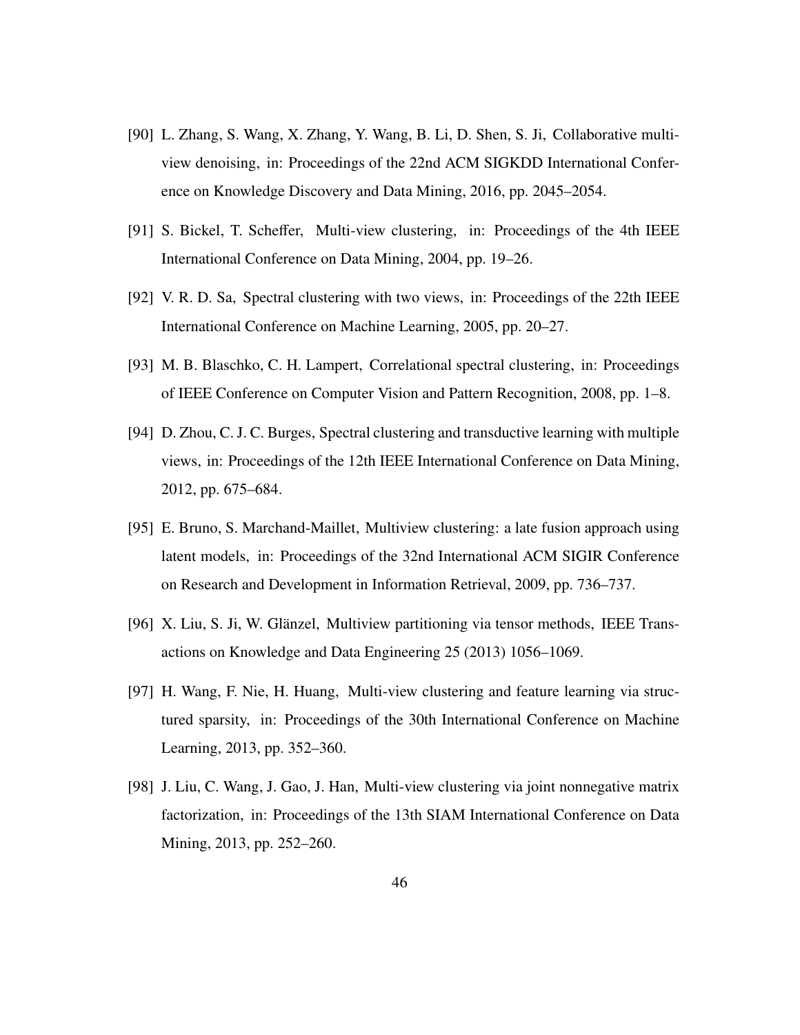[90] L. Zhang, S. Wang, X. Zhang, Y. Wang, B. Li, D. Shen, S. Ji, Collaborative multi-view denoising, in: Proceedings of the 22nd ACM SIGKDD International Conference on Knowledge Discovery and Data Mining, 2016, pp. 2045–2054.

[91] S. Bickel, T. Scheffer, Multi-view clustering, in: Proceedings of the 4th IEEE International Conference on Data Mining, 2004, pp. 19–26.

[92] V. R. D. Sa, Spectral clustering with two views, in: Proceedings of the 22th IEEE International Conference on Machine Learning, 2005, pp. 20–27.

[93] M. B. Blaschko, C. H. Lampert, Correlational spectral clustering, in: Proceedings of IEEE Conference on Computer Vision and Pattern Recognition, 2008, pp. 1–8.

[94] D. Zhou, C. J. C. Burges, Spectral clustering and transductive learning with multiple views, in: Proceedings of the 12th IEEE International Conference on Data Mining, 2012, pp. 675–684.

[95] E. Bruno, S. Marchand-Maillet, Multiview clustering: a late fusion approach using latent models, in: Proceedings of the 32nd International ACM SIGIR Conference on Research and Development in Information Retrieval, 2009, pp. 736–737.

[96] X. Liu, S. Ji, W. Glänzel, Multiview partitioning via tensor methods, IEEE Transactions on Knowledge and Data Engineering 25 (2013) 1056–1069.

[97] H. Wang, F. Nie, H. Huang, Multi-view clustering and feature learning via structured sparsity, in: Proceedings of the 30th International Conference on Machine Learning, 2013, pp. 352–360.

[98] J. Liu, C. Wang, J. Gao, J. Han, Multi-view clustering via joint nonnegative matrix factorization, in: Proceedings of the 13th SIAM International Conference on Data Mining, 2013, pp. 252–260.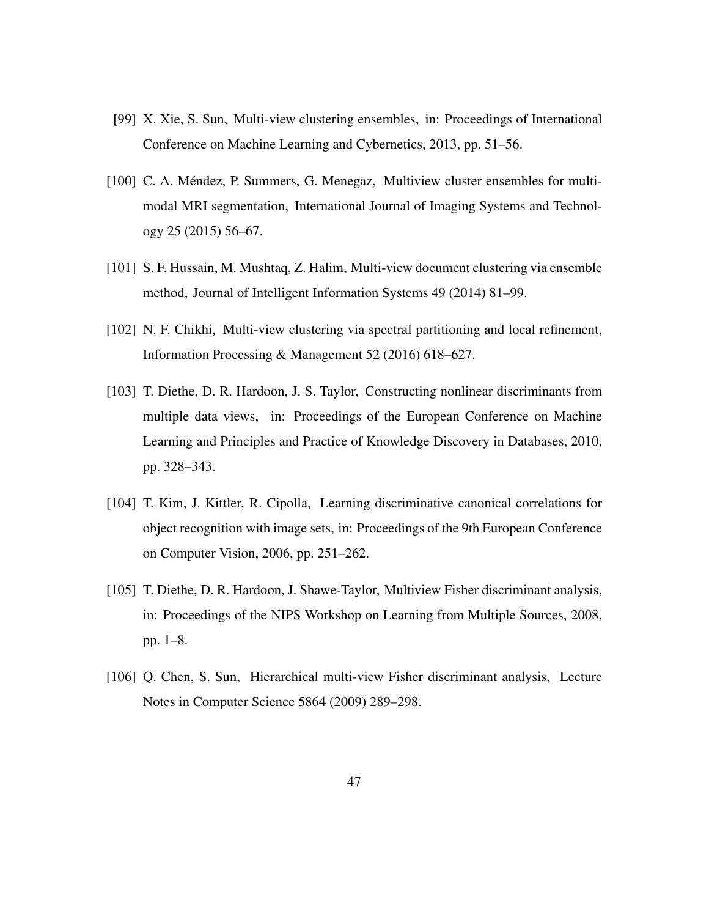[99] X. Xie, S. Sun, Multi-view clustering ensembles, in: Proceedings of International Conference on Machine Learning and Cybernetics, 2013, pp. 51–56.

[100] C. A. Méndez, P. Summers, G. Menegaz, Multiview cluster ensembles for multimodal MRI segmentation, International Journal of Imaging Systems and Technology 25 (2015) 56–67.

[101] S. F. Hussain, M. Mushtaq, Z. Halim, Multi-view document clustering via ensemble method, Journal of Intelligent Information Systems 49 (2014) 81–99.

[102] N. F. Chikhi, Multi-view clustering via spectral partitioning and local refinement, Information Processing & Management 52 (2016) 618–627.

[103] T. Diethe, D. R. Hardoon, J. S. Taylor, Constructing nonlinear discriminants from multiple data views, in: Proceedings of the European Conference on Machine Learning and Principles and Practice of Knowledge Discovery in Databases, 2010, pp. 328–343.

[104] T. Kim, J. Kittler, R. Cipolla, Learning discriminative canonical correlations for object recognition with image sets, in: Proceedings of the 9th European Conference on Computer Vision, 2006, pp. 251–262.

[105] T. Diethe, D. R. Hardoon, J. Shawe-Taylor, Multiview Fisher discriminant analysis, in: Proceedings of the NIPS Workshop on Learning from Multiple Sources, 2008, pp. 1–8.

[106] Q. Chen, S. Sun, Hierarchical multi-view Fisher discriminant analysis, Lecture Notes in Computer Science 5864 (2009) 289–298.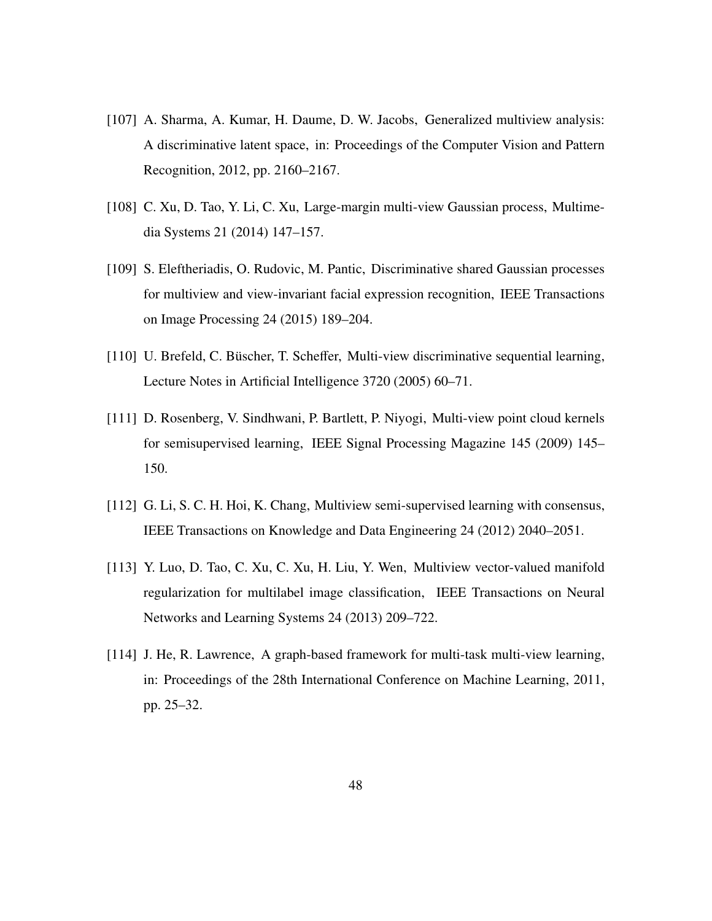[107] A. Sharma, A. Kumar, H. Daume, D. W. Jacobs, Generalized multiview analysis: A discriminative latent space, in: Proceedings of the Computer Vision and Pattern Recognition, 2012, pp. 2160–2167.

[108] C. Xu, D. Tao, Y. Li, C. Xu, Large-margin multi-view Gaussian process, Multimedia Systems 21 (2014) 147–157.

[109] S. Eleftheriadis, O. Rudovic, M. Pantic, Discriminative shared Gaussian processes for multiview and view-invariant facial expression recognition, IEEE Transactions on Image Processing 24 (2015) 189–204.

[110] U. Brefeld, C. Büscher, T. Scheffer, Multi-view discriminative sequential learning, Lecture Notes in Artificial Intelligence 3720 (2005) 60–71.

[111] D. Rosenberg, V. Sindhwani, P. Bartlett, P. Niyogi, Multi-view point cloud kernels for semisupervised learning, IEEE Signal Processing Magazine 145 (2009) 145–150.

[112] G. Li, S. C. H. Hoi, K. Chang, Multiview semi-supervised learning with consensus, IEEE Transactions on Knowledge and Data Engineering 24 (2012) 2040–2051.

[113] Y. Luo, D. Tao, C. Xu, C. Xu, H. Liu, Y. Wen, Multiview vector-valued manifold regularization for multilabel image classification, IEEE Transactions on Neural Networks and Learning Systems 24 (2013) 209–722.

[114] J. He, R. Lawrence, A graph-based framework for multi-task multi-view learning, in: Proceedings of the 28th International Conference on Machine Learning, 2011, pp. 25–32.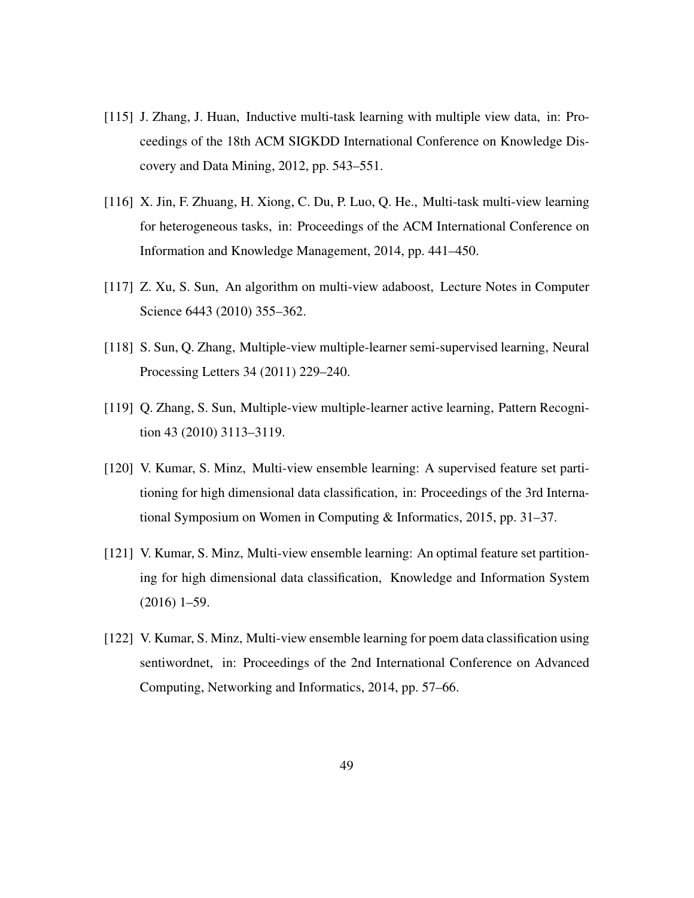[115] J. Zhang, J. Huan, Inductive multi-task learning with multiple view data, in: Proceedings of the 18th ACM SIGKDD International Conference on Knowledge Discovery and Data Mining, 2012, pp. 543–551.

[116] X. Jin, F. Zhuang, H. Xiong, C. Du, P. Luo, Q. He., Multi-task multi-view learning for heterogeneous tasks, in: Proceedings of the ACM International Conference on Information and Knowledge Management, 2014, pp. 441–450.

[117] Z. Xu, S. Sun, An algorithm on multi-view adaboost, Lecture Notes in Computer Science 6443 (2010) 355–362.

[118] S. Sun, Q. Zhang, Multiple-view multiple-learner semi-supervised learning, Neural Processing Letters 34 (2011) 229–240.

[119] Q. Zhang, S. Sun, Multiple-view multiple-learner active learning, Pattern Recognition 43 (2010) 3113–3119.

[120] V. Kumar, S. Minz, Multi-view ensemble learning: A supervised feature set partitioning for high dimensional data classification, in: Proceedings of the 3rd International Symposium on Women in Computing & Informatics, 2015, pp. 31–37.

[121] V. Kumar, S. Minz, Multi-view ensemble learning: An optimal feature set partitioning for high dimensional data classification, Knowledge and Information System (2016) 1–59.

[122] V. Kumar, S. Minz, Multi-view ensemble learning for poem data classification using sentiwordnet, in: Proceedings of the 2nd International Conference on Advanced Computing, Networking and Informatics, 2014, pp. 57–66.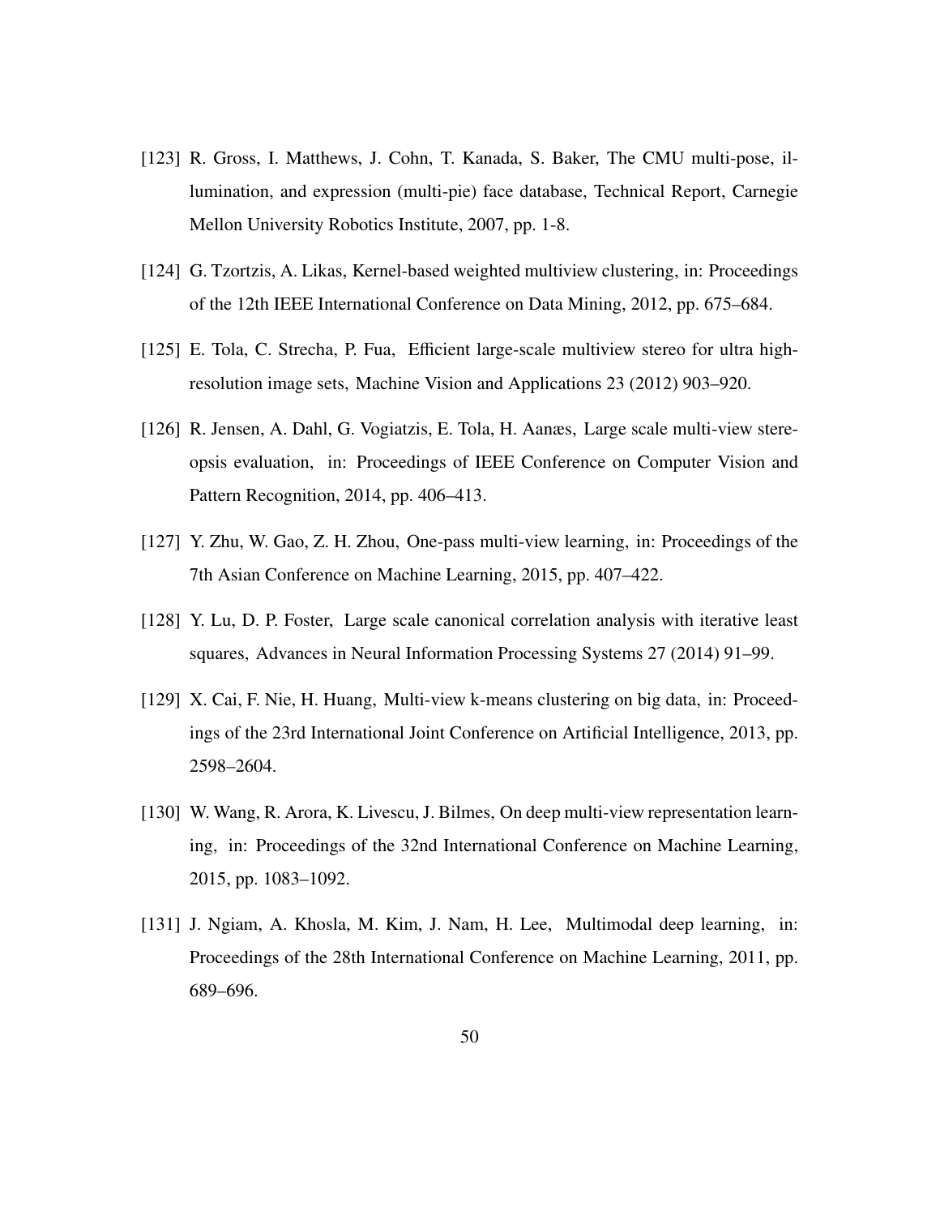[123] R. Gross, I. Matthews, J. Cohn, T. Kanada, S. Baker, The CMU multi-pose, illumination, and expression (multi-pie) face database, Technical Report, Carnegie Mellon University Robotics Institute, 2007, pp. 1-8.

[124] G. Tzortzis, A. Likas, Kernel-based weighted multiview clustering, in: Proceedings of the 12th IEEE International Conference on Data Mining, 2012, pp. 675–684.

[125] E. Tola, C. Strecha, P. Fua, Efficient large-scale multiview stereo for ultra high-resolution image sets, Machine Vision and Applications 23 (2012) 903–920.

[126] R. Jensen, A. Dahl, G. Vogiatzis, E. Tola, H. Aanæs, Large scale multi-view stereopsis evaluation, in: Proceedings of IEEE Conference on Computer Vision and Pattern Recognition, 2014, pp. 406–413.

[127] Y. Zhu, W. Gao, Z. H. Zhou, One-pass multi-view learning, in: Proceedings of the 7th Asian Conference on Machine Learning, 2015, pp. 407–422.

[128] Y. Lu, D. P. Foster, Large scale canonical correlation analysis with iterative least squares, Advances in Neural Information Processing Systems 27 (2014) 91–99.

[129] X. Cai, F. Nie, H. Huang, Multi-view k-means clustering on big data, in: Proceedings of the 23rd International Joint Conference on Artificial Intelligence, 2013, pp. 2598–2604.

[130] W. Wang, R. Arora, K. Livescu, J. Bilmes, On deep multi-view representation learning, in: Proceedings of the 32nd International Conference on Machine Learning, 2015, pp. 1083–1092.

[131] J. Ngiam, A. Khosla, M. Kim, J. Nam, H. Lee, Multimodal deep learning, in: Proceedings of the 28th International Conference on Machine Learning, 2011, pp. 689–696.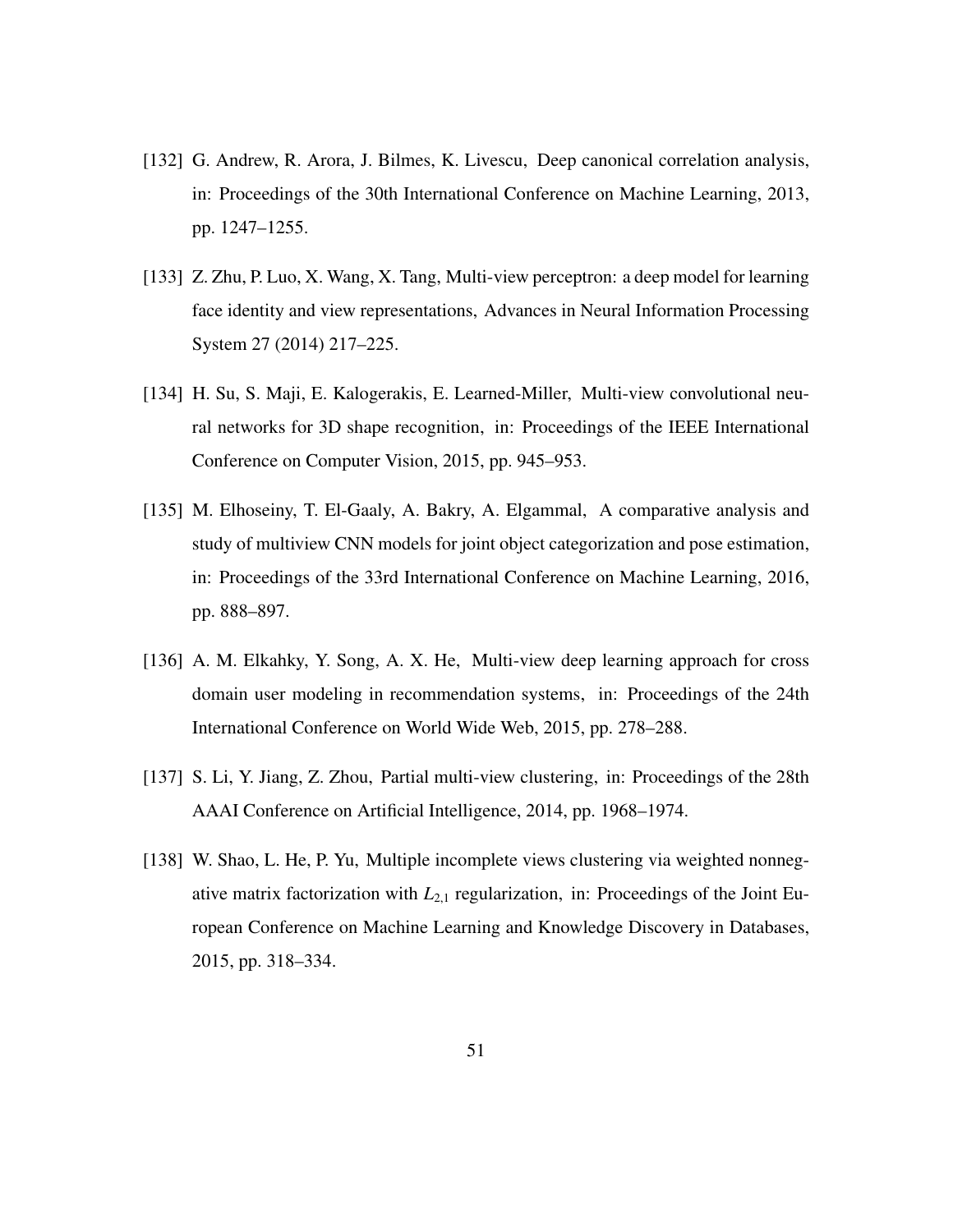[132] G. Andrew, R. Arora, J. Bilmes, K. Livescu, Deep canonical correlation analysis, in: Proceedings of the 30th International Conference on Machine Learning, 2013, pp. 1247–1255.

[133] Z. Zhu, P. Luo, X. Wang, X. Tang, Multi-view perceptron: a deep model for learning face identity and view representations, Advances in Neural Information Processing System 27 (2014) 217–225.

[134] H. Su, S. Maji, E. Kalogerakis, E. Learned-Miller, Multi-view convolutional neural networks for 3D shape recognition, in: Proceedings of the IEEE International Conference on Computer Vision, 2015, pp. 945–953.

[135] M. Elhoseiny, T. El-Gaaly, A. Bakry, A. Elgammal, A comparative analysis and study of multiview CNN models for joint object categorization and pose estimation, in: Proceedings of the 33rd International Conference on Machine Learning, 2016, pp. 888–897.

[136] A. M. Elkahky, Y. Song, A. X. He, Multi-view deep learning approach for cross domain user modeling in recommendation systems, in: Proceedings of the 24th International Conference on World Wide Web, 2015, pp. 278–288.

[137] S. Li, Y. Jiang, Z. Zhou, Partial multi-view clustering, in: Proceedings of the 28th AAAI Conference on Artificial Intelligence, 2014, pp. 1968–1974.

[138] W. Shao, L. He, P. Yu, Multiple incomplete views clustering via weighted nonnegative matrix factorization with $L_{2,1}$ regularization, in: Proceedings of the Joint European Conference on Machine Learning and Knowledge Discovery in Databases, 2015, pp. 318–334.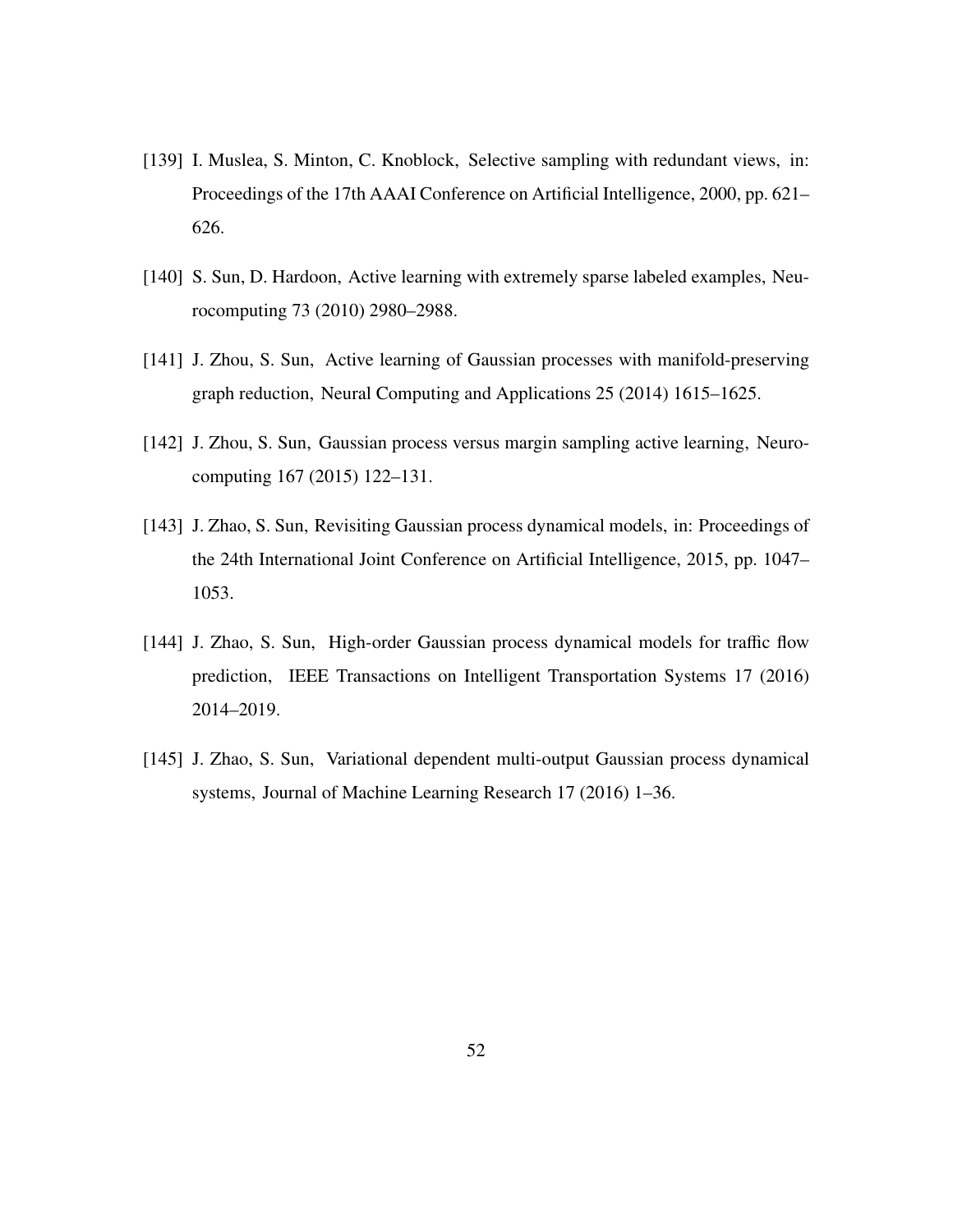[139] I. Muslea, S. Minton, C. Knoblock, Selective sampling with redundant views, in: Proceedings of the 17th AAAI Conference on Artificial Intelligence, 2000, pp. 621–626.

[140] S. Sun, D. Hardoon, Active learning with extremely sparse labeled examples, Neurocomputing 73 (2010) 2980–2988.

[141] J. Zhou, S. Sun, Active learning of Gaussian processes with manifold-preserving graph reduction, Neural Computing and Applications 25 (2014) 1615–1625.

[142] J. Zhou, S. Sun, Gaussian process versus margin sampling active learning, Neurocomputing 167 (2015) 122–131.

[143] J. Zhao, S. Sun, Revisiting Gaussian process dynamical models, in: Proceedings of the 24th International Joint Conference on Artificial Intelligence, 2015, pp. 1047–1053.

[144] J. Zhao, S. Sun, High-order Gaussian process dynamical models for traffic flow prediction, IEEE Transactions on Intelligent Transportation Systems 17 (2016) 2014–2019.

[145] J. Zhao, S. Sun, Variational dependent multi-output Gaussian process dynamical systems, Journal of Machine Learning Research 17 (2016) 1–36.